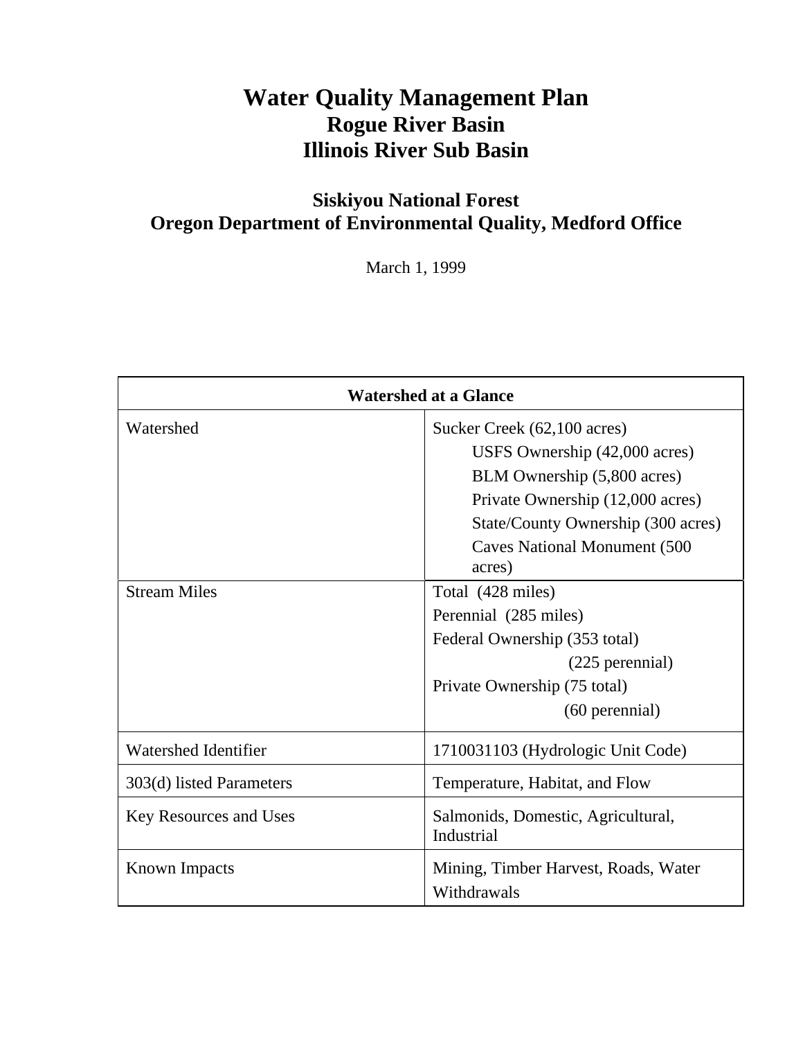# Water Quality Management Plan
## Rogue River Basin
## Illinois River Sub Basin

### Siskiyou National Forest
### Oregon Department of Environmental Quality, Medford Office

March 1, 1999

| **Watershed at a Glance** | |
|---|---|
| Watershed | Sucker Creek (62,100 acres)<br>USFS Ownership (42,000 acres)<br>BLM Ownership (5,800 acres)<br>Private Ownership (12,000 acres)<br>State/County Ownership (300 acres)<br>Caves National Monument (500 acres) |
| Stream Miles | Total (428 miles)<br>Perennial (285 miles)<br>Federal Ownership (353 total)<br>(225 perennial)<br>Private Ownership (75 total)<br>(60 perennial) |
| Watershed Identifier | 1710031103 (Hydrologic Unit Code) |
| 303(d) listed Parameters | Temperature, Habitat, and Flow |
| Key Resources and Uses | Salmonids, Domestic, Agricultural, Industrial |
| Known Impacts | Mining, Timber Harvest, Roads, Water Withdrawals |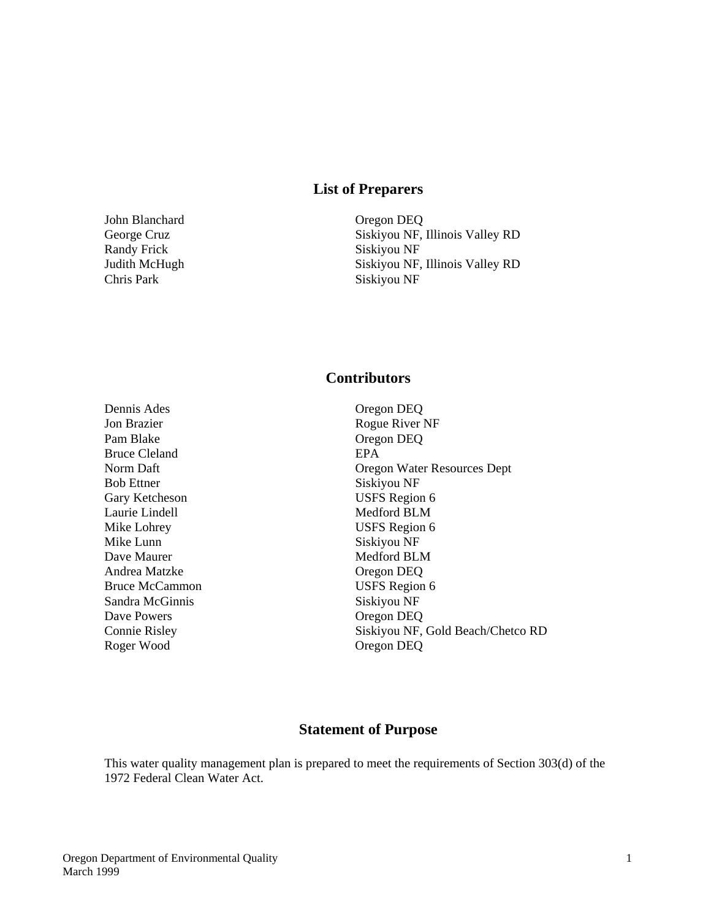## List of Preparers

| | |
|---|---|
| John Blanchard | Oregon DEQ |
| George Cruz | Siskiyou NF, Illinois Valley RD |
| Randy Frick | Siskiyou NF |
| Judith McHugh | Siskiyou NF, Illinois Valley RD |
| Chris Park | Siskiyou NF |

## Contributors

| | |
|---|---|
| Dennis Ades | Oregon DEQ |
| Jon Brazier | Rogue River NF |
| Pam Blake | Oregon DEQ |
| Bruce Cleland | EPA |
| Norm Daft | Oregon Water Resources Dept |
| Bob Ettner | Siskiyou NF |
| Gary Ketcheson | USFS Region 6 |
| Laurie Lindell | Medford BLM |
| Mike Lohrey | USFS Region 6 |
| Mike Lunn | Siskiyou NF |
| Dave Maurer | Medford BLM |
| Andrea Matzke | Oregon DEQ |
| Bruce McCammon | USFS Region 6 |
| Sandra McGinnis | Siskiyou NF |
| Dave Powers | Oregon DEQ |
| Connie Risley | Siskiyou NF, Gold Beach/Chetco RD |
| Roger Wood | Oregon DEQ |

## Statement of Purpose

This water quality management plan is prepared to meet the requirements of Section 303(d) of the 1972 Federal Clean Water Act.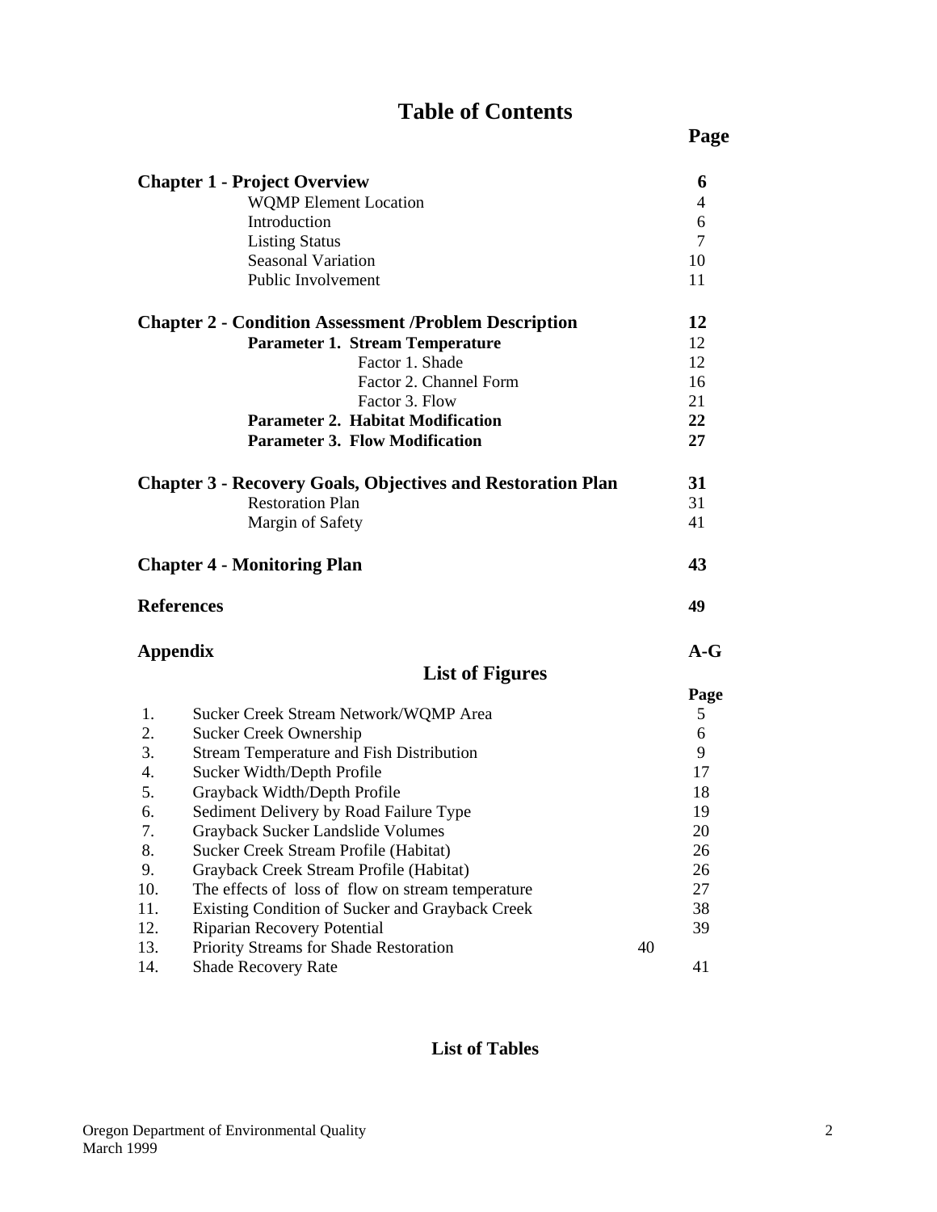# Table of Contents

| | Page |
|---|---|
| **Chapter 1 - Project Overview** | **6** |
| WQMP Element Location | 4 |
| Introduction | 6 |
| Listing Status | 7 |
| Seasonal Variation | 10 |
| Public Involvement | 11 |
| **Chapter 2 - Condition Assessment /Problem Description** | **12** |
| **Parameter 1. Stream Temperature** | 12 |
| Factor 1. Shade | 12 |
| Factor 2. Channel Form | 16 |
| Factor 3. Flow | 21 |
| **Parameter 2. Habitat Modification** | **22** |
| **Parameter 3. Flow Modification** | **27** |
| **Chapter 3 - Recovery Goals, Objectives and Restoration Plan** | **31** |
| Restoration Plan | 31 |
| Margin of Safety | 41 |
| **Chapter 4 - Monitoring Plan** | **43** |
| **References** | **49** |
| **Appendix** | **A-G** |

## List of Figures

| | | Page |
|---|---|---|
| 1. | Sucker Creek Stream Network/WQMP Area | 5 |
| 2. | Sucker Creek Ownership | 6 |
| 3. | Stream Temperature and Fish Distribution | 9 |
| 4. | Sucker Width/Depth Profile | 17 |
| 5. | Grayback Width/Depth Profile | 18 |
| 6. | Sediment Delivery by Road Failure Type | 19 |
| 7. | Grayback Sucker Landslide Volumes | 20 |
| 8. | Sucker Creek Stream Profile (Habitat) | 26 |
| 9. | Grayback Creek Stream Profile (Habitat) | 26 |
| 10. | The effects of loss of flow on stream temperature | 27 |
| 11. | Existing Condition of Sucker and Grayback Creek | 38 |
| 12. | Riparian Recovery Potential | 39 |
| 13. | Priority Streams for Shade Restoration | 40 |
| 14. | Shade Recovery Rate | 41 |

## List of Tables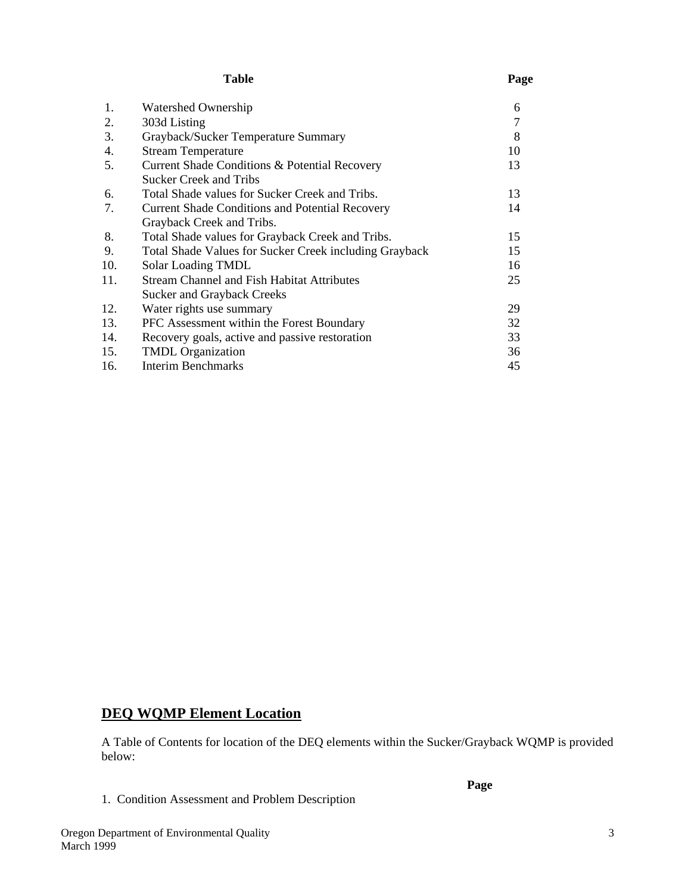| | Table | Page |
|---|---|---|
| 1. | Watershed Ownership | 6 |
| 2. | 303d Listing | 7 |
| 3. | Grayback/Sucker Temperature Summary | 8 |
| 4. | Stream Temperature | 10 |
| 5. | Current Shade Conditions & Potential Recovery Sucker Creek and Tribs | 13 |
| 6. | Total Shade values for Sucker Creek and Tribs. | 13 |
| 7. | Current Shade Conditions and Potential Recovery Grayback Creek and Tribs. | 14 |
| 8. | Total Shade values for Grayback Creek and Tribs. | 15 |
| 9. | Total Shade Values for Sucker Creek including Grayback | 15 |
| 10. | Solar Loading TMDL | 16 |
| 11. | Stream Channel and Fish Habitat Attributes Sucker and Grayback Creeks | 25 |
| 12. | Water rights use summary | 29 |
| 13. | PFC Assessment within the Forest Boundary | 32 |
| 14. | Recovery goals, active and passive restoration | 33 |
| 15. | TMDL Organization | 36 |
| 16. | Interim Benchmarks | 45 |

## DEQ WQMP Element Location

A Table of Contents for location of the DEQ elements within the Sucker/Grayback WQMP is provided below:

| | Page |
|---|---|
| 1. Condition Assessment and Problem Description | |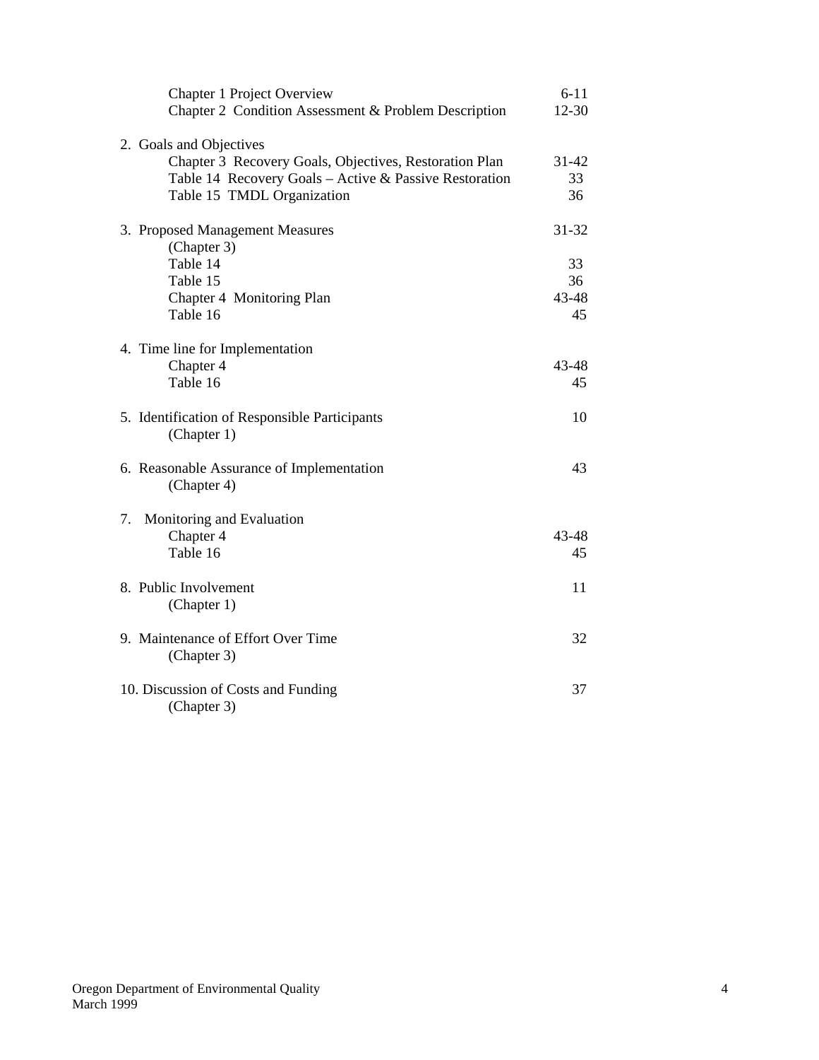| | |
|---|---|
| Chapter 1 Project Overview | 6-11 |
| Chapter 2 Condition Assessment & Problem Description | 12-30 |
| | |
| 2. Goals and Objectives | |
| Chapter 3 Recovery Goals, Objectives, Restoration Plan | 31-42 |
| Table 14 Recovery Goals – Active & Passive Restoration | 33 |
| Table 15 TMDL Organization | 36 |
| | |
| 3. Proposed Management Measures | 31-32 |
| (Chapter 3) | |
| Table 14 | 33 |
| Table 15 | 36 |
| Chapter 4 Monitoring Plan | 43-48 |
| Table 16 | 45 |
| | |
| 4. Time line for Implementation | |
| Chapter 4 | 43-48 |
| Table 16 | 45 |
| | |
| 5. Identification of Responsible Participants | 10 |
| (Chapter 1) | |
| | |
| 6. Reasonable Assurance of Implementation | 43 |
| (Chapter 4) | |
| | |
| 7. Monitoring and Evaluation | |
| Chapter 4 | 43-48 |
| Table 16 | 45 |
| | |
| 8. Public Involvement | 11 |
| (Chapter 1) | |
| | |
| 9. Maintenance of Effort Over Time | 32 |
| (Chapter 3) | |
| | |
| 10. Discussion of Costs and Funding | 37 |
| (Chapter 3) | |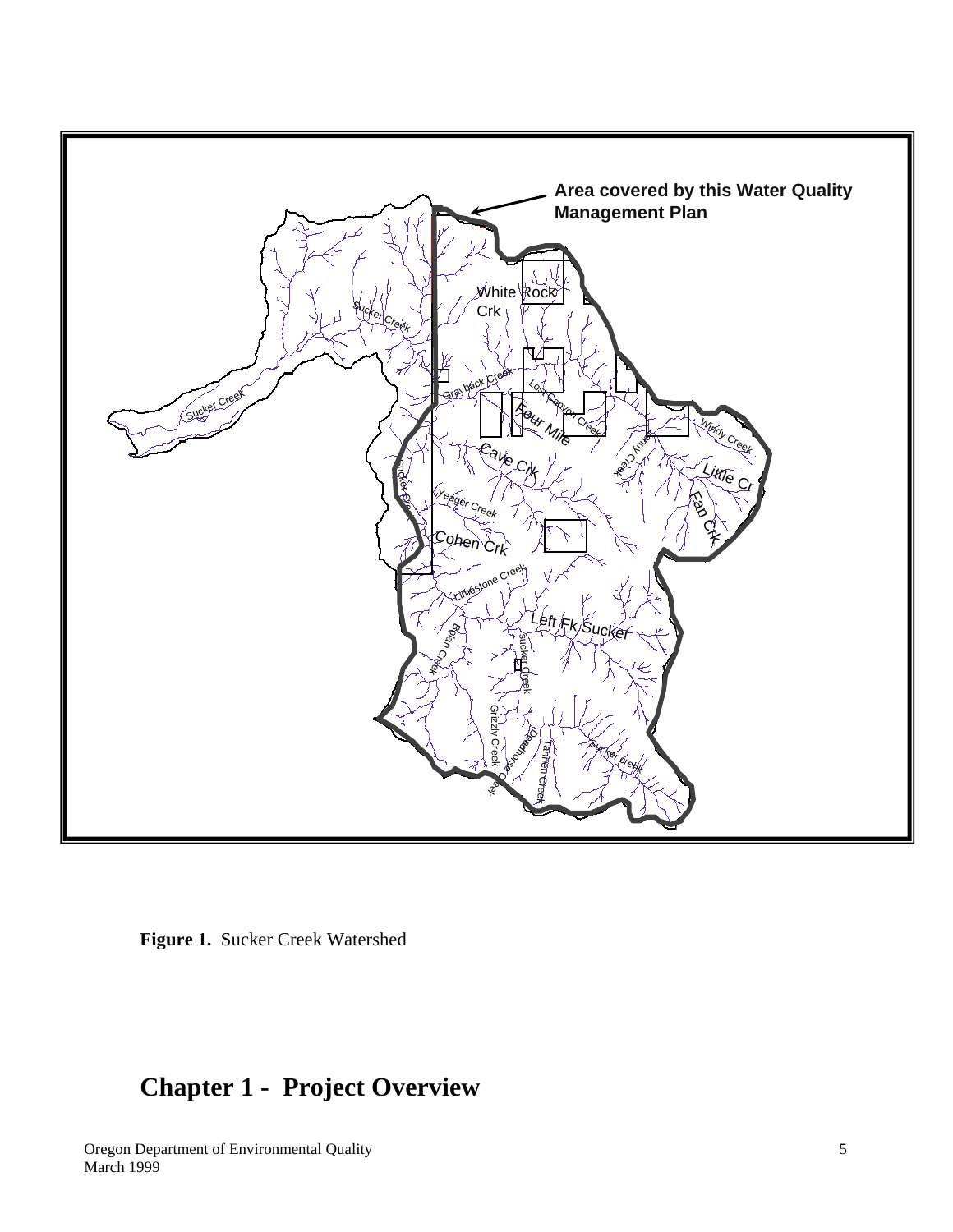Area covered by this Water Quality Management Plan

White Rock Crk

Sucker Creek

Grayback Creek

Lost Canyon Creek

Four Mile

Windy Creek

Cave Crk

Little Cr

Fan Crk

Yeager Creek

Cohen Crk

Limestone Creek

Left Fk Sucker

Bolan Creek

Sucker Creek

Grizzly Creek

Tannen Creek

Sucker Creek

**Figure 1.** Sucker Creek Watershed

# Chapter 1 - Project Overview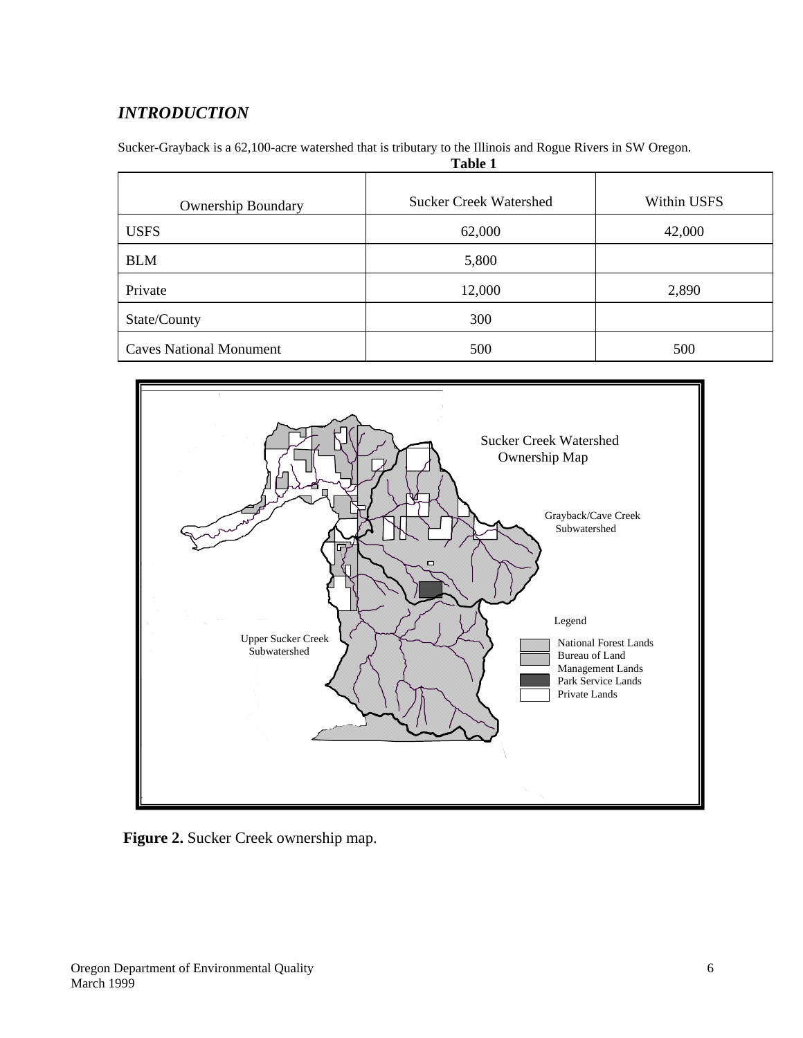## *INTRODUCTION*

Sucker-Grayback is a 62,100-acre watershed that is tributary to the Illinois and Rogue Rivers in SW Oregon.

**Table 1**

| Ownership Boundary | Sucker Creek Watershed | Within USFS |
|---|---|---|
| USFS | 62,000 | 42,000 |
| BLM | 5,800 | |
| Private | 12,000 | 2,890 |
| State/County | 300 | |
| Caves National Monument | 500 | 500 |

Sucker Creek Watershed Ownership Map

Grayback/Cave Creek Subwatershed

Upper Sucker Creek Subwatershed

Legend

National Forest Lands

Bureau of Land Management Lands

Park Service Lands

Private Lands

**Figure 2.** Sucker Creek ownership map.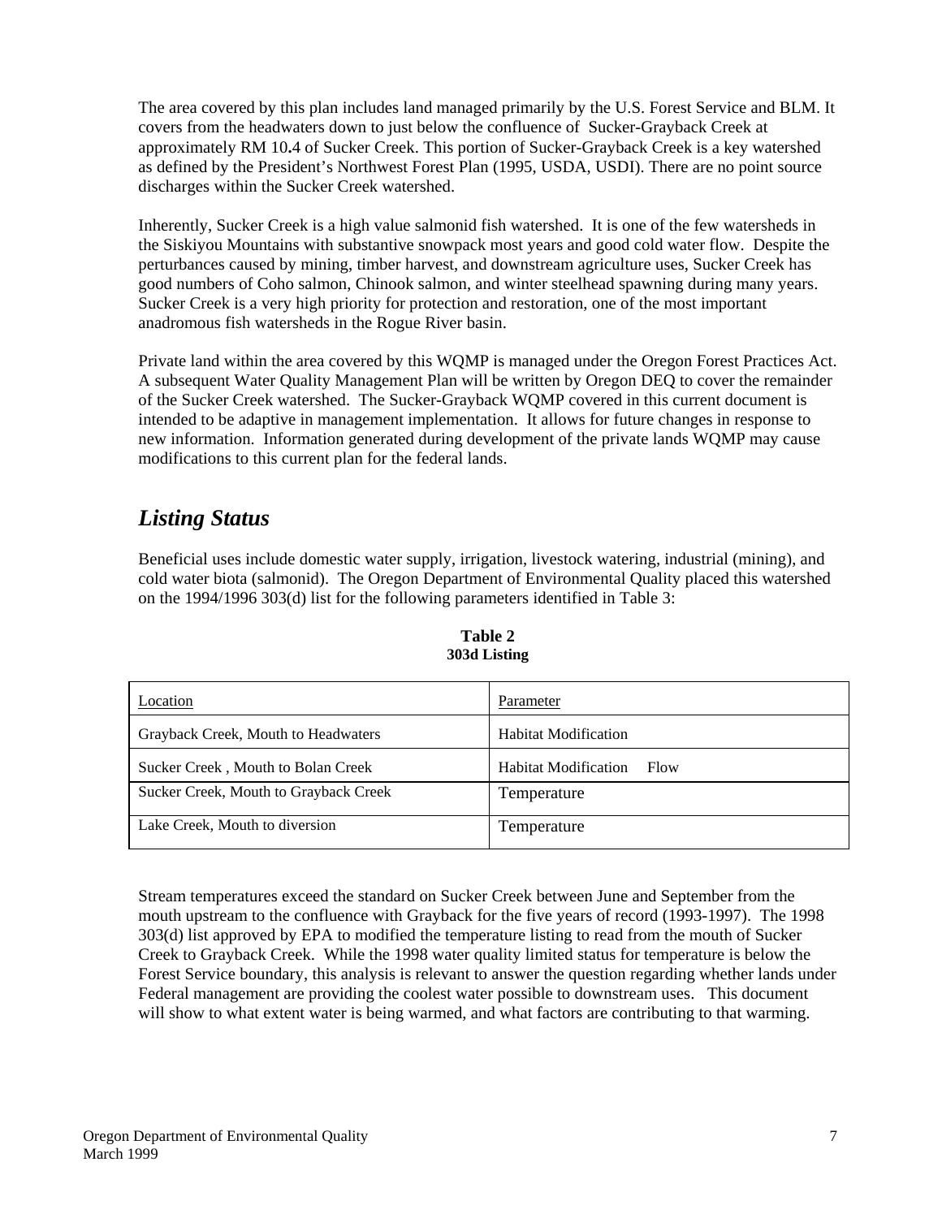The area covered by this plan includes land managed primarily by the U.S. Forest Service and BLM. It covers from the headwaters down to just below the confluence of Sucker-Grayback Creek at approximately RM 10**.**4 of Sucker Creek. This portion of Sucker-Grayback Creek is a key watershed as defined by the President's Northwest Forest Plan (1995, USDA, USDI). There are no point source discharges within the Sucker Creek watershed.

Inherently, Sucker Creek is a high value salmonid fish watershed. It is one of the few watersheds in the Siskiyou Mountains with substantive snowpack most years and good cold water flow. Despite the perturbances caused by mining, timber harvest, and downstream agriculture uses, Sucker Creek has good numbers of Coho salmon, Chinook salmon, and winter steelhead spawning during many years. Sucker Creek is a very high priority for protection and restoration, one of the most important anadromous fish watersheds in the Rogue River basin.

Private land within the area covered by this WQMP is managed under the Oregon Forest Practices Act. A subsequent Water Quality Management Plan will be written by Oregon DEQ to cover the remainder of the Sucker Creek watershed. The Sucker-Grayback WQMP covered in this current document is intended to be adaptive in management implementation. It allows for future changes in response to new information. Information generated during development of the private lands WQMP may cause modifications to this current plan for the federal lands.

## *Listing Status*

Beneficial uses include domestic water supply, irrigation, livestock watering, industrial (mining), and cold water biota (salmonid). The Oregon Department of Environmental Quality placed this watershed on the 1994/1996 303(d) list for the following parameters identified in Table 3:

**Table 2**
**303d Listing**

| Location | Parameter |
|---|---|
| Grayback Creek, Mouth to Headwaters | Habitat Modification |
| Sucker Creek , Mouth to Bolan Creek | Habitat Modification Flow |
| Sucker Creek, Mouth to Grayback Creek | Temperature |
| Lake Creek, Mouth to diversion | Temperature |

Stream temperatures exceed the standard on Sucker Creek between June and September from the mouth upstream to the confluence with Grayback for the five years of record (1993-1997). The 1998 303(d) list approved by EPA to modified the temperature listing to read from the mouth of Sucker Creek to Grayback Creek. While the 1998 water quality limited status for temperature is below the Forest Service boundary, this analysis is relevant to answer the question regarding whether lands under Federal management are providing the coolest water possible to downstream uses. This document will show to what extent water is being warmed, and what factors are contributing to that warming.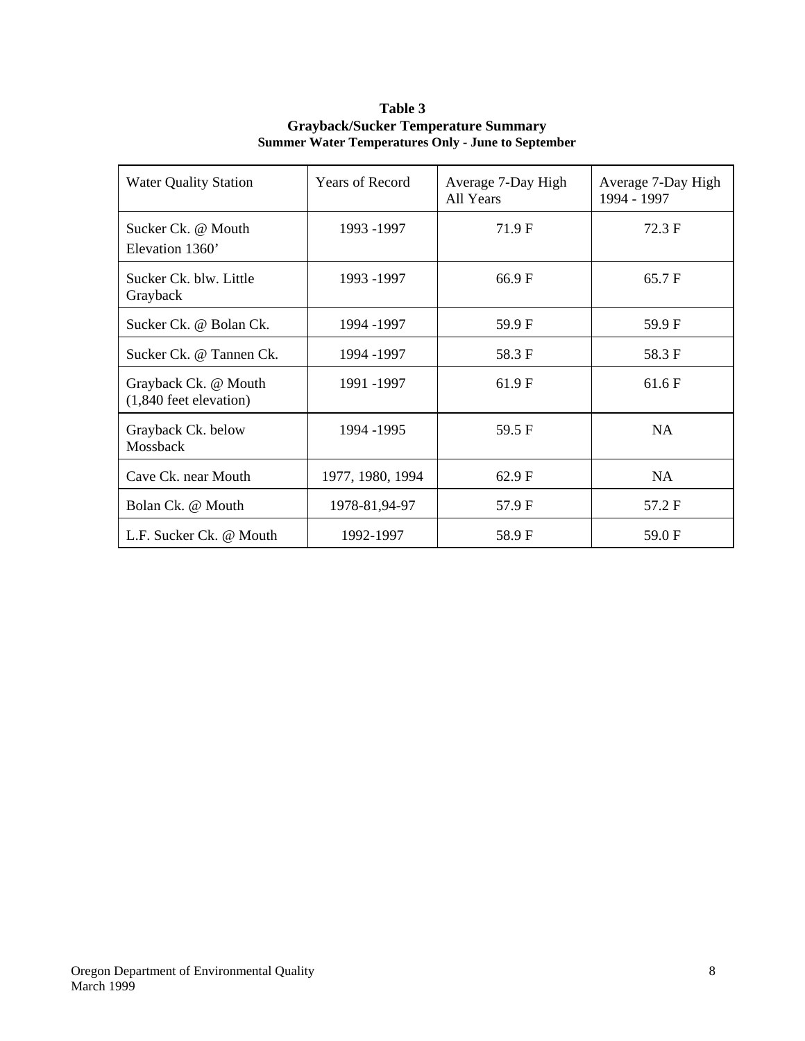**Table 3**
**Grayback/Sucker Temperature Summary**
**Summer Water Temperatures Only - June to September**

| Water Quality Station | Years of Record | Average 7-Day High All Years | Average 7-Day High 1994 - 1997 |
|---|---|---|---|
| Sucker Ck. @ Mouth Elevation 1360' | 1993 -1997 | 71.9 F | 72.3 F |
| Sucker Ck. blw. Little Grayback | 1993 -1997 | 66.9 F | 65.7 F |
| Sucker Ck. @ Bolan Ck. | 1994 -1997 | 59.9 F | 59.9 F |
| Sucker Ck. @ Tannen Ck. | 1994 -1997 | 58.3 F | 58.3 F |
| Grayback Ck. @ Mouth (1,840 feet elevation) | 1991 -1997 | 61.9 F | 61.6 F |
| Grayback Ck. below Mossback | 1994 -1995 | 59.5 F | NA |
| Cave Ck. near Mouth | 1977, 1980, 1994 | 62.9 F | NA |
| Bolan Ck. @ Mouth | 1978-81,94-97 | 57.9 F | 57.2 F |
| L.F. Sucker Ck. @ Mouth | 1992-1997 | 58.9 F | 59.0 F |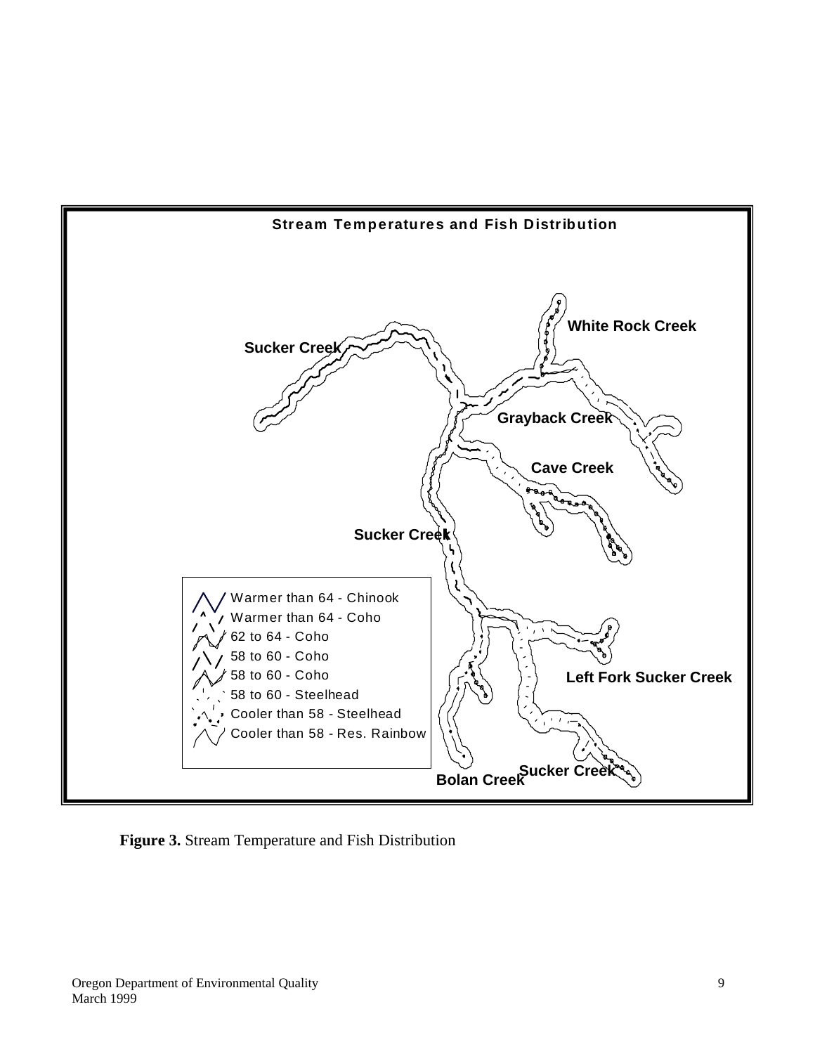**Stream Temperatures and Fish Distribution**

Sucker Creek

White Rock Creek

Grayback Creek

Cave Creek

Sucker Creek

Warmer than 64 - Chinook
Warmer than 64 - Coho
62 to 64 - Coho
58 to 60 - Coho
58 to 60 - Coho
58 to 60 - Steelhead
Cooler than 58 - Steelhead
Cooler than 58 - Res. Rainbow

Left Fork Sucker Creek

Bolan Creek

Sucker Creek

**Figure 3.** Stream Temperature and Fish Distribution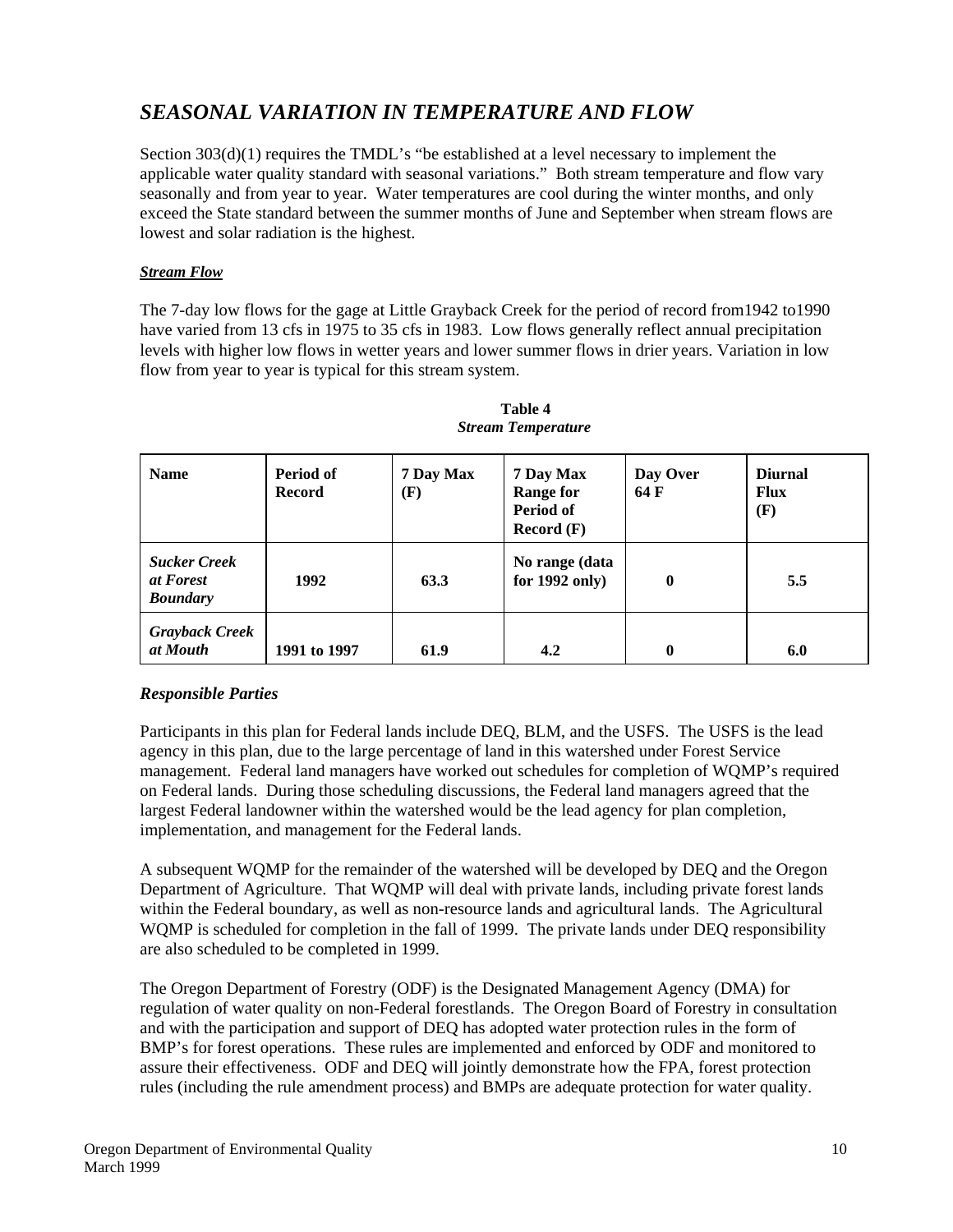## *SEASONAL VARIATION IN TEMPERATURE AND FLOW*

Section 303(d)(1) requires the TMDL's "be established at a level necessary to implement the applicable water quality standard with seasonal variations." Both stream temperature and flow vary seasonally and from year to year. Water temperatures are cool during the winter months, and only exceed the State standard between the summer months of June and September when stream flows are lowest and solar radiation is the highest.

***Stream Flow***

The 7-day low flows for the gage at Little Grayback Creek for the period of record from1942 to1990 have varied from 13 cfs in 1975 to 35 cfs in 1983. Low flows generally reflect annual precipitation levels with higher low flows in wetter years and lower summer flows in drier years. Variation in low flow from year to year is typical for this stream system.

**Table 4**
***Stream Temperature***

| Name | Period of Record | 7 Day Max (F) | 7 Day Max Range for Period of Record (F) | Day Over 64 F | Diurnal Flux (F) |
|---|---|---|---|---|---|
| ***Sucker Creek at Forest Boundary*** | **1992** | **63.3** | **No range (data for 1992 only)** | **0** | **5.5** |
| ***Grayback Creek at Mouth*** | **1991 to 1997** | **61.9** | **4.2** | **0** | **6.0** |

### *Responsible Parties*

Participants in this plan for Federal lands include DEQ, BLM, and the USFS. The USFS is the lead agency in this plan, due to the large percentage of land in this watershed under Forest Service management. Federal land managers have worked out schedules for completion of WQMP's required on Federal lands. During those scheduling discussions, the Federal land managers agreed that the largest Federal landowner within the watershed would be the lead agency for plan completion, implementation, and management for the Federal lands.

A subsequent WQMP for the remainder of the watershed will be developed by DEQ and the Oregon Department of Agriculture. That WQMP will deal with private lands, including private forest lands within the Federal boundary, as well as non-resource lands and agricultural lands. The Agricultural WQMP is scheduled for completion in the fall of 1999. The private lands under DEQ responsibility are also scheduled to be completed in 1999.

The Oregon Department of Forestry (ODF) is the Designated Management Agency (DMA) for regulation of water quality on non-Federal forestlands. The Oregon Board of Forestry in consultation and with the participation and support of DEQ has adopted water protection rules in the form of BMP's for forest operations. These rules are implemented and enforced by ODF and monitored to assure their effectiveness. ODF and DEQ will jointly demonstrate how the FPA, forest protection rules (including the rule amendment process) and BMPs are adequate protection for water quality.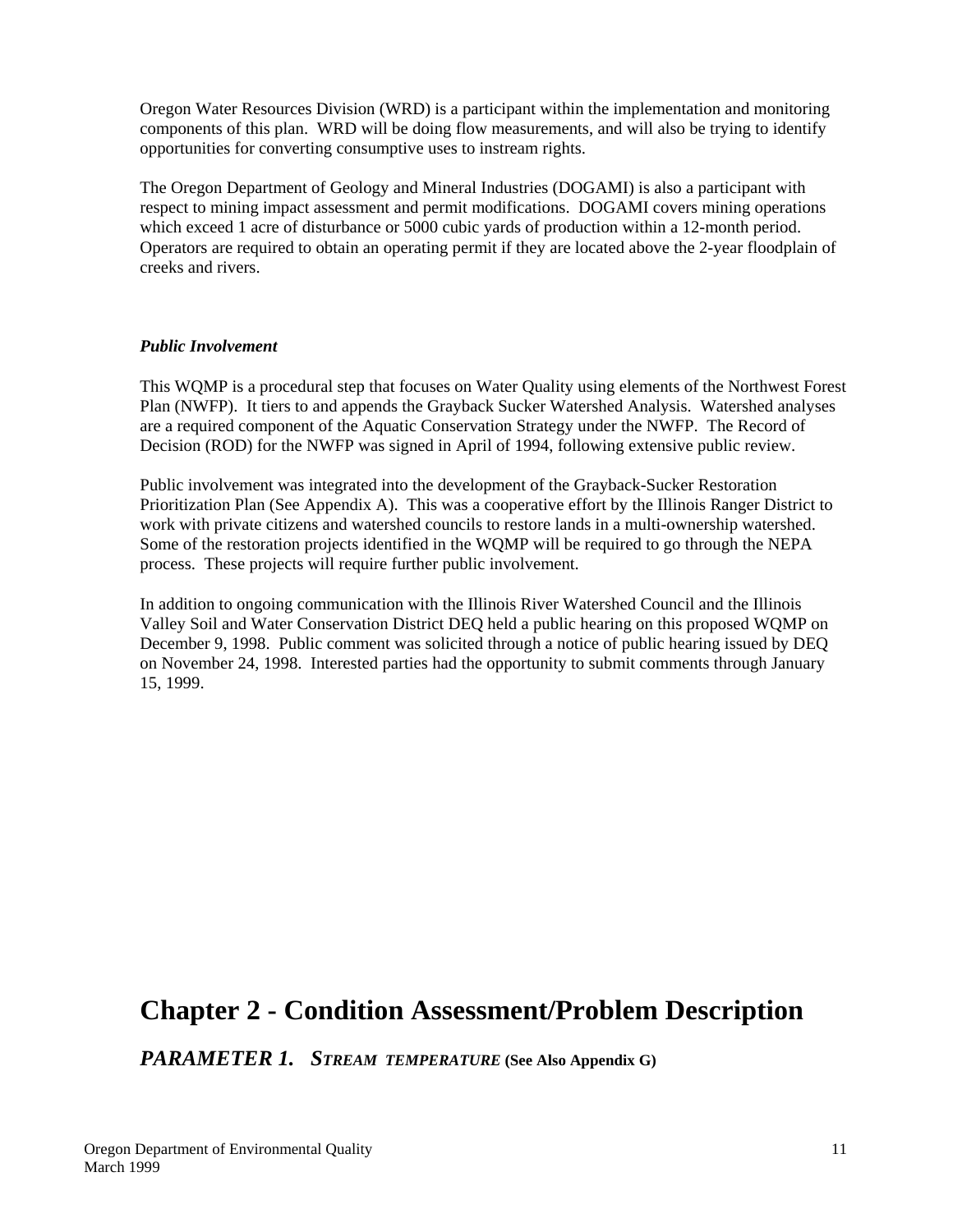Oregon Water Resources Division (WRD) is a participant within the implementation and monitoring components of this plan. WRD will be doing flow measurements, and will also be trying to identify opportunities for converting consumptive uses to instream rights.

The Oregon Department of Geology and Mineral Industries (DOGAMI) is also a participant with respect to mining impact assessment and permit modifications. DOGAMI covers mining operations which exceed 1 acre of disturbance or 5000 cubic yards of production within a 12-month period. Operators are required to obtain an operating permit if they are located above the 2-year floodplain of creeks and rivers.

***Public Involvement***

This WQMP is a procedural step that focuses on Water Quality using elements of the Northwest Forest Plan (NWFP). It tiers to and appends the Grayback Sucker Watershed Analysis. Watershed analyses are a required component of the Aquatic Conservation Strategy under the NWFP. The Record of Decision (ROD) for the NWFP was signed in April of 1994, following extensive public review.

Public involvement was integrated into the development of the Grayback-Sucker Restoration Prioritization Plan (See Appendix A). This was a cooperative effort by the Illinois Ranger District to work with private citizens and watershed councils to restore lands in a multi-ownership watershed. Some of the restoration projects identified in the WQMP will be required to go through the NEPA process. These projects will require further public involvement.

In addition to ongoing communication with the Illinois River Watershed Council and the Illinois Valley Soil and Water Conservation District DEQ held a public hearing on this proposed WQMP on December 9, 1998. Public comment was solicited through a notice of public hearing issued by DEQ on November 24, 1998. Interested parties had the opportunity to submit comments through January 15, 1999.

# Chapter 2 - Condition Assessment/Problem Description

## *PARAMETER 1. STREAM TEMPERATURE* (See Also Appendix G)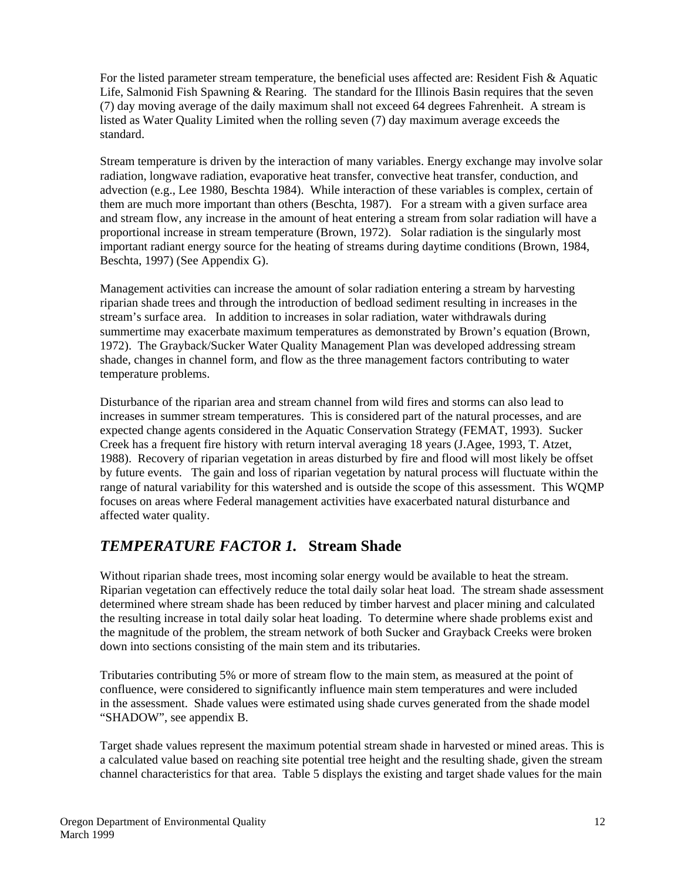For the listed parameter stream temperature, the beneficial uses affected are: Resident Fish & Aquatic Life, Salmonid Fish Spawning & Rearing. The standard for the Illinois Basin requires that the seven (7) day moving average of the daily maximum shall not exceed 64 degrees Fahrenheit. A stream is listed as Water Quality Limited when the rolling seven (7) day maximum average exceeds the standard.

Stream temperature is driven by the interaction of many variables. Energy exchange may involve solar radiation, longwave radiation, evaporative heat transfer, convective heat transfer, conduction, and advection (e.g., Lee 1980, Beschta 1984). While interaction of these variables is complex, certain of them are much more important than others (Beschta, 1987). For a stream with a given surface area and stream flow, any increase in the amount of heat entering a stream from solar radiation will have a proportional increase in stream temperature (Brown, 1972). Solar radiation is the singularly most important radiant energy source for the heating of streams during daytime conditions (Brown, 1984, Beschta, 1997) (See Appendix G).

Management activities can increase the amount of solar radiation entering a stream by harvesting riparian shade trees and through the introduction of bedload sediment resulting in increases in the stream's surface area. In addition to increases in solar radiation, water withdrawals during summertime may exacerbate maximum temperatures as demonstrated by Brown's equation (Brown, 1972). The Grayback/Sucker Water Quality Management Plan was developed addressing stream shade, changes in channel form, and flow as the three management factors contributing to water temperature problems.

Disturbance of the riparian area and stream channel from wild fires and storms can also lead to increases in summer stream temperatures. This is considered part of the natural processes, and are expected change agents considered in the Aquatic Conservation Strategy (FEMAT, 1993). Sucker Creek has a frequent fire history with return interval averaging 18 years (J.Agee, 1993, T. Atzet, 1988). Recovery of riparian vegetation in areas disturbed by fire and flood will most likely be offset by future events. The gain and loss of riparian vegetation by natural process will fluctuate within the range of natural variability for this watershed and is outside the scope of this assessment. This WQMP focuses on areas where Federal management activities have exacerbated natural disturbance and affected water quality.

## *TEMPERATURE FACTOR 1.* Stream Shade

Without riparian shade trees, most incoming solar energy would be available to heat the stream. Riparian vegetation can effectively reduce the total daily solar heat load. The stream shade assessment determined where stream shade has been reduced by timber harvest and placer mining and calculated the resulting increase in total daily solar heat loading. To determine where shade problems exist and the magnitude of the problem, the stream network of both Sucker and Grayback Creeks were broken down into sections consisting of the main stem and its tributaries.

Tributaries contributing 5% or more of stream flow to the main stem, as measured at the point of confluence, were considered to significantly influence main stem temperatures and were included in the assessment. Shade values were estimated using shade curves generated from the shade model "SHADOW", see appendix B.

Target shade values represent the maximum potential stream shade in harvested or mined areas. This is a calculated value based on reaching site potential tree height and the resulting shade, given the stream channel characteristics for that area. Table 5 displays the existing and target shade values for the main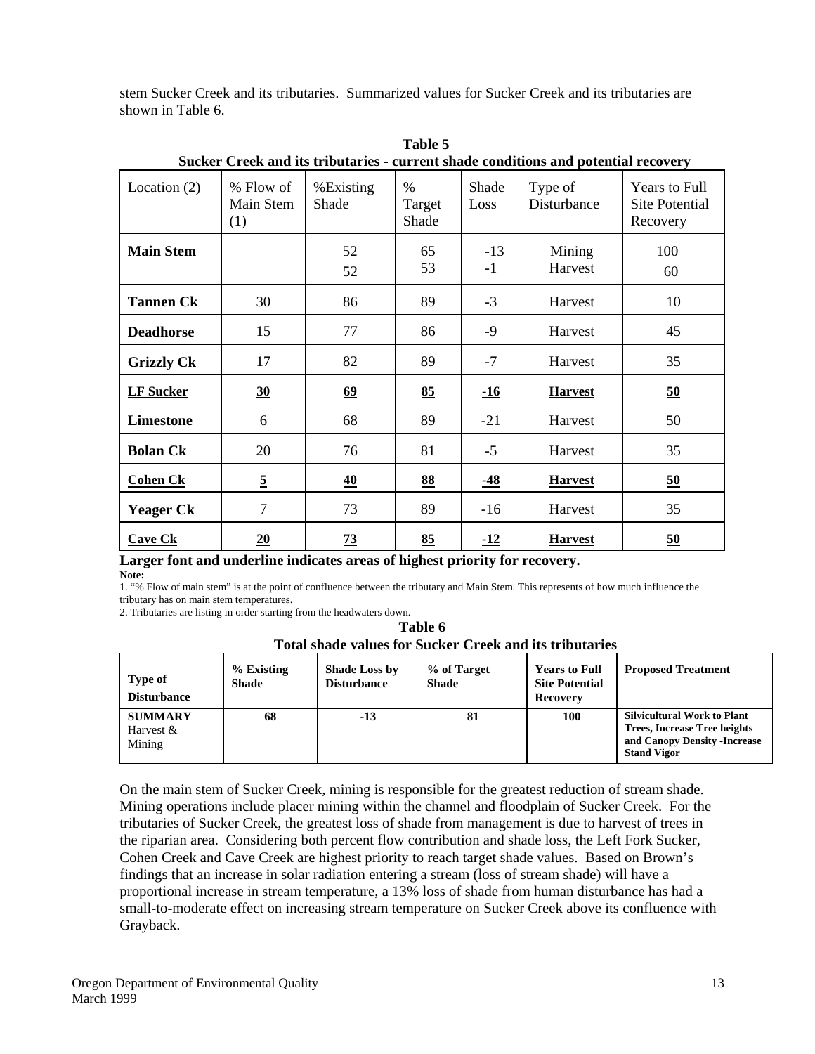stem Sucker Creek and its tributaries. Summarized values for Sucker Creek and its tributaries are shown in Table 6.

**Table 5**
**Sucker Creek and its tributaries - current shade conditions and potential recovery**

| Location (2) | % Flow of Main Stem (1) | %Existing Shade | % Target Shade | Shade Loss | Type of Disturbance | Years to Full Site Potential Recovery |
|---|---|---|---|---|---|---|
| **Main Stem** | | 52<br>52 | 65<br>53 | -13<br>-1 | Mining<br>Harvest | 100<br>60 |
| **Tannen Ck** | 30 | 86 | 89 | -3 | Harvest | 10 |
| **Deadhorse** | 15 | 77 | 86 | -9 | Harvest | 45 |
| **Grizzly Ck** | 17 | 82 | 89 | -7 | Harvest | 35 |
| **LF Sucker** | **30** | **69** | **85** | **-16** | **Harvest** | **50** |
| **Limestone** | 6 | 68 | 89 | -21 | Harvest | 50 |
| **Bolan Ck** | 20 | 76 | 81 | -5 | Harvest | 35 |
| **Cohen Ck** | **5** | **40** | **88** | **-48** | **Harvest** | **50** |
| **Yeager Ck** | 7 | 73 | 89 | -16 | Harvest | 35 |
| **Cave Ck** | **20** | **73** | **85** | **-12** | **Harvest** | **50** |

**Larger font and underline indicates areas of highest priority for recovery.**

**Note:**
1. "% Flow of main stem" is at the point of confluence between the tributary and Main Stem. This represents of how much influence the tributary has on main stem temperatures.
2. Tributaries are listing in order starting from the headwaters down.

**Table 6**
**Total shade values for Sucker Creek and its tributaries**

| Type of Disturbance | % Existing Shade | Shade Loss by Disturbance | % of Target Shade | Years to Full Site Potential Recovery | Proposed Treatment |
|---|---|---|---|---|---|
| **SUMMARY** Harvest & Mining | **68** | **-13** | **81** | **100** | **Silvicultural Work to Plant Trees, Increase Tree heights and Canopy Density -Increase Stand Vigor** |

On the main stem of Sucker Creek, mining is responsible for the greatest reduction of stream shade. Mining operations include placer mining within the channel and floodplain of Sucker Creek. For the tributaries of Sucker Creek, the greatest loss of shade from management is due to harvest of trees in the riparian area. Considering both percent flow contribution and shade loss, the Left Fork Sucker, Cohen Creek and Cave Creek are highest priority to reach target shade values. Based on Brown's findings that an increase in solar radiation entering a stream (loss of stream shade) will have a proportional increase in stream temperature, a 13% loss of shade from human disturbance has had a small-to-moderate effect on increasing stream temperature on Sucker Creek above its confluence with Grayback.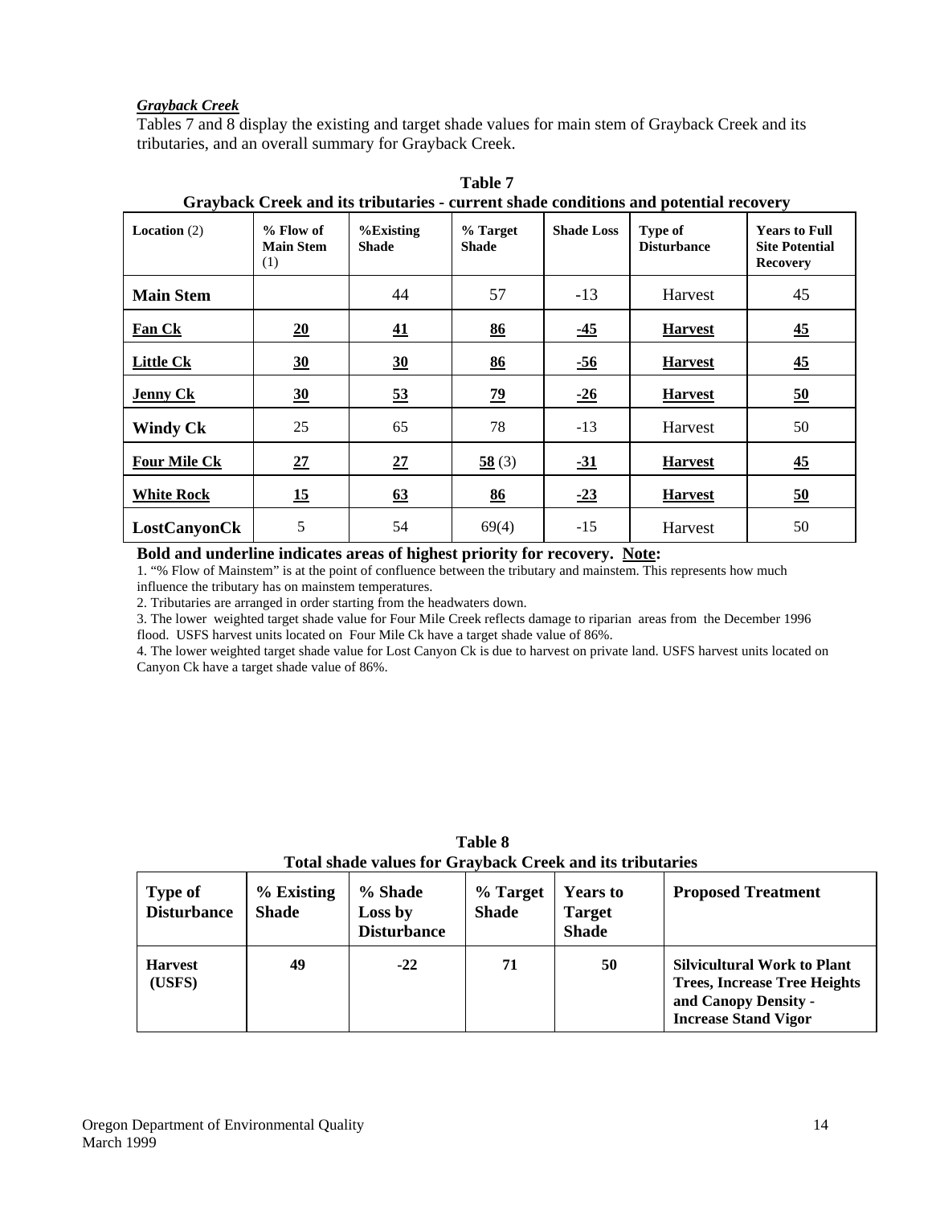***Grayback Creek***

Tables 7 and 8 display the existing and target shade values for main stem of Grayback Creek and its tributaries, and an overall summary for Grayback Creek.

**Table 7**
**Grayback Creek and its tributaries - current shade conditions and potential recovery**

| **Location** (2) | **% Flow of Main Stem** (1) | **%Existing Shade** | **% Target Shade** | **Shade Loss** | **Type of Disturbance** | **Years to Full Site Potential Recovery** |
|---|---|---|---|---|---|---|
| **Main Stem** | | 44 | 57 | -13 | Harvest | 45 |
| **Fan Ck** | **20** | **41** | **86** | **-45** | **Harvest** | **45** |
| **Little Ck** | **30** | **30** | **86** | **-56** | **Harvest** | **45** |
| **Jenny Ck** | **30** | **53** | **79** | **-26** | **Harvest** | **50** |
| **Windy Ck** | 25 | 65 | 78 | -13 | Harvest | 50 |
| **Four Mile Ck** | **27** | **27** | **58** (3) | **-31** | **Harvest** | **45** |
| **White Rock** | **15** | **63** | **86** | **-23** | **Harvest** | **50** |
| **LostCanyonCk** | 5 | 54 | 69(4) | -15 | Harvest | 50 |

**Bold and underline indicates areas of highest priority for recovery. Note:**

1. "% Flow of Mainstem" is at the point of confluence between the tributary and mainstem. This represents how much influence the tributary has on mainstem temperatures.
2. Tributaries are arranged in order starting from the headwaters down.
3. The lower weighted target shade value for Four Mile Creek reflects damage to riparian areas from the December 1996 flood. USFS harvest units located on Four Mile Ck have a target shade value of 86%.
4. The lower weighted target shade value for Lost Canyon Ck is due to harvest on private land. USFS harvest units located on Canyon Ck have a target shade value of 86%.

**Table 8**
**Total shade values for Grayback Creek and its tributaries**

| **Type of Disturbance** | **% Existing Shade** | **% Shade Loss by Disturbance** | **% Target Shade** | **Years to Target Shade** | **Proposed Treatment** |
|---|---|---|---|---|---|
| **Harvest (USFS)** | **49** | **-22** | **71** | **50** | **Silvicultural Work to Plant Trees, Increase Tree Heights and Canopy Density - Increase Stand Vigor** |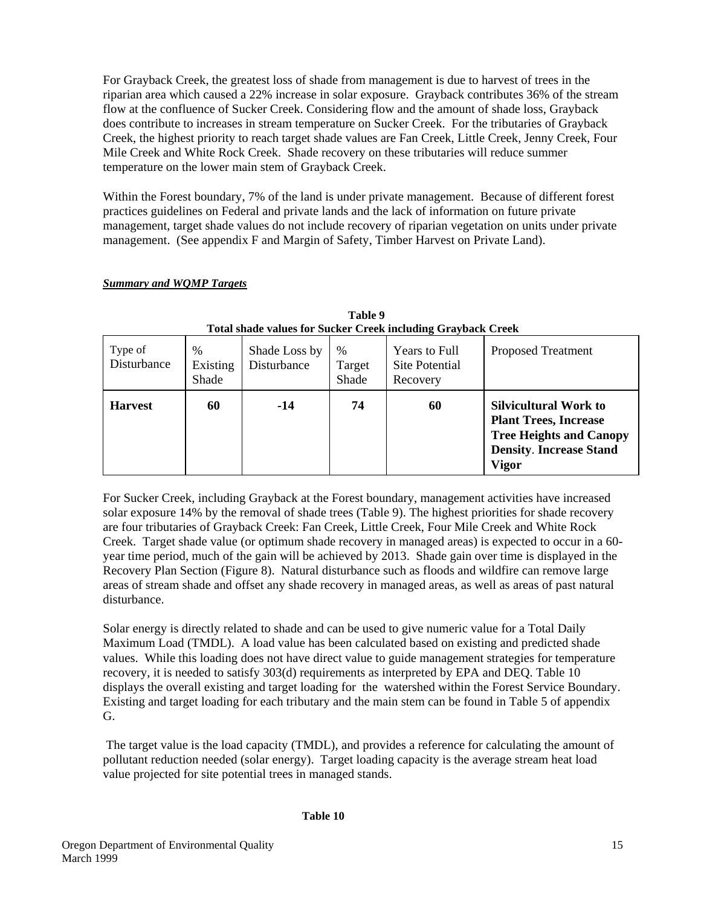For Grayback Creek, the greatest loss of shade from management is due to harvest of trees in the riparian area which caused a 22% increase in solar exposure. Grayback contributes 36% of the stream flow at the confluence of Sucker Creek. Considering flow and the amount of shade loss, Grayback does contribute to increases in stream temperature on Sucker Creek. For the tributaries of Grayback Creek, the highest priority to reach target shade values are Fan Creek, Little Creek, Jenny Creek, Four Mile Creek and White Rock Creek. Shade recovery on these tributaries will reduce summer temperature on the lower main stem of Grayback Creek.

Within the Forest boundary, 7% of the land is under private management. Because of different forest practices guidelines on Federal and private lands and the lack of information on future private management, target shade values do not include recovery of riparian vegetation on units under private management. (See appendix F and Margin of Safety, Timber Harvest on Private Land).

***Summary and WQMP Targets***

**Table 9**
**Total shade values for Sucker Creek including Grayback Creek**

| Type of Disturbance | % Existing Shade | Shade Loss by Disturbance | % Target Shade | Years to Full Site Potential Recovery | Proposed Treatment |
|---|---|---|---|---|---|
| **Harvest** | **60** | **-14** | **74** | **60** | **Silvicultural Work to Plant Trees, Increase Tree Heights and Canopy Density. Increase Stand Vigor** |

For Sucker Creek, including Grayback at the Forest boundary, management activities have increased solar exposure 14% by the removal of shade trees (Table 9). The highest priorities for shade recovery are four tributaries of Grayback Creek: Fan Creek, Little Creek, Four Mile Creek and White Rock Creek. Target shade value (or optimum shade recovery in managed areas) is expected to occur in a 60-year time period, much of the gain will be achieved by 2013. Shade gain over time is displayed in the Recovery Plan Section (Figure 8). Natural disturbance such as floods and wildfire can remove large areas of stream shade and offset any shade recovery in managed areas, as well as areas of past natural disturbance.

Solar energy is directly related to shade and can be used to give numeric value for a Total Daily Maximum Load (TMDL). A load value has been calculated based on existing and predicted shade values. While this loading does not have direct value to guide management strategies for temperature recovery, it is needed to satisfy 303(d) requirements as interpreted by EPA and DEQ. Table 10 displays the overall existing and target loading for the watershed within the Forest Service Boundary. Existing and target loading for each tributary and the main stem can be found in Table 5 of appendix G.

The target value is the load capacity (TMDL), and provides a reference for calculating the amount of pollutant reduction needed (solar energy). Target loading capacity is the average stream heat load value projected for site potential trees in managed stands.

**Table 10**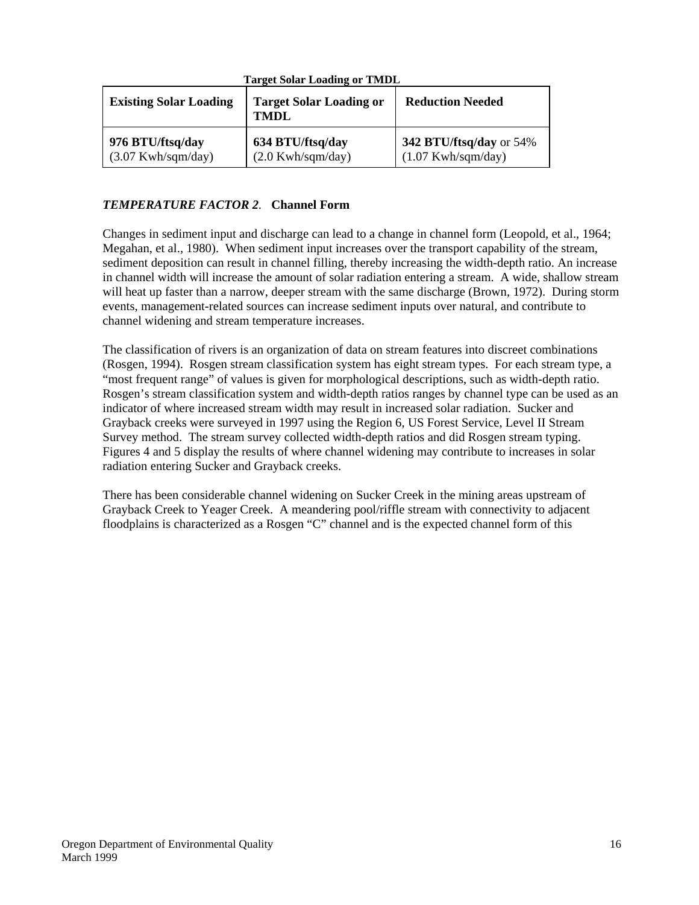**Target Solar Loading or TMDL**

| Existing Solar Loading | Target Solar Loading or TMDL | Reduction Needed |
|---|---|---|
| **976 BTU/ftsq/day** (3.07 Kwh/sqm/day) | **634 BTU/ftsq/day** (2.0 Kwh/sqm/day) | **342 BTU/ftsq/day** or 54% (1.07 Kwh/sqm/day) |

***TEMPERATURE FACTOR 2.*** **Channel Form**

Changes in sediment input and discharge can lead to a change in channel form (Leopold, et al., 1964; Megahan, et al., 1980). When sediment input increases over the transport capability of the stream, sediment deposition can result in channel filling, thereby increasing the width-depth ratio. An increase in channel width will increase the amount of solar radiation entering a stream. A wide, shallow stream will heat up faster than a narrow, deeper stream with the same discharge (Brown, 1972). During storm events, management-related sources can increase sediment inputs over natural, and contribute to channel widening and stream temperature increases.

The classification of rivers is an organization of data on stream features into discreet combinations (Rosgen, 1994). Rosgen stream classification system has eight stream types. For each stream type, a "most frequent range" of values is given for morphological descriptions, such as width-depth ratio. Rosgen's stream classification system and width-depth ratios ranges by channel type can be used as an indicator of where increased stream width may result in increased solar radiation. Sucker and Grayback creeks were surveyed in 1997 using the Region 6, US Forest Service, Level II Stream Survey method. The stream survey collected width-depth ratios and did Rosgen stream typing. Figures 4 and 5 display the results of where channel widening may contribute to increases in solar radiation entering Sucker and Grayback creeks.

There has been considerable channel widening on Sucker Creek in the mining areas upstream of Grayback Creek to Yeager Creek. A meandering pool/riffle stream with connectivity to adjacent floodplains is characterized as a Rosgen "C" channel and is the expected channel form of this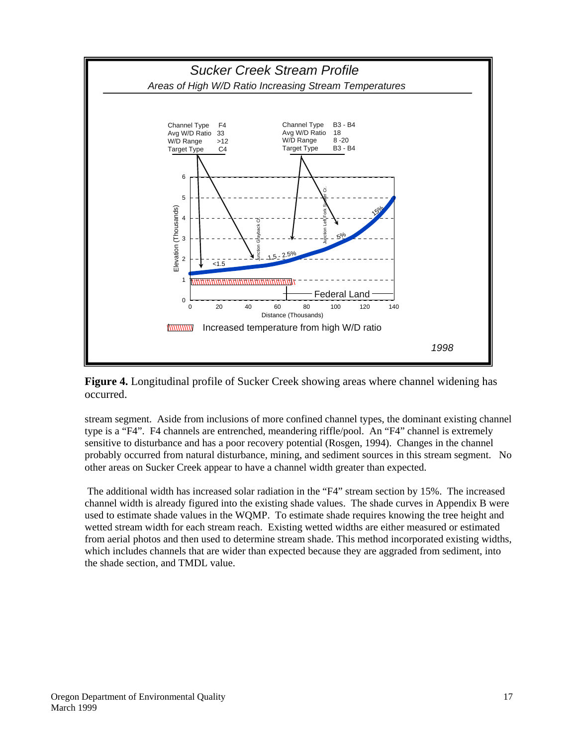Sucker Creek Stream Profile

Areas of High W/D Ratio Increasing Stream Temperatures

Channel Type F4
Avg W/D Ratio 33
W/D Range >12
Target Type C4

Channel Type B3 - B4
Avg W/D Ratio 18
W/D Range 8 -20
Target Type B3 - B4

Elevation (Thousands)

6
5
4
3
2
1
0

0 20 40 60 80 100 120 140

Distance (Thousands)

<1.5
1.5 - 2.5%
5%
15%

Junction Grayback Cr.
Junction Left Fork Sucker Cr.

Federal Land

Increased temperature from high W/D ratio

1998

**Figure 4.** Longitudinal profile of Sucker Creek showing areas where channel widening has occurred.

stream segment. Aside from inclusions of more confined channel types, the dominant existing channel type is a "F4". F4 channels are entrenched, meandering riffle/pool. An "F4" channel is extremely sensitive to disturbance and has a poor recovery potential (Rosgen, 1994). Changes in the channel probably occurred from natural disturbance, mining, and sediment sources in this stream segment. No other areas on Sucker Creek appear to have a channel width greater than expected.

The additional width has increased solar radiation in the "F4" stream section by 15%. The increased channel width is already figured into the existing shade values. The shade curves in Appendix B were used to estimate shade values in the WQMP. To estimate shade requires knowing the tree height and wetted stream width for each stream reach. Existing wetted widths are either measured or estimated from aerial photos and then used to determine stream shade. This method incorporated existing widths, which includes channels that are wider than expected because they are aggraded from sediment, into the shade section, and TMDL value.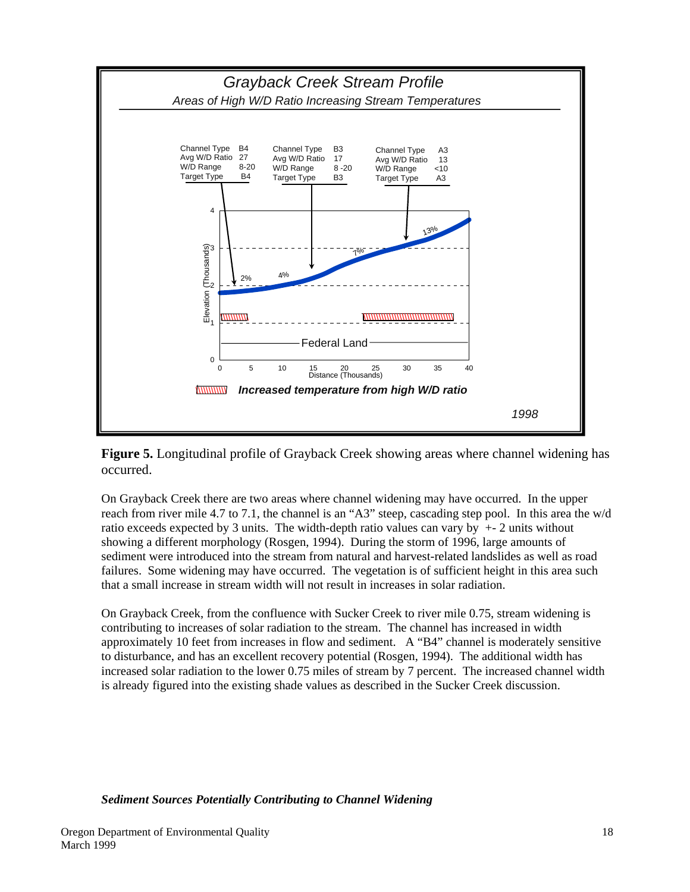Grayback Creek Stream Profile

Areas of High W/D Ratio Increasing Stream Temperatures

Channel Type B4
Avg W/D Ratio 27
W/D Range 8-20
Target Type B4

Channel Type B3
Avg W/D Ratio 17
W/D Range 8 -20
Target Type B3

Channel Type A3
Avg W/D Ratio 13
W/D Range <10
Target Type A3

Elevation (Thousands)

0
1
2
3
4

2%
4%
7%
13%

Federal Land

0
5
10
15
20
25
30
35
40

Distance (Thousands)

Increased temperature from high W/D ratio

1998

**Figure 5.** Longitudinal profile of Grayback Creek showing areas where channel widening has occurred.

On Grayback Creek there are two areas where channel widening may have occurred. In the upper reach from river mile 4.7 to 7.1, the channel is an "A3" steep, cascading step pool. In this area the w/d ratio exceeds expected by 3 units. The width-depth ratio values can vary by +- 2 units without showing a different morphology (Rosgen, 1994). During the storm of 1996, large amounts of sediment were introduced into the stream from natural and harvest-related landslides as well as road failures. Some widening may have occurred. The vegetation is of sufficient height in this area such that a small increase in stream width will not result in increases in solar radiation.

On Grayback Creek, from the confluence with Sucker Creek to river mile 0.75, stream widening is contributing to increases of solar radiation to the stream. The channel has increased in width approximately 10 feet from increases in flow and sediment. A "B4" channel is moderately sensitive to disturbance, and has an excellent recovery potential (Rosgen, 1994). The additional width has increased solar radiation to the lower 0.75 miles of stream by 7 percent. The increased channel width is already figured into the existing shade values as described in the Sucker Creek discussion.

***Sediment Sources Potentially Contributing to Channel Widening***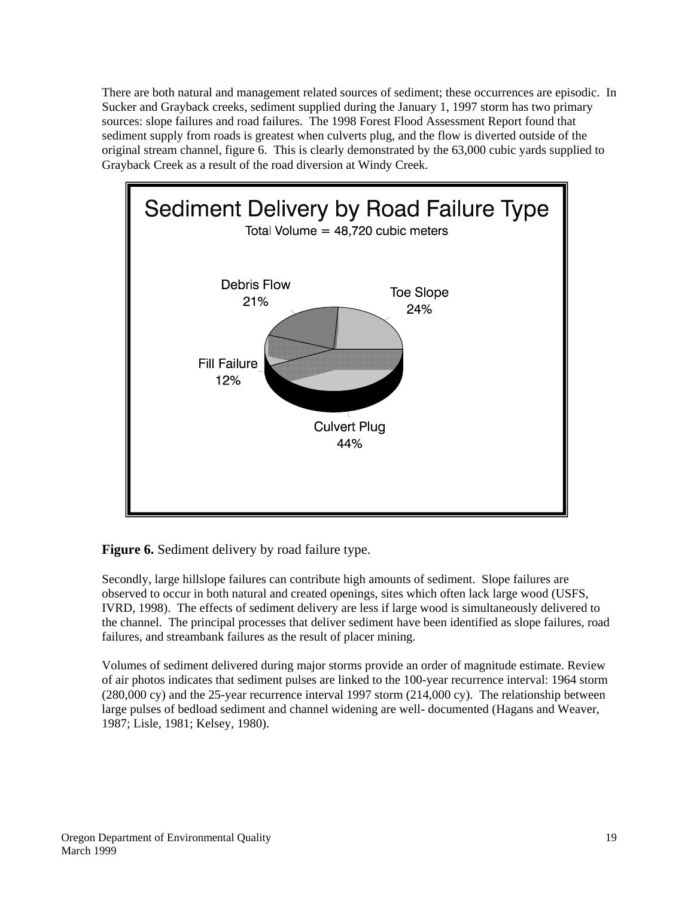There are both natural and management related sources of sediment; these occurrences are episodic. In Sucker and Grayback creeks, sediment supplied during the January 1, 1997 storm has two primary sources: slope failures and road failures. The 1998 Forest Flood Assessment Report found that sediment supply from roads is greatest when culverts plug, and the flow is diverted outside of the original stream channel, figure 6. This is clearly demonstrated by the 63,000 cubic yards supplied to Grayback Creek as a result of the road diversion at Windy Creek.

Sediment Delivery by Road Failure Type

Total Volume = 48,720 cubic meters

Debris Flow 21%

Toe Slope 24%

Fill Failure 12%

Culvert Plug 44%

**Figure 6.** Sediment delivery by road failure type.

Secondly, large hillslope failures can contribute high amounts of sediment. Slope failures are observed to occur in both natural and created openings, sites which often lack large wood (USFS, IVRD, 1998). The effects of sediment delivery are less if large wood is simultaneously delivered to the channel. The principal processes that deliver sediment have been identified as slope failures, road failures, and streambank failures as the result of placer mining.

Volumes of sediment delivered during major storms provide an order of magnitude estimate. Review of air photos indicates that sediment pulses are linked to the 100-year recurrence interval: 1964 storm (280,000 cy) and the 25-year recurrence interval 1997 storm (214,000 cy). The relationship between large pulses of bedload sediment and channel widening are well- documented (Hagans and Weaver, 1987; Lisle, 1981; Kelsey, 1980).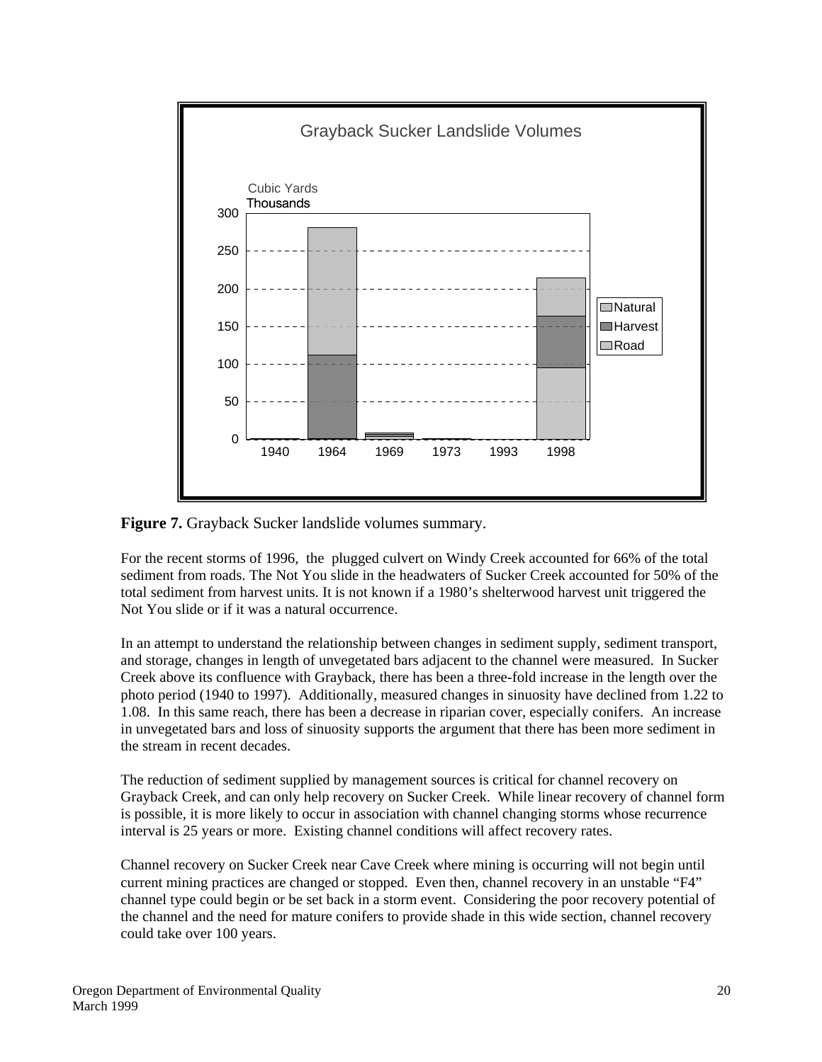Grayback Sucker Landslide Volumes

Cubic Yards
Thousands

300
250
200
150
100
50
0

1940 1964 1969 1973 1993 1998

Natural
Harvest
Road

**Figure 7.** Grayback Sucker landslide volumes summary.

For the recent storms of 1996, the plugged culvert on Windy Creek accounted for 66% of the total sediment from roads. The Not You slide in the headwaters of Sucker Creek accounted for 50% of the total sediment from harvest units. It is not known if a 1980's shelterwood harvest unit triggered the Not You slide or if it was a natural occurrence.

In an attempt to understand the relationship between changes in sediment supply, sediment transport, and storage, changes in length of unvegetated bars adjacent to the channel were measured. In Sucker Creek above its confluence with Grayback, there has been a three-fold increase in the length over the photo period (1940 to 1997). Additionally, measured changes in sinuosity have declined from 1.22 to 1.08. In this same reach, there has been a decrease in riparian cover, especially conifers. An increase in unvegetated bars and loss of sinuosity supports the argument that there has been more sediment in the stream in recent decades.

The reduction of sediment supplied by management sources is critical for channel recovery on Grayback Creek, and can only help recovery on Sucker Creek. While linear recovery of channel form is possible, it is more likely to occur in association with channel changing storms whose recurrence interval is 25 years or more. Existing channel conditions will affect recovery rates.

Channel recovery on Sucker Creek near Cave Creek where mining is occurring will not begin until current mining practices are changed or stopped. Even then, channel recovery in an unstable "F4" channel type could begin or be set back in a storm event. Considering the poor recovery potential of the channel and the need for mature conifers to provide shade in this wide section, channel recovery could take over 100 years.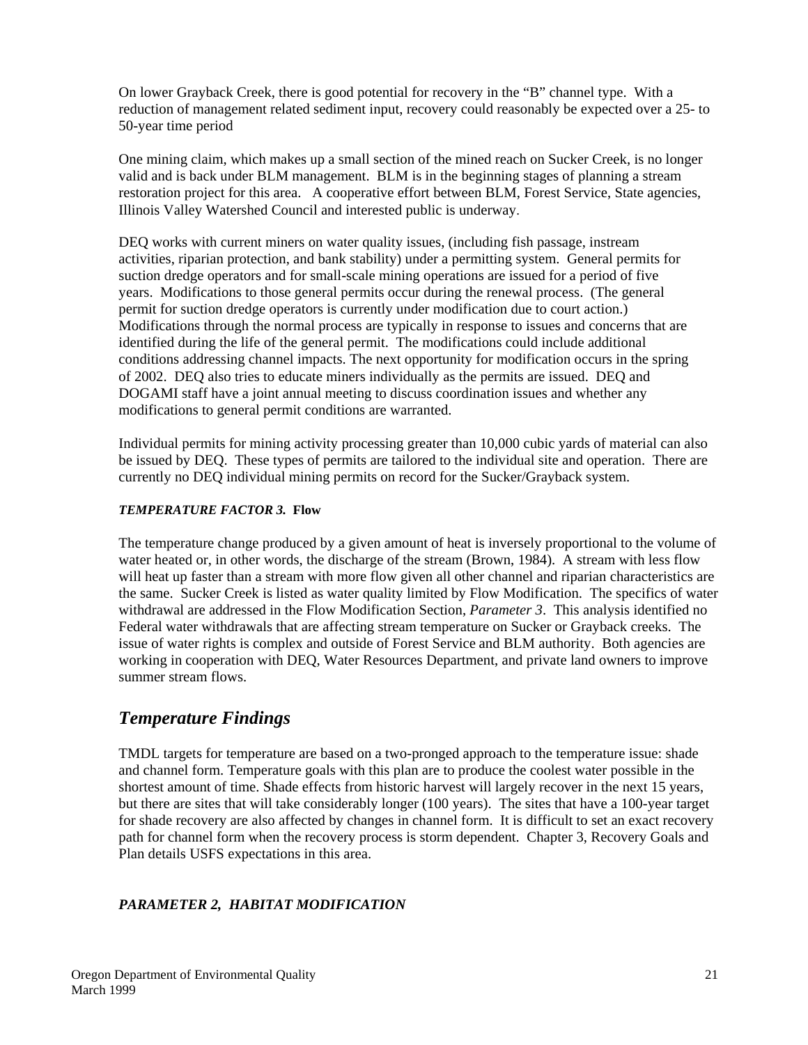On lower Grayback Creek, there is good potential for recovery in the "B" channel type. With a reduction of management related sediment input, recovery could reasonably be expected over a 25- to 50-year time period

One mining claim, which makes up a small section of the mined reach on Sucker Creek, is no longer valid and is back under BLM management. BLM is in the beginning stages of planning a stream restoration project for this area. A cooperative effort between BLM, Forest Service, State agencies, Illinois Valley Watershed Council and interested public is underway.

DEQ works with current miners on water quality issues, (including fish passage, instream activities, riparian protection, and bank stability) under a permitting system. General permits for suction dredge operators and for small-scale mining operations are issued for a period of five years. Modifications to those general permits occur during the renewal process. (The general permit for suction dredge operators is currently under modification due to court action.) Modifications through the normal process are typically in response to issues and concerns that are identified during the life of the general permit. The modifications could include additional conditions addressing channel impacts. The next opportunity for modification occurs in the spring of 2002. DEQ also tries to educate miners individually as the permits are issued. DEQ and DOGAMI staff have a joint annual meeting to discuss coordination issues and whether any modifications to general permit conditions are warranted.

Individual permits for mining activity processing greater than 10,000 cubic yards of material can also be issued by DEQ. These types of permits are tailored to the individual site and operation. There are currently no DEQ individual mining permits on record for the Sucker/Grayback system.

***TEMPERATURE FACTOR 3.*** **Flow**

The temperature change produced by a given amount of heat is inversely proportional to the volume of water heated or, in other words, the discharge of the stream (Brown, 1984). A stream with less flow will heat up faster than a stream with more flow given all other channel and riparian characteristics are the same. Sucker Creek is listed as water quality limited by Flow Modification. The specifics of water withdrawal are addressed in the Flow Modification Section, *Parameter 3*. This analysis identified no Federal water withdrawals that are affecting stream temperature on Sucker or Grayback creeks. The issue of water rights is complex and outside of Forest Service and BLM authority. Both agencies are working in cooperation with DEQ, Water Resources Department, and private land owners to improve summer stream flows.

## *Temperature Findings*

TMDL targets for temperature are based on a two-pronged approach to the temperature issue: shade and channel form. Temperature goals with this plan are to produce the coolest water possible in the shortest amount of time. Shade effects from historic harvest will largely recover in the next 15 years, but there are sites that will take considerably longer (100 years). The sites that have a 100-year target for shade recovery are also affected by changes in channel form. It is difficult to set an exact recovery path for channel form when the recovery process is storm dependent. Chapter 3, Recovery Goals and Plan details USFS expectations in this area.

***PARAMETER 2, HABITAT MODIFICATION***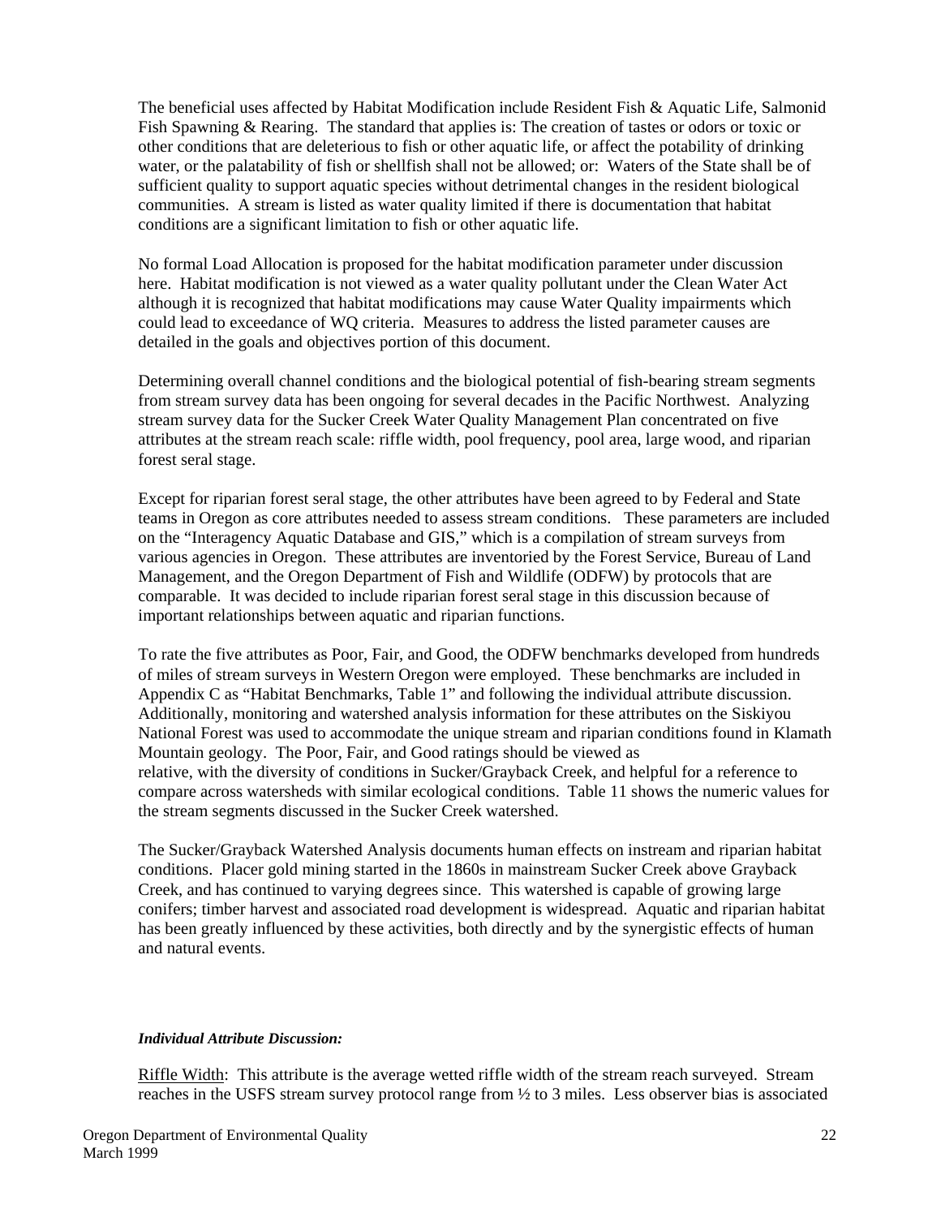The beneficial uses affected by Habitat Modification include Resident Fish & Aquatic Life, Salmonid Fish Spawning & Rearing. The standard that applies is: The creation of tastes or odors or toxic or other conditions that are deleterious to fish or other aquatic life, or affect the potability of drinking water, or the palatability of fish or shellfish shall not be allowed; or: Waters of the State shall be of sufficient quality to support aquatic species without detrimental changes in the resident biological communities. A stream is listed as water quality limited if there is documentation that habitat conditions are a significant limitation to fish or other aquatic life.

No formal Load Allocation is proposed for the habitat modification parameter under discussion here. Habitat modification is not viewed as a water quality pollutant under the Clean Water Act although it is recognized that habitat modifications may cause Water Quality impairments which could lead to exceedance of WQ criteria. Measures to address the listed parameter causes are detailed in the goals and objectives portion of this document.

Determining overall channel conditions and the biological potential of fish-bearing stream segments from stream survey data has been ongoing for several decades in the Pacific Northwest. Analyzing stream survey data for the Sucker Creek Water Quality Management Plan concentrated on five attributes at the stream reach scale: riffle width, pool frequency, pool area, large wood, and riparian forest seral stage.

Except for riparian forest seral stage, the other attributes have been agreed to by Federal and State teams in Oregon as core attributes needed to assess stream conditions. These parameters are included on the "Interagency Aquatic Database and GIS," which is a compilation of stream surveys from various agencies in Oregon. These attributes are inventoried by the Forest Service, Bureau of Land Management, and the Oregon Department of Fish and Wildlife (ODFW) by protocols that are comparable. It was decided to include riparian forest seral stage in this discussion because of important relationships between aquatic and riparian functions.

To rate the five attributes as Poor, Fair, and Good, the ODFW benchmarks developed from hundreds of miles of stream surveys in Western Oregon were employed. These benchmarks are included in Appendix C as "Habitat Benchmarks, Table 1" and following the individual attribute discussion. Additionally, monitoring and watershed analysis information for these attributes on the Siskiyou National Forest was used to accommodate the unique stream and riparian conditions found in Klamath Mountain geology. The Poor, Fair, and Good ratings should be viewed as relative, with the diversity of conditions in Sucker/Grayback Creek, and helpful for a reference to compare across watersheds with similar ecological conditions. Table 11 shows the numeric values for the stream segments discussed in the Sucker Creek watershed.

The Sucker/Grayback Watershed Analysis documents human effects on instream and riparian habitat conditions. Placer gold mining started in the 1860s in mainstream Sucker Creek above Grayback Creek, and has continued to varying degrees since. This watershed is capable of growing large conifers; timber harvest and associated road development is widespread. Aquatic and riparian habitat has been greatly influenced by these activities, both directly and by the synergistic effects of human and natural events.

***Individual Attribute Discussion:***

Riffle Width: This attribute is the average wetted riffle width of the stream reach surveyed. Stream reaches in the USFS stream survey protocol range from ½ to 3 miles. Less observer bias is associated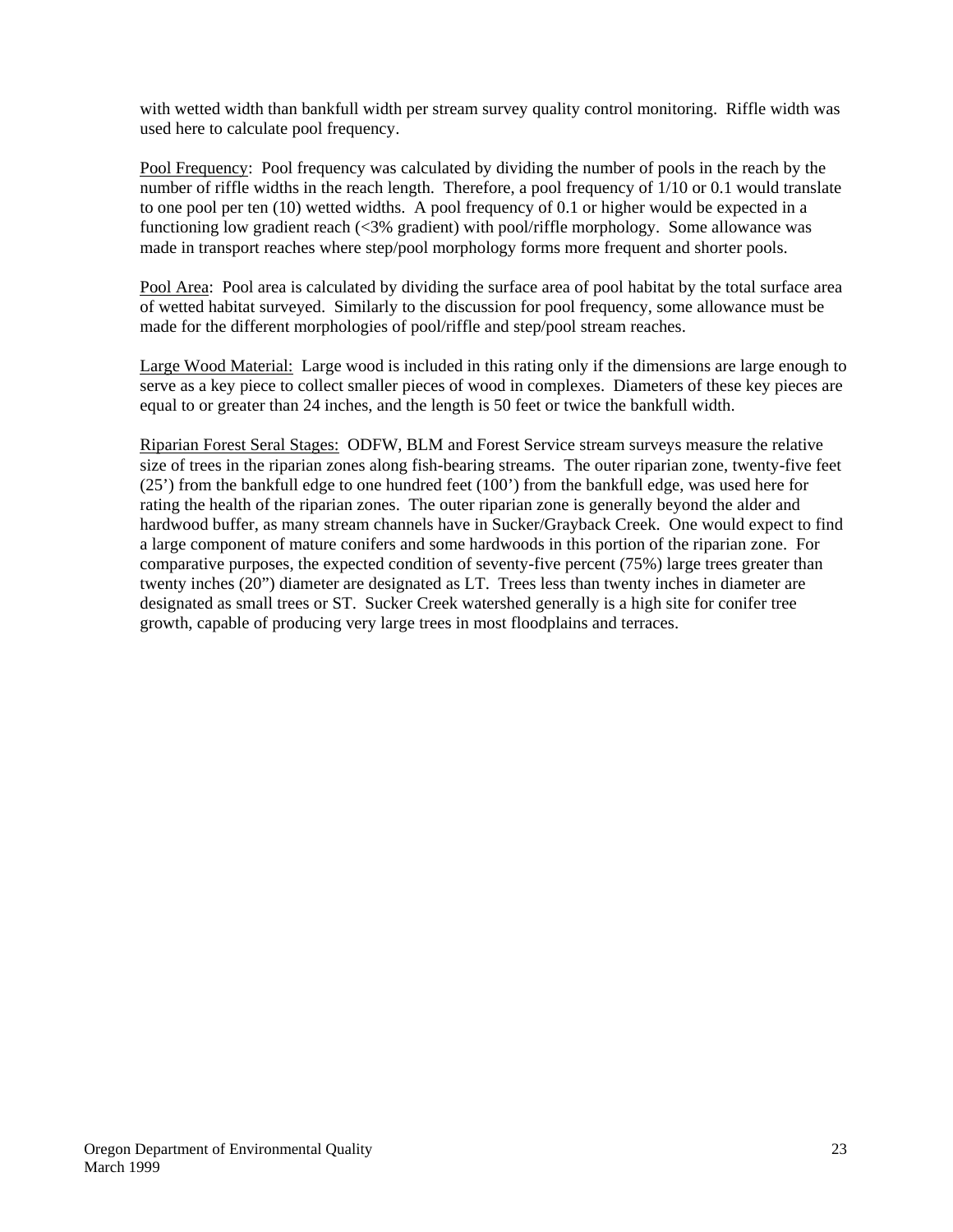with wetted width than bankfull width per stream survey quality control monitoring. Riffle width was used here to calculate pool frequency.

Pool Frequency: Pool frequency was calculated by dividing the number of pools in the reach by the number of riffle widths in the reach length. Therefore, a pool frequency of 1/10 or 0.1 would translate to one pool per ten (10) wetted widths. A pool frequency of 0.1 or higher would be expected in a functioning low gradient reach (<3% gradient) with pool/riffle morphology. Some allowance was made in transport reaches where step/pool morphology forms more frequent and shorter pools.

Pool Area: Pool area is calculated by dividing the surface area of pool habitat by the total surface area of wetted habitat surveyed. Similarly to the discussion for pool frequency, some allowance must be made for the different morphologies of pool/riffle and step/pool stream reaches.

Large Wood Material: Large wood is included in this rating only if the dimensions are large enough to serve as a key piece to collect smaller pieces of wood in complexes. Diameters of these key pieces are equal to or greater than 24 inches, and the length is 50 feet or twice the bankfull width.

Riparian Forest Seral Stages: ODFW, BLM and Forest Service stream surveys measure the relative size of trees in the riparian zones along fish-bearing streams. The outer riparian zone, twenty-five feet (25') from the bankfull edge to one hundred feet (100') from the bankfull edge, was used here for rating the health of the riparian zones. The outer riparian zone is generally beyond the alder and hardwood buffer, as many stream channels have in Sucker/Grayback Creek. One would expect to find a large component of mature conifers and some hardwoods in this portion of the riparian zone. For comparative purposes, the expected condition of seventy-five percent (75%) large trees greater than twenty inches (20") diameter are designated as LT. Trees less than twenty inches in diameter are designated as small trees or ST. Sucker Creek watershed generally is a high site for conifer tree growth, capable of producing very large trees in most floodplains and terraces.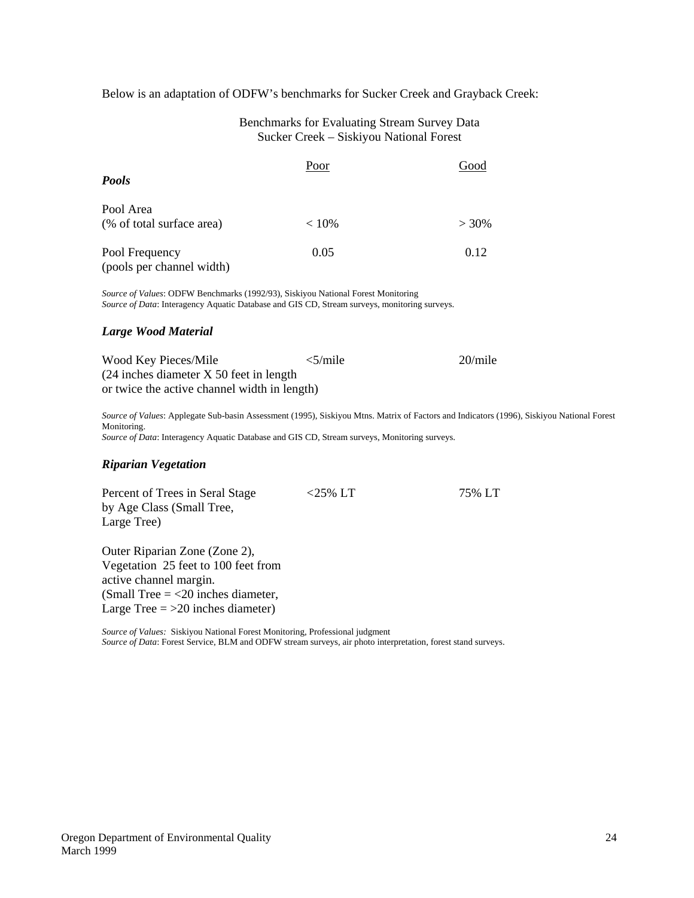Below is an adaptation of ODFW's benchmarks for Sucker Creek and Grayback Creek:

Benchmarks for Evaluating Stream Survey Data
Sucker Creek – Siskiyou National Forest

| | Poor | Good |
|---|---|---|
| ***Pools*** | | |
| Pool Area (% of total surface area) | < 10% | > 30% |
| Pool Frequency (pools per channel width) | 0.05 | 0.12 |

*Source of Values*: ODFW Benchmarks (1992/93), Siskiyou National Forest Monitoring
*Source of Data*: Interagency Aquatic Database and GIS CD, Stream surveys, monitoring surveys.

***Large Wood Material***

| | Poor | Good |
|---|---|---|
| Wood Key Pieces/Mile (24 inches diameter X 50 feet in length or twice the active channel width in length) | <5/mile | 20/mile |

*Source of Values*: Applegate Sub-basin Assessment (1995), Siskiyou Mtns. Matrix of Factors and Indicators (1996), Siskiyou National Forest Monitoring.
*Source of Data*: Interagency Aquatic Database and GIS CD, Stream surveys, Monitoring surveys.

***Riparian Vegetation***

| | Poor | Good |
|---|---|---|
| Percent of Trees in Seral Stage by Age Class (Small Tree, Large Tree) | <25% LT | 75% LT |

Outer Riparian Zone (Zone 2), Vegetation 25 feet to 100 feet from active channel margin.
(Small Tree = <20 inches diameter, Large Tree = >20 inches diameter)

*Source of Values:* Siskiyou National Forest Monitoring, Professional judgment
*Source of Data*: Forest Service, BLM and ODFW stream surveys, air photo interpretation, forest stand surveys.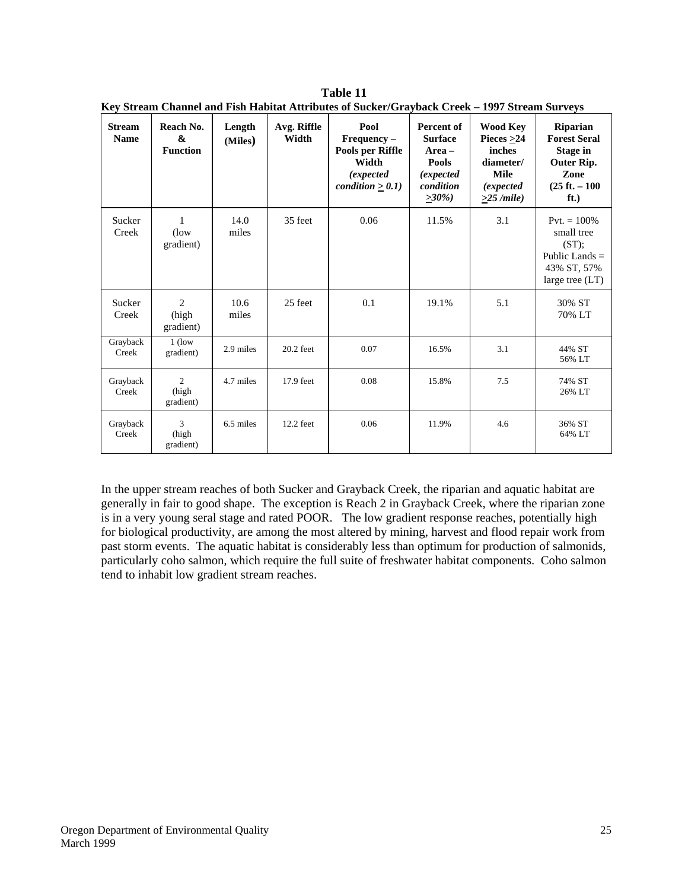**Table 11**
**Key Stream Channel and Fish Habitat Attributes of Sucker/Grayback Creek – 1997 Stream Surveys**

| Stream Name | Reach No. & Function | Length (Miles) | Avg. Riffle Width | Pool Frequency – Pools per Riffle Width *(expected condition ≥ 0.1)* | Percent of Surface Area – Pools *(expected condition ≥30%)* | Wood Key Pieces ≥24 inches diameter/ Mile *(expected ≥25 /mile)* | Riparian Forest Seral Stage in Outer Rip. Zone (25 ft. – 100 ft.) |
|---|---|---|---|---|---|---|---|
| Sucker Creek | 1 (low gradient) | 14.0 miles | 35 feet | 0.06 | 11.5% | 3.1 | Pvt. = 100% small tree (ST); Public Lands = 43% ST, 57% large tree (LT) |
| Sucker Creek | 2 (high gradient) | 10.6 miles | 25 feet | 0.1 | 19.1% | 5.1 | 30% ST 70% LT |
| Grayback Creek | 1 (low gradient) | 2.9 miles | 20.2 feet | 0.07 | 16.5% | 3.1 | 44% ST 56% LT |
| Grayback Creek | 2 (high gradient) | 4.7 miles | 17.9 feet | 0.08 | 15.8% | 7.5 | 74% ST 26% LT |
| Grayback Creek | 3 (high gradient) | 6.5 miles | 12.2 feet | 0.06 | 11.9% | 4.6 | 36% ST 64% LT |

In the upper stream reaches of both Sucker and Grayback Creek, the riparian and aquatic habitat are generally in fair to good shape. The exception is Reach 2 in Grayback Creek, where the riparian zone is in a very young seral stage and rated POOR. The low gradient response reaches, potentially high for biological productivity, are among the most altered by mining, harvest and flood repair work from past storm events. The aquatic habitat is considerably less than optimum for production of salmonids, particularly coho salmon, which require the full suite of freshwater habitat components. Coho salmon tend to inhabit low gradient stream reaches.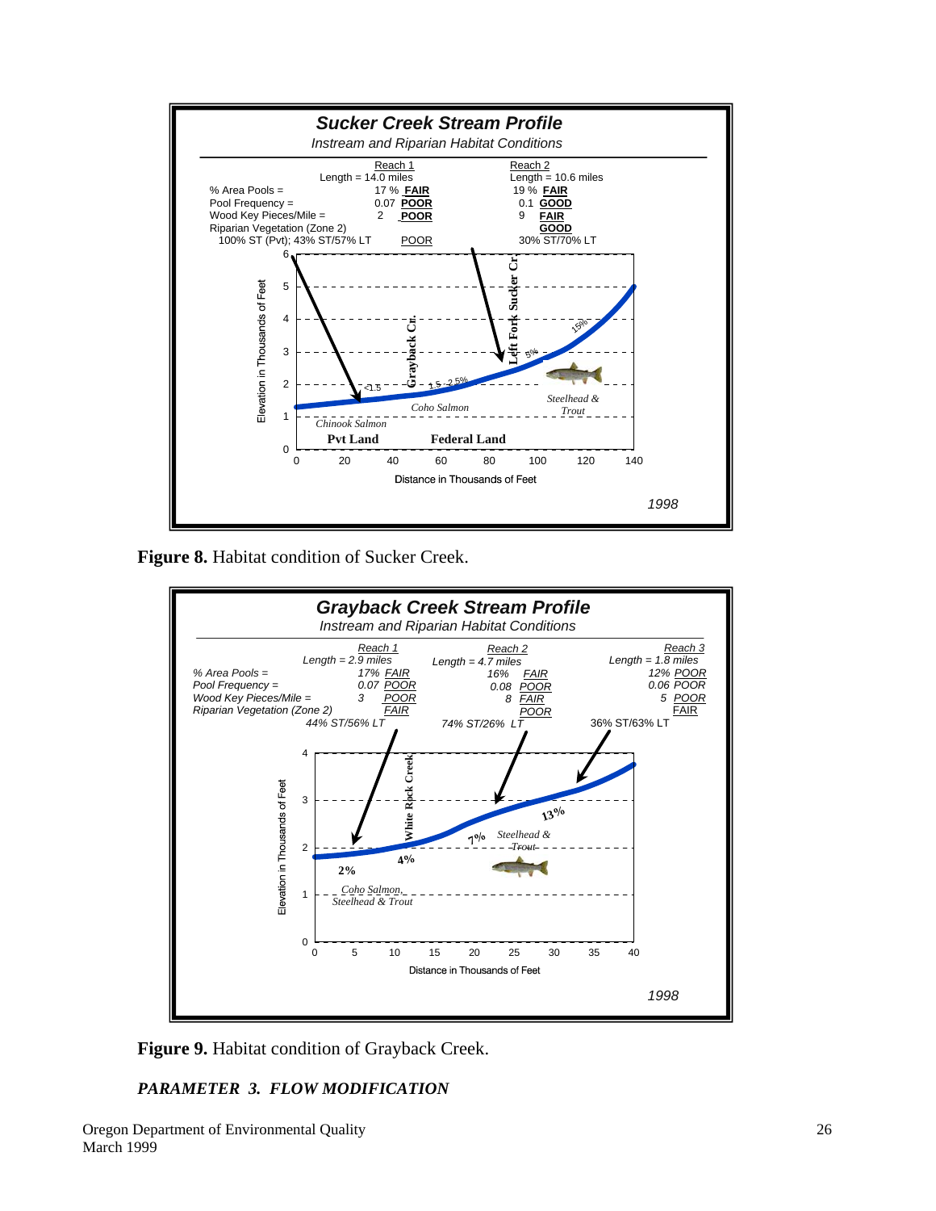**Sucker Creek Stream Profile**

*Instream and Riparian Habitat Conditions*

Reach 1
Length = 14.0 miles
% Area Pools = 17 % **FAIR**
Pool Frequency = 0.07 **POOR**
Wood Key Pieces/Mile = 2 **POOR**
Riparian Vegetation (Zone 2)
100% ST (Pvt); 43% ST/57% LT **POOR**

Reach 2
Length = 10.6 miles
19 % **FAIR**
0.1 **GOOD**
9 **FAIR**
**GOOD**
30% ST/70% LT

Elevation in Thousands of Feet
0
1
2
3
4
5
6

Grayback Cr.
Left Fork Sucker Cr.
<1.5
1.5 - 2.5%
5%
15%
Coho Salmon
Chinook Salmon
Steelhead & Trout
Pvt Land
Federal Land

0
20
40
60
80
100
120
140
Distance in Thousands of Feet

1998

**Figure 8.** Habitat condition of Sucker Creek.

**Grayback Creek Stream Profile**

*Instream and Riparian Habitat Conditions*

*Reach 1*
*Length = 2.9 miles*
*% Area Pools =* *17% FAIR*
*Pool Frequency =* *0.07 POOR*
*Wood Key Pieces/Mile =* *3 POOR*
*Riparian Vegetation (Zone 2)* *FAIR*
*44% ST/56% LT*

*Reach 2*
*Length = 4.7 miles*
*16% FAIR*
*0.08 POOR*
*8 FAIR*
*POOR*
*74% ST/26% LT*

*Reach 3*
*Length = 1.8 miles*
*12% POOR*
*0.06 POOR*
*5 POOR*
*FAIR*
36% ST/63% LT

Elevation in Thousands of Feet
0
1
2
3
4

White Rock Creek
2%
4%
7%
13%
Coho Salmon, Steelhead & Trout
Steelhead & Trout

0
5
10
15
20
25
30
35
40
Distance in Thousands of Feet

1998

**Figure 9.** Habitat condition of Grayback Creek.

### *PARAMETER 3. FLOW MODIFICATION*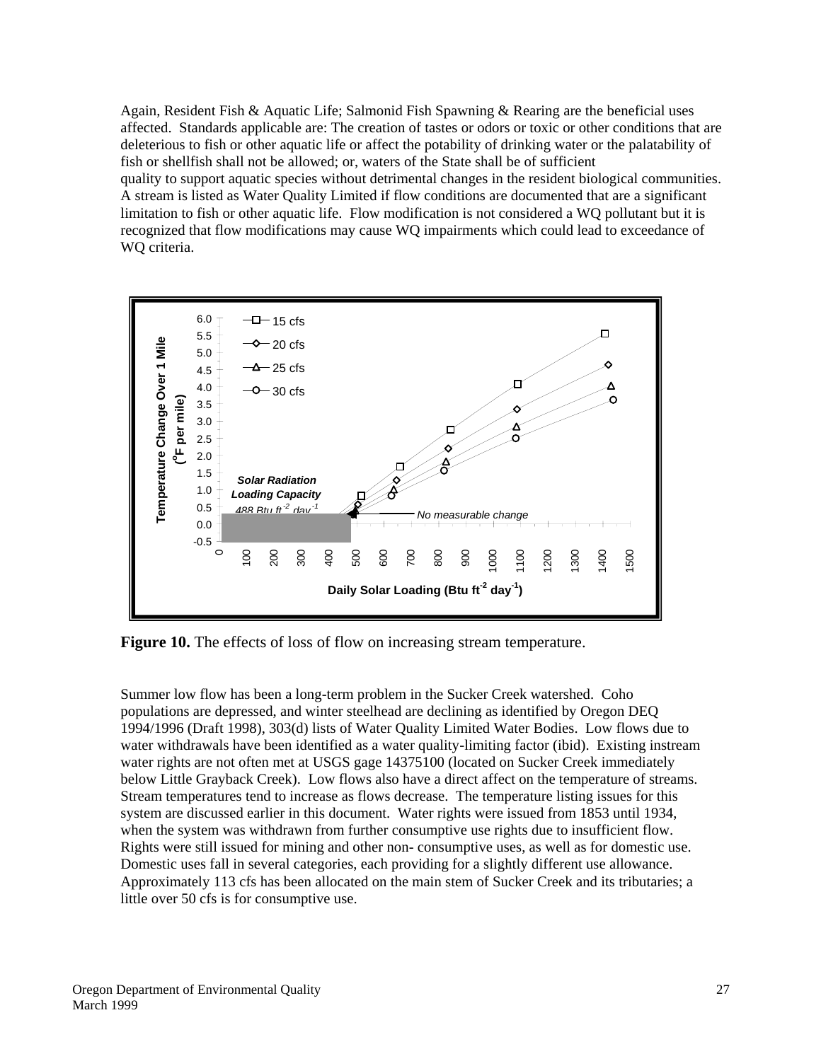Again, Resident Fish & Aquatic Life; Salmonid Fish Spawning & Rearing are the beneficial uses affected. Standards applicable are: The creation of tastes or odors or toxic or other conditions that are deleterious to fish or other aquatic life or affect the potability of drinking water or the palatability of fish or shellfish shall not be allowed; or, waters of the State shall be of sufficient quality to support aquatic species without detrimental changes in the resident biological communities. A stream is listed as Water Quality Limited if flow conditions are documented that are a significant limitation to fish or other aquatic life. Flow modification is not considered a WQ pollutant but it is recognized that flow modifications may cause WQ impairments which could lead to exceedance of WQ criteria.

Temperature Change Over 1 Mile ($^oF$ per mile)

6.0
5.5
5.0
4.5
4.0
3.5
3.0
2.5
2.0
1.5
1.0
0.5
0.0
-0.5

15 cfs
20 cfs
25 cfs
30 cfs

*Solar Radiation Loading Capacity*
*488 Btu ft$^{-2}$ day$^{-1}$*

*No measurable change*

0 100 200 300 400 500 600 700 800 900 1000 1100 1200 1300 1400 1500

Daily Solar Loading (Btu ft$^{-2}$ day$^{-1}$)

**Figure 10.** The effects of loss of flow on increasing stream temperature.

Summer low flow has been a long-term problem in the Sucker Creek watershed. Coho populations are depressed, and winter steelhead are declining as identified by Oregon DEQ 1994/1996 (Draft 1998), 303(d) lists of Water Quality Limited Water Bodies. Low flows due to water withdrawals have been identified as a water quality-limiting factor (ibid). Existing instream water rights are not often met at USGS gage 14375100 (located on Sucker Creek immediately below Little Grayback Creek). Low flows also have a direct affect on the temperature of streams. Stream temperatures tend to increase as flows decrease. The temperature listing issues for this system are discussed earlier in this document. Water rights were issued from 1853 until 1934, when the system was withdrawn from further consumptive use rights due to insufficient flow. Rights were still issued for mining and other non- consumptive uses, as well as for domestic use. Domestic uses fall in several categories, each providing for a slightly different use allowance. Approximately 113 cfs has been allocated on the main stem of Sucker Creek and its tributaries; a little over 50 cfs is for consumptive use.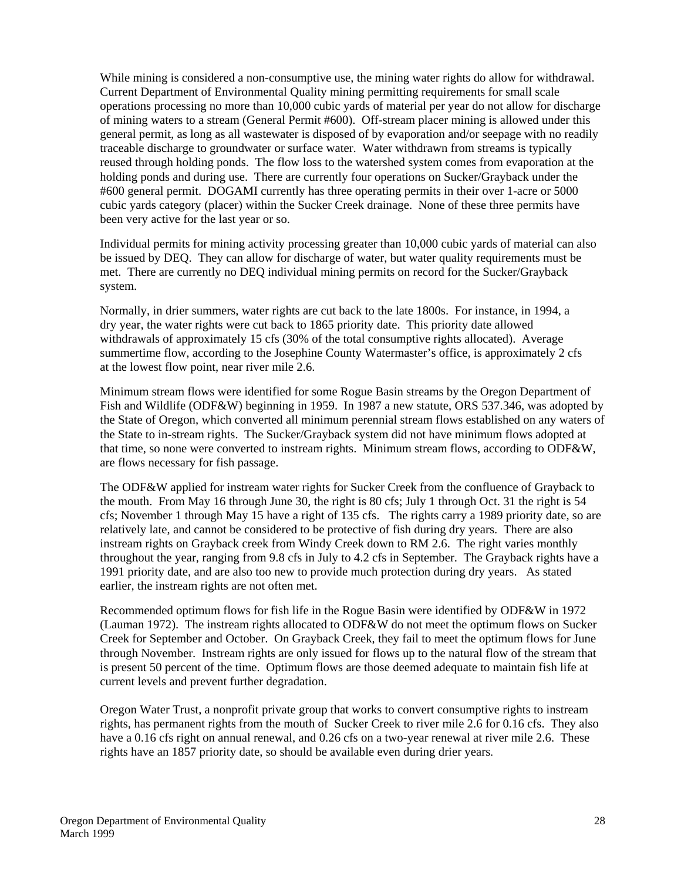While mining is considered a non-consumptive use, the mining water rights do allow for withdrawal. Current Department of Environmental Quality mining permitting requirements for small scale operations processing no more than 10,000 cubic yards of material per year do not allow for discharge of mining waters to a stream (General Permit #600). Off-stream placer mining is allowed under this general permit, as long as all wastewater is disposed of by evaporation and/or seepage with no readily traceable discharge to groundwater or surface water. Water withdrawn from streams is typically reused through holding ponds. The flow loss to the watershed system comes from evaporation at the holding ponds and during use. There are currently four operations on Sucker/Grayback under the #600 general permit. DOGAMI currently has three operating permits in their over 1-acre or 5000 cubic yards category (placer) within the Sucker Creek drainage. None of these three permits have been very active for the last year or so.

Individual permits for mining activity processing greater than 10,000 cubic yards of material can also be issued by DEQ. They can allow for discharge of water, but water quality requirements must be met. There are currently no DEQ individual mining permits on record for the Sucker/Grayback system.

Normally, in drier summers, water rights are cut back to the late 1800s. For instance, in 1994, a dry year, the water rights were cut back to 1865 priority date. This priority date allowed withdrawals of approximately 15 cfs (30% of the total consumptive rights allocated). Average summertime flow, according to the Josephine County Watermaster's office, is approximately 2 cfs at the lowest flow point, near river mile 2.6.

Minimum stream flows were identified for some Rogue Basin streams by the Oregon Department of Fish and Wildlife (ODF&W) beginning in 1959. In 1987 a new statute, ORS 537.346, was adopted by the State of Oregon, which converted all minimum perennial stream flows established on any waters of the State to in-stream rights. The Sucker/Grayback system did not have minimum flows adopted at that time, so none were converted to instream rights. Minimum stream flows, according to ODF&W, are flows necessary for fish passage.

The ODF&W applied for instream water rights for Sucker Creek from the confluence of Grayback to the mouth. From May 16 through June 30, the right is 80 cfs; July 1 through Oct. 31 the right is 54 cfs; November 1 through May 15 have a right of 135 cfs. The rights carry a 1989 priority date, so are relatively late, and cannot be considered to be protective of fish during dry years. There are also instream rights on Grayback creek from Windy Creek down to RM 2.6. The right varies monthly throughout the year, ranging from 9.8 cfs in July to 4.2 cfs in September. The Grayback rights have a 1991 priority date, and are also too new to provide much protection during dry years. As stated earlier, the instream rights are not often met.

Recommended optimum flows for fish life in the Rogue Basin were identified by ODF&W in 1972 (Lauman 1972). The instream rights allocated to ODF&W do not meet the optimum flows on Sucker Creek for September and October. On Grayback Creek, they fail to meet the optimum flows for June through November. Instream rights are only issued for flows up to the natural flow of the stream that is present 50 percent of the time. Optimum flows are those deemed adequate to maintain fish life at current levels and prevent further degradation.

Oregon Water Trust, a nonprofit private group that works to convert consumptive rights to instream rights, has permanent rights from the mouth of Sucker Creek to river mile 2.6 for 0.16 cfs. They also have a 0.16 cfs right on annual renewal, and 0.26 cfs on a two-year renewal at river mile 2.6. These rights have an 1857 priority date, so should be available even during drier years.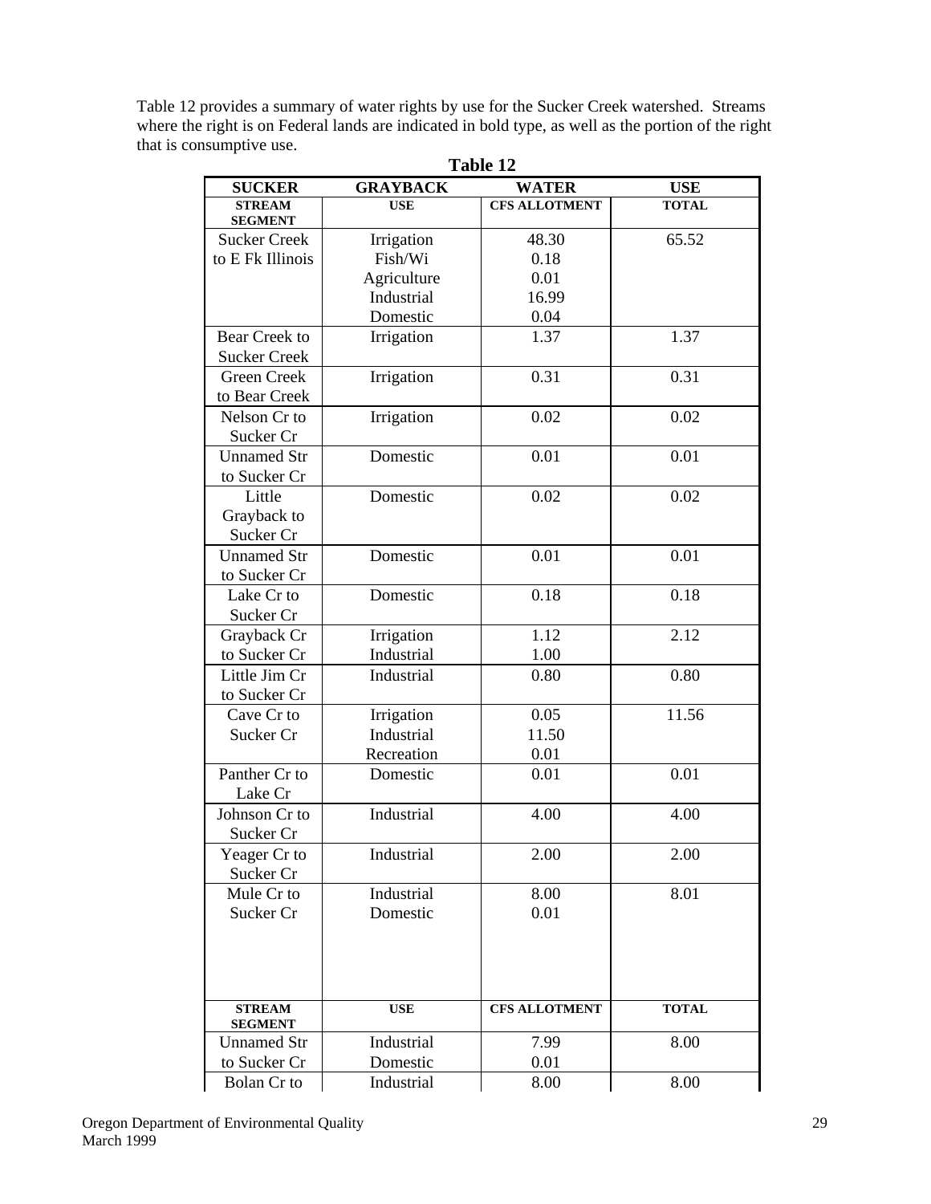Table 12 provides a summary of water rights by use for the Sucker Creek watershed. Streams where the right is on Federal lands are indicated in bold type, as well as the portion of the right that is consumptive use.

**Table 12**

| SUCKER | GRAYBACK | WATER | USE |
|---|---|---|---|
| **STREAM SEGMENT** | **USE** | **CFS ALLOTMENT** | **TOTAL** |
| Sucker Creek to E Fk Illinois | Irrigation<br>Fish/Wi<br>Agriculture<br>Industrial<br>Domestic | 48.30<br>0.18<br>0.01<br>16.99<br>0.04 | 65.52 |
| Bear Creek to Sucker Creek | Irrigation | 1.37 | 1.37 |
| Green Creek to Bear Creek | Irrigation | 0.31 | 0.31 |
| Nelson Cr to Sucker Cr | Irrigation | 0.02 | 0.02 |
| Unnamed Str to Sucker Cr | Domestic | 0.01 | 0.01 |
| Little Grayback to Sucker Cr | Domestic | 0.02 | 0.02 |
| Unnamed Str to Sucker Cr | Domestic | 0.01 | 0.01 |
| Lake Cr to Sucker Cr | Domestic | 0.18 | 0.18 |
| Grayback Cr to Sucker Cr | Irrigation<br>Industrial | 1.12<br>1.00 | 2.12 |
| Little Jim Cr to Sucker Cr | Industrial | 0.80 | 0.80 |
| Cave Cr to Sucker Cr | Irrigation<br>Industrial<br>Recreation | 0.05<br>11.50<br>0.01 | 11.56 |
| Panther Cr to Lake Cr | Domestic | 0.01 | 0.01 |
| Johnson Cr to Sucker Cr | Industrial | 4.00 | 4.00 |
| Yeager Cr to Sucker Cr | Industrial | 2.00 | 2.00 |
| Mule Cr to Sucker Cr | Industrial<br>Domestic | 8.00<br>0.01 | 8.01 |
| **STREAM SEGMENT** | **USE** | **CFS ALLOTMENT** | **TOTAL** |
| Unnamed Str to Sucker Cr | Industrial<br>Domestic | 7.99<br>0.01 | 8.00 |
| Bolan Cr to | Industrial | 8.00 | 8.00 |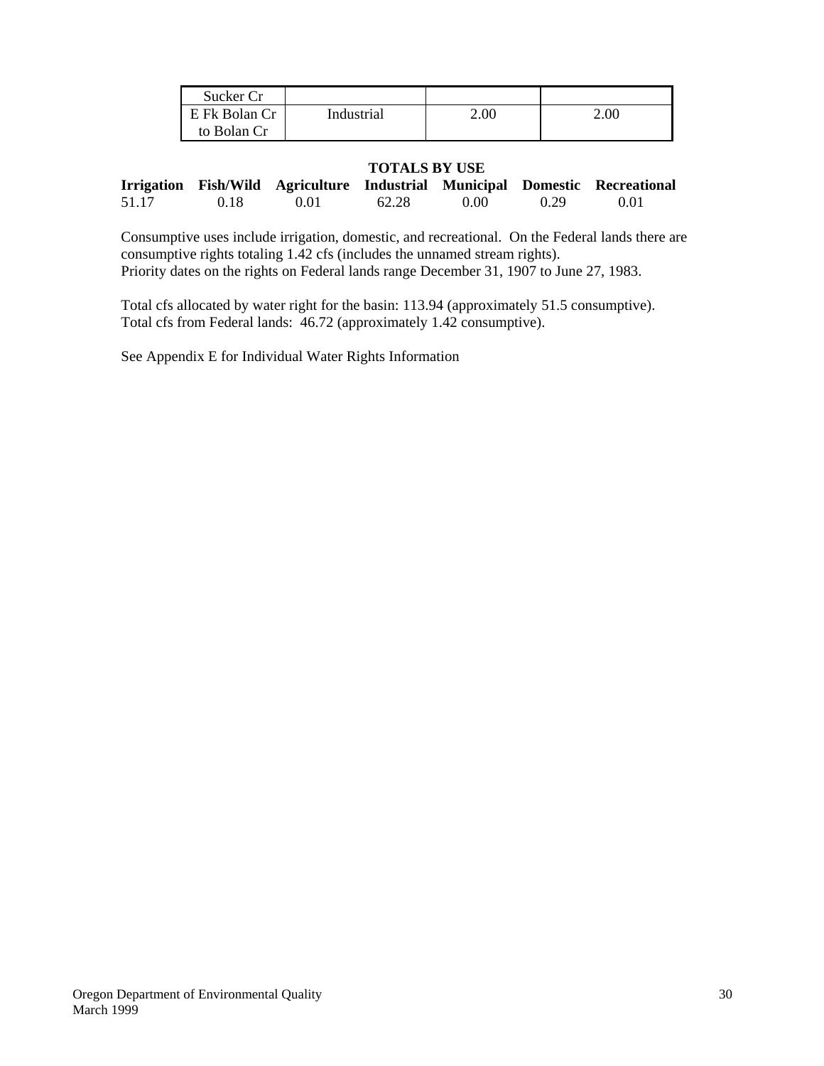| | | | |
|---|---|---|---|
| Sucker Cr | | | |
| E Fk Bolan Cr to Bolan Cr | Industrial | 2.00 | 2.00 |

**TOTALS BY USE**

| Irrigation | Fish/Wild | Agriculture | Industrial | Municipal | Domestic | Recreational |
|---|---|---|---|---|---|---|
| 51.17 | 0.18 | 0.01 | 62.28 | 0.00 | 0.29 | 0.01 |

Consumptive uses include irrigation, domestic, and recreational. On the Federal lands there are consumptive rights totaling 1.42 cfs (includes the unnamed stream rights).
Priority dates on the rights on Federal lands range December 31, 1907 to June 27, 1983.

Total cfs allocated by water right for the basin: 113.94 (approximately 51.5 consumptive).
Total cfs from Federal lands: 46.72 (approximately 1.42 consumptive).

See Appendix E for Individual Water Rights Information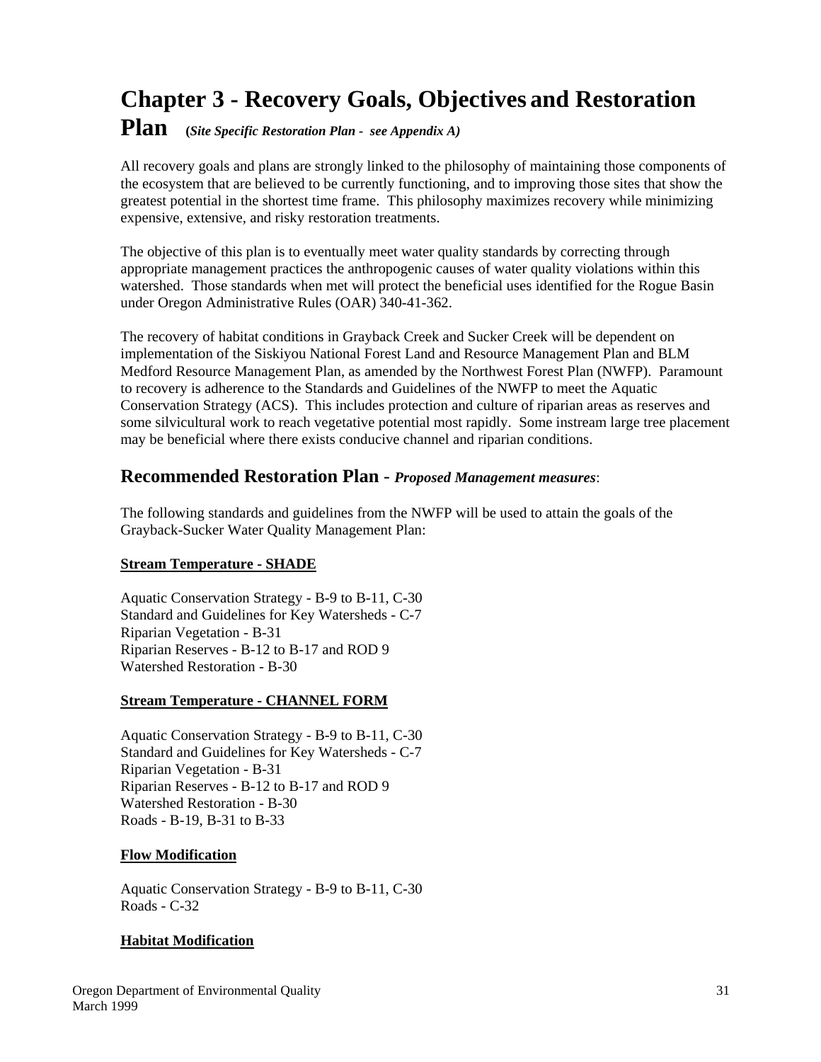# Chapter 3 - Recovery Goals, Objectives and Restoration Plan (*Site Specific Restoration Plan - see Appendix A)*

All recovery goals and plans are strongly linked to the philosophy of maintaining those components of the ecosystem that are believed to be currently functioning, and to improving those sites that show the greatest potential in the shortest time frame. This philosophy maximizes recovery while minimizing expensive, extensive, and risky restoration treatments.

The objective of this plan is to eventually meet water quality standards by correcting through appropriate management practices the anthropogenic causes of water quality violations within this watershed. Those standards when met will protect the beneficial uses identified for the Rogue Basin under Oregon Administrative Rules (OAR) 340-41-362.

The recovery of habitat conditions in Grayback Creek and Sucker Creek will be dependent on implementation of the Siskiyou National Forest Land and Resource Management Plan and BLM Medford Resource Management Plan, as amended by the Northwest Forest Plan (NWFP). Paramount to recovery is adherence to the Standards and Guidelines of the NWFP to meet the Aquatic Conservation Strategy (ACS). This includes protection and culture of riparian areas as reserves and some silvicultural work to reach vegetative potential most rapidly. Some instream large tree placement may be beneficial where there exists conducive channel and riparian conditions.

## Recommended Restoration Plan - *Proposed Management measures*:

The following standards and guidelines from the NWFP will be used to attain the goals of the Grayback-Sucker Water Quality Management Plan:

**Stream Temperature - SHADE**

Aquatic Conservation Strategy - B-9 to B-11, C-30
Standard and Guidelines for Key Watersheds - C-7
Riparian Vegetation - B-31
Riparian Reserves - B-12 to B-17 and ROD 9
Watershed Restoration - B-30

**Stream Temperature - CHANNEL FORM**

Aquatic Conservation Strategy - B-9 to B-11, C-30
Standard and Guidelines for Key Watersheds - C-7
Riparian Vegetation - B-31
Riparian Reserves - B-12 to B-17 and ROD 9
Watershed Restoration - B-30
Roads - B-19, B-31 to B-33

**Flow Modification**

Aquatic Conservation Strategy - B-9 to B-11, C-30
Roads - C-32

**Habitat Modification**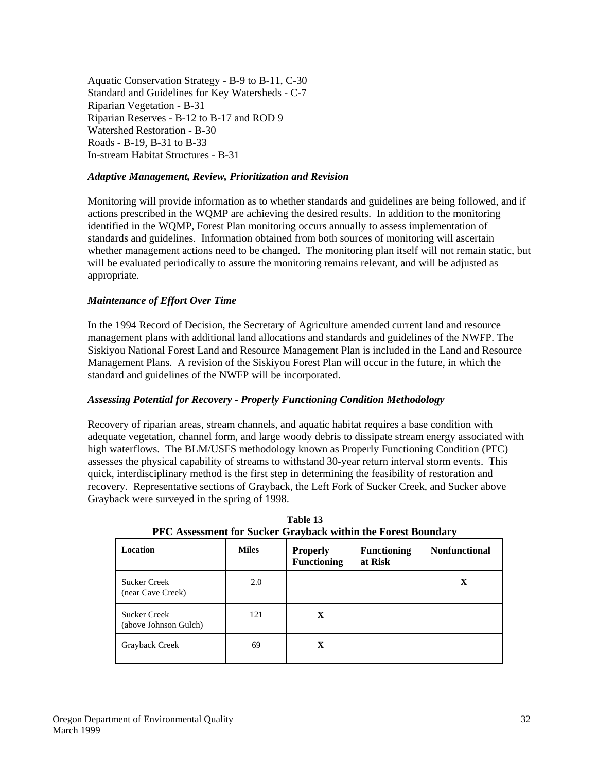Aquatic Conservation Strategy - B-9 to B-11, C-30
Standard and Guidelines for Key Watersheds - C-7
Riparian Vegetation - B-31
Riparian Reserves - B-12 to B-17 and ROD 9
Watershed Restoration - B-30
Roads - B-19, B-31 to B-33
In-stream Habitat Structures - B-31

### *Adaptive Management, Review, Prioritization and Revision*

Monitoring will provide information as to whether standards and guidelines are being followed, and if actions prescribed in the WQMP are achieving the desired results. In addition to the monitoring identified in the WQMP, Forest Plan monitoring occurs annually to assess implementation of standards and guidelines. Information obtained from both sources of monitoring will ascertain whether management actions need to be changed. The monitoring plan itself will not remain static, but will be evaluated periodically to assure the monitoring remains relevant, and will be adjusted as appropriate.

### *Maintenance of Effort Over Time*

In the 1994 Record of Decision, the Secretary of Agriculture amended current land and resource management plans with additional land allocations and standards and guidelines of the NWFP. The Siskiyou National Forest Land and Resource Management Plan is included in the Land and Resource Management Plans. A revision of the Siskiyou Forest Plan will occur in the future, in which the standard and guidelines of the NWFP will be incorporated.

### *Assessing Potential for Recovery - Properly Functioning Condition Methodology*

Recovery of riparian areas, stream channels, and aquatic habitat requires a base condition with adequate vegetation, channel form, and large woody debris to dissipate stream energy associated with high waterflows. The BLM/USFS methodology known as Properly Functioning Condition (PFC) assesses the physical capability of streams to withstand 30-year return interval storm events. This quick, interdisciplinary method is the first step in determining the feasibility of restoration and recovery. Representative sections of Grayback, the Left Fork of Sucker Creek, and Sucker above Grayback were surveyed in the spring of 1998.

**Table 13**
**PFC Assessment for Sucker Grayback within the Forest Boundary**

| Location | Miles | Properly Functioning | Functioning at Risk | Nonfunctional |
|---|---|---|---|---|
| Sucker Creek (near Cave Creek) | 2.0 | | | X |
| Sucker Creek (above Johnson Gulch) | 121 | X | | |
| Grayback Creek | 69 | X | | |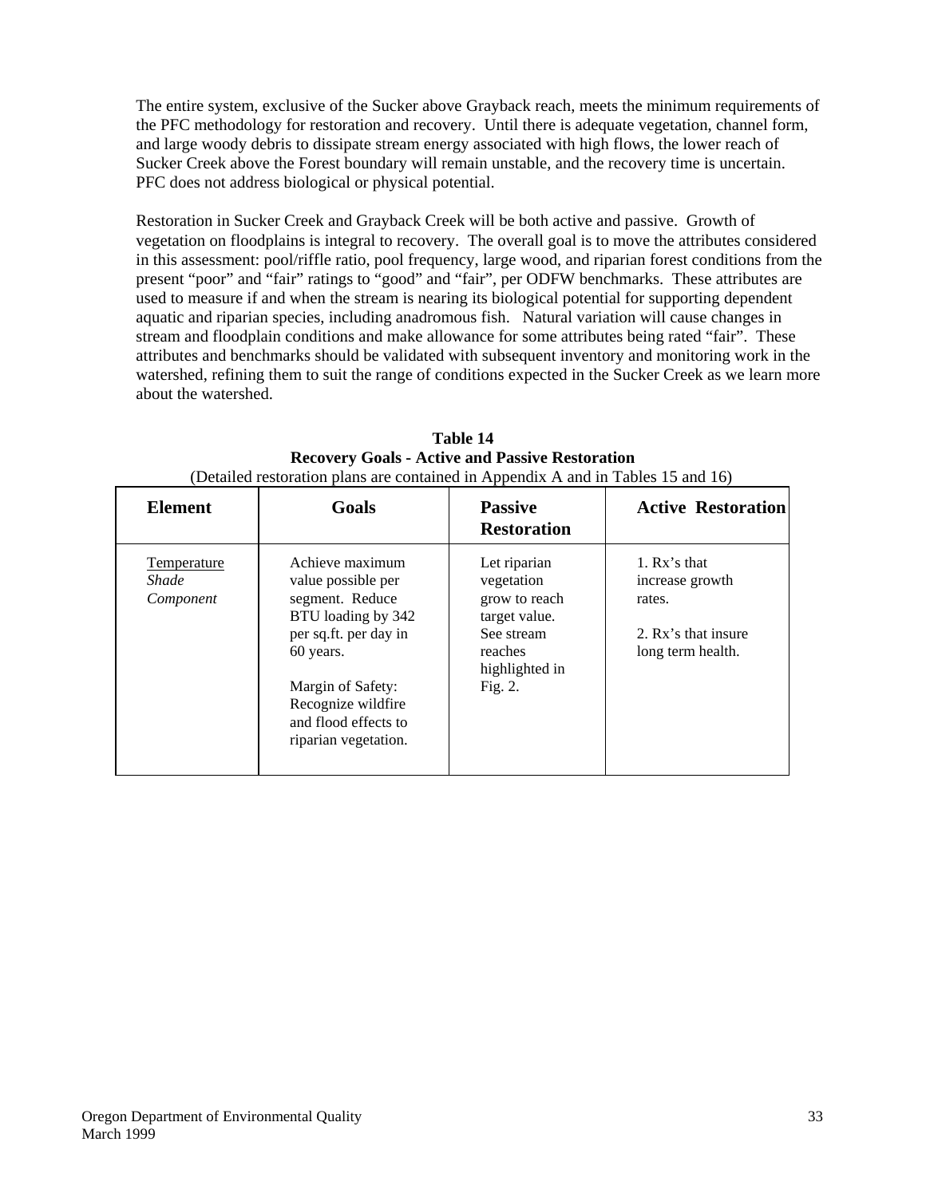The entire system, exclusive of the Sucker above Grayback reach, meets the minimum requirements of the PFC methodology for restoration and recovery. Until there is adequate vegetation, channel form, and large woody debris to dissipate stream energy associated with high flows, the lower reach of Sucker Creek above the Forest boundary will remain unstable, and the recovery time is uncertain. PFC does not address biological or physical potential.

Restoration in Sucker Creek and Grayback Creek will be both active and passive. Growth of vegetation on floodplains is integral to recovery. The overall goal is to move the attributes considered in this assessment: pool/riffle ratio, pool frequency, large wood, and riparian forest conditions from the present "poor" and "fair" ratings to "good" and "fair", per ODFW benchmarks. These attributes are used to measure if and when the stream is nearing its biological potential for supporting dependent aquatic and riparian species, including anadromous fish. Natural variation will cause changes in stream and floodplain conditions and make allowance for some attributes being rated "fair". These attributes and benchmarks should be validated with subsequent inventory and monitoring work in the watershed, refining them to suit the range of conditions expected in the Sucker Creek as we learn more about the watershed.

**Table 14**
**Recovery Goals - Active and Passive Restoration**
(Detailed restoration plans are contained in Appendix A and in Tables 15 and 16)

| Element | Goals | Passive Restoration | Active Restoration |
|---|---|---|---|
| Temperature *Shade Component* | Achieve maximum value possible per segment. Reduce BTU loading by 342 per sq.ft. per day in 60 years. Margin of Safety: Recognize wildfire and flood effects to riparian vegetation. | Let riparian vegetation grow to reach target value. See stream reaches highlighted in Fig. 2. | 1. Rx's that increase growth rates. 2. Rx's that insure long term health. |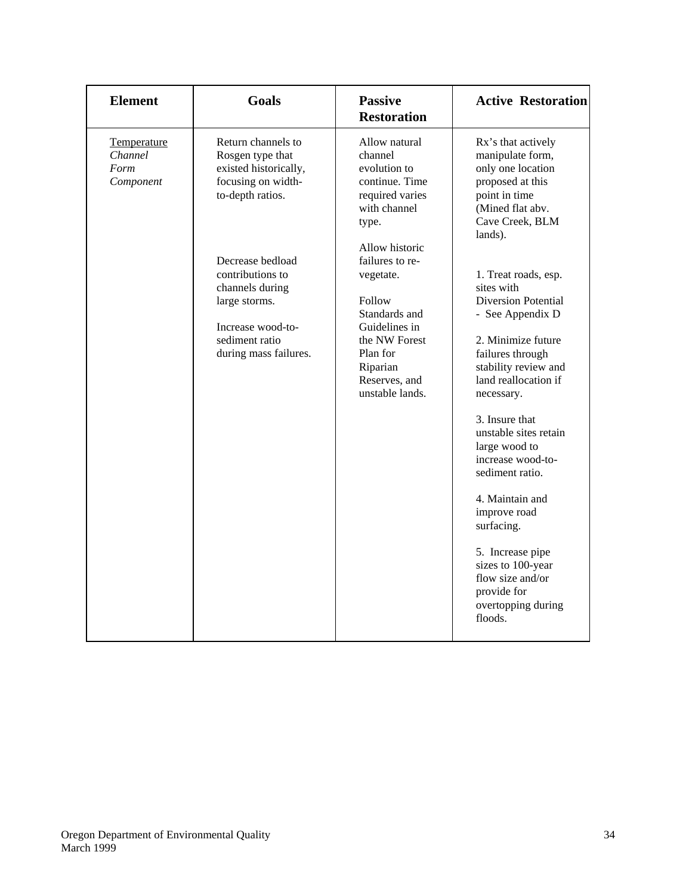| Element | Goals | Passive Restoration | Active Restoration |
|---|---|---|---|
| Temperature *Channel Form Component* | Return channels to Rosgen type that existed historically, focusing on width-to-depth ratios.<br><br>Decrease bedload contributions to channels during large storms.<br><br>Increase wood-to-sediment ratio during mass failures. | Allow natural channel evolution to continue. Time required varies with channel type.<br><br>Allow historic failures to re-vegetate.<br><br>Follow Standards and Guidelines in the NW Forest Plan for Riparian Reserves, and unstable lands. | Rx's that actively manipulate form, only one location proposed at this point in time (Mined flat abv. Cave Creek, BLM lands).<br><br>1. Treat roads, esp. sites with Diversion Potential - See Appendix D<br><br>2. Minimize future failures through stability review and land reallocation if necessary.<br><br>3. Insure that unstable sites retain large wood to increase wood-to-sediment ratio.<br><br>4. Maintain and improve road surfacing.<br><br>5. Increase pipe sizes to 100-year flow size and/or provide for overtopping during floods. |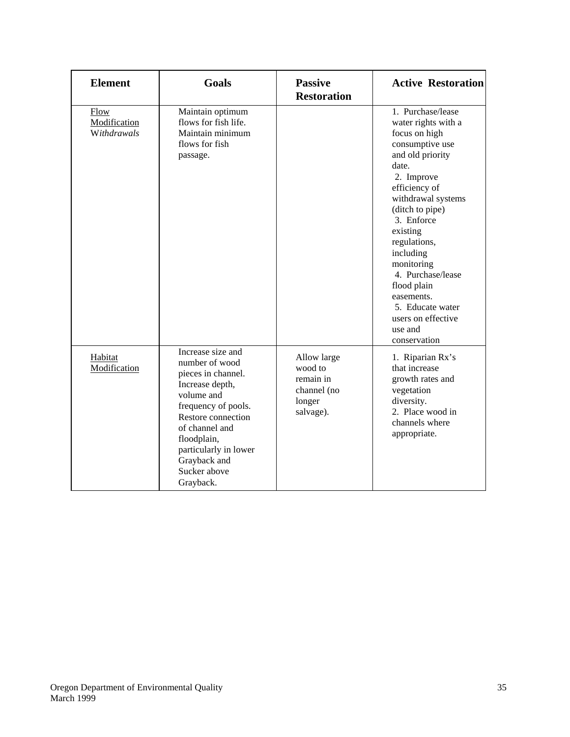| Element | Goals | Passive Restoration | Active Restoration |
|---|---|---|---|
| Flow Modification *Withdrawals* | Maintain optimum flows for fish life. Maintain minimum flows for fish passage. | | 1. Purchase/lease water rights with a focus on high consumptive use and old priority date. 2. Improve efficiency of withdrawal systems (ditch to pipe) 3. Enforce existing regulations, including monitoring 4. Purchase/lease flood plain easements. 5. Educate water users on effective use and conservation |
| Habitat Modification | Increase size and number of wood pieces in channel. Increase depth, volume and frequency of pools. Restore connection of channel and floodplain, particularly in lower Grayback and Sucker above Grayback. | Allow large wood to remain in channel (no longer salvage). | 1. Riparian Rx's that increase growth rates and vegetation diversity. 2. Place wood in channels where appropriate. |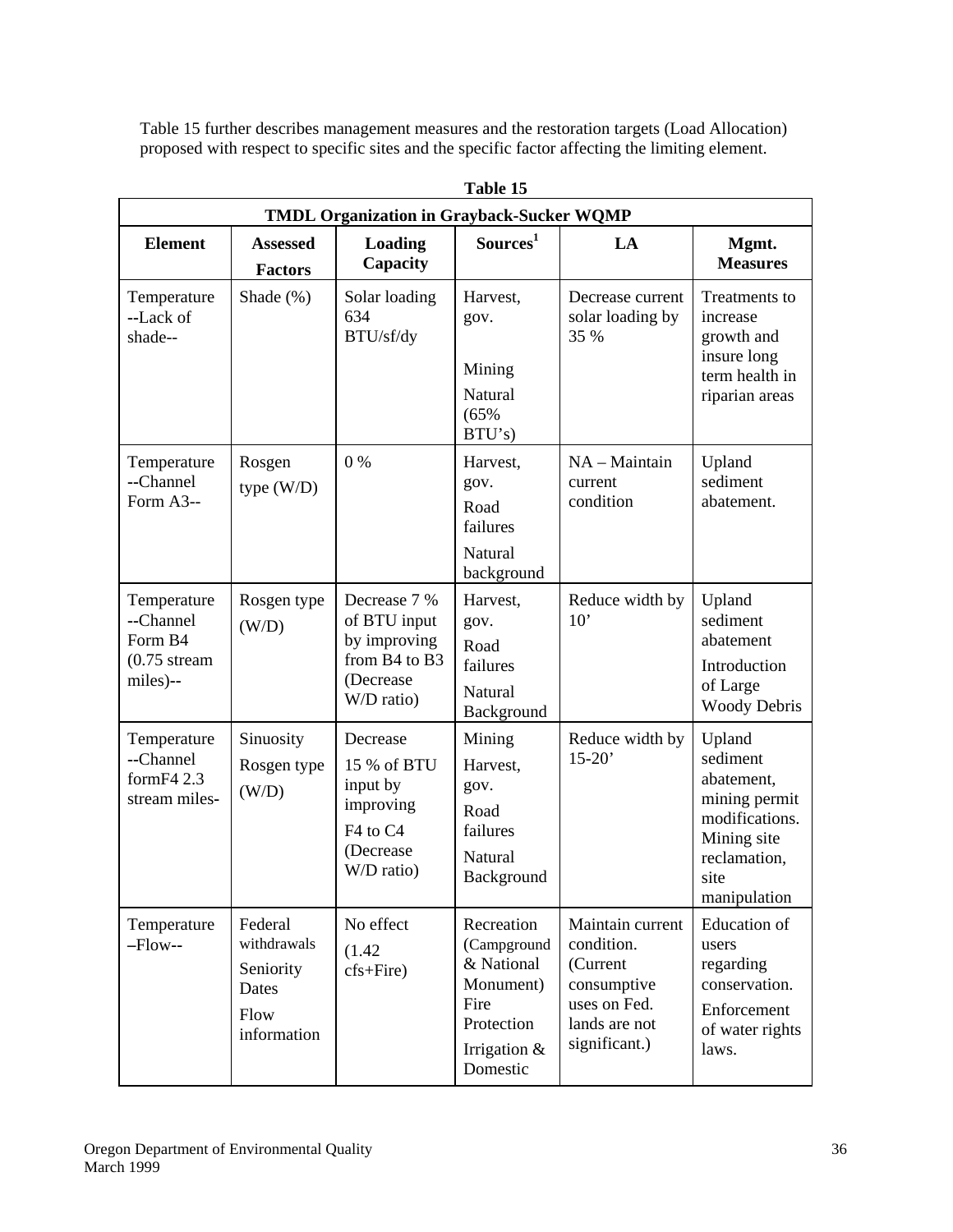Table 15 further describes management measures and the restoration targets (Load Allocation) proposed with respect to specific sites and the specific factor affecting the limiting element.

**Table 15**

| TMDL Organization in Grayback-Sucker WQMP | | | | | |
|---|---|---|---|---|---|
| **Element** | **Assessed Factors** | **Loading Capacity** | **Sources[1]** | **LA** | **Mgmt. Measures** |
| Temperature --Lack of shade-- | Shade (%) | Solar loading 634 BTU/sf/dy | Harvest, gov.<br><br>Mining<br>Natural (65% BTU's) | Decrease current solar loading by 35 % | Treatments to increase growth and insure long term health in riparian areas |
| Temperature --Channel Form A3-- | Rosgen type (W/D) | 0 % | Harvest, gov.<br>Road failures<br>Natural background | NA – Maintain current condition | Upland sediment abatement. |
| Temperature --Channel Form B4 (0.75 stream miles)-- | Rosgen type (W/D) | Decrease 7 % of BTU input by improving from B4 to B3 (Decrease W/D ratio) | Harvest, gov.<br>Road failures<br>Natural Background | Reduce width by 10' | Upland sediment abatement<br>Introduction of Large Woody Debris |
| Temperature --Channel formF4 2.3 stream miles- | Sinuosity<br>Rosgen type (W/D) | Decrease<br>15 % of BTU input by improving<br>F4 to C4<br>(Decrease W/D ratio) | Mining<br>Harvest, gov.<br>Road failures<br>Natural Background | Reduce width by 15-20' | Upland sediment abatement, mining permit modifications. Mining site reclamation, site manipulation |
| Temperature –Flow-- | Federal withdrawals<br>Seniority Dates<br>Flow information | No effect<br>(1.42 cfs+Fire) | Recreation (Campground & National Monument)<br>Fire Protection<br>Irrigation & Domestic | Maintain current condition. (Current consumptive uses on Fed. lands are not significant.) | Education of users regarding conservation.<br>Enforcement of water rights laws. |

Oregon Department of Environmental Quality
March 1999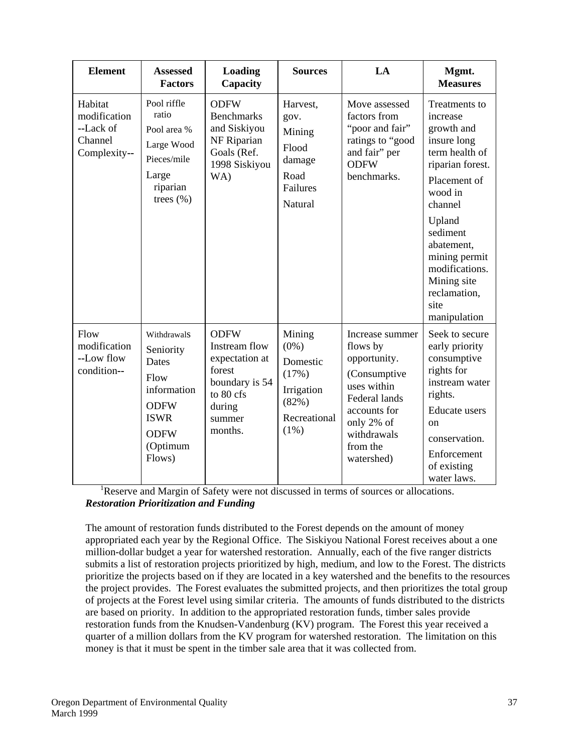| Element | Assessed Factors | Loading Capacity | Sources | LA | Mgmt. Measures |
|---|---|---|---|---|---|
| Habitat modification --Lack of Channel Complexity-- | Pool riffle ratio<br>Pool area %<br>Large Wood Pieces/mile<br>Large riparian trees (%) | ODFW Benchmarks and Siskiyou NF Riparian Goals (Ref. 1998 Siskiyou WA) | Harvest, gov.<br>Mining<br>Flood damage<br>Road Failures<br>Natural | Move assessed factors from "poor and fair" ratings to "good and fair" per ODFW benchmarks. | Treatments to increase growth and insure long term health of riparian forest.<br>Placement of wood in channel<br>Upland sediment abatement, mining permit modifications. Mining site reclamation, site manipulation |
| Flow modification --Low flow condition-- | Withdrawals<br>Seniority Dates<br>Flow information<br>ODFW ISWR<br>ODFW (Optimum Flows) | ODFW Instream flow expectation at forest boundary is 54 to 80 cfs during summer months. | Mining (0%)<br>Domestic (17%)<br>Irrigation (82%)<br>Recreational (1%) | Increase summer flows by opportunity. (Consumptive uses within Federal lands accounts for only 2% of withdrawals from the watershed) | Seek to secure early priority consumptive rights for instream water rights.<br>Educate users on conservation.<br>Enforcement of existing water laws. |

[1]Reserve and Margin of Safety were not discussed in terms of sources or allocations.

***Restoration Prioritization and Funding***

The amount of restoration funds distributed to the Forest depends on the amount of money appropriated each year by the Regional Office. The Siskiyou National Forest receives about a one million-dollar budget a year for watershed restoration. Annually, each of the five ranger districts submits a list of restoration projects prioritized by high, medium, and low to the Forest. The districts prioritize the projects based on if they are located in a key watershed and the benefits to the resources the project provides. The Forest evaluates the submitted projects, and then prioritizes the total group of projects at the Forest level using similar criteria. The amounts of funds distributed to the districts are based on priority. In addition to the appropriated restoration funds, timber sales provide restoration funds from the Knudsen-Vandenburg (KV) program. The Forest this year received a quarter of a million dollars from the KV program for watershed restoration. The limitation on this money is that it must be spent in the timber sale area that it was collected from.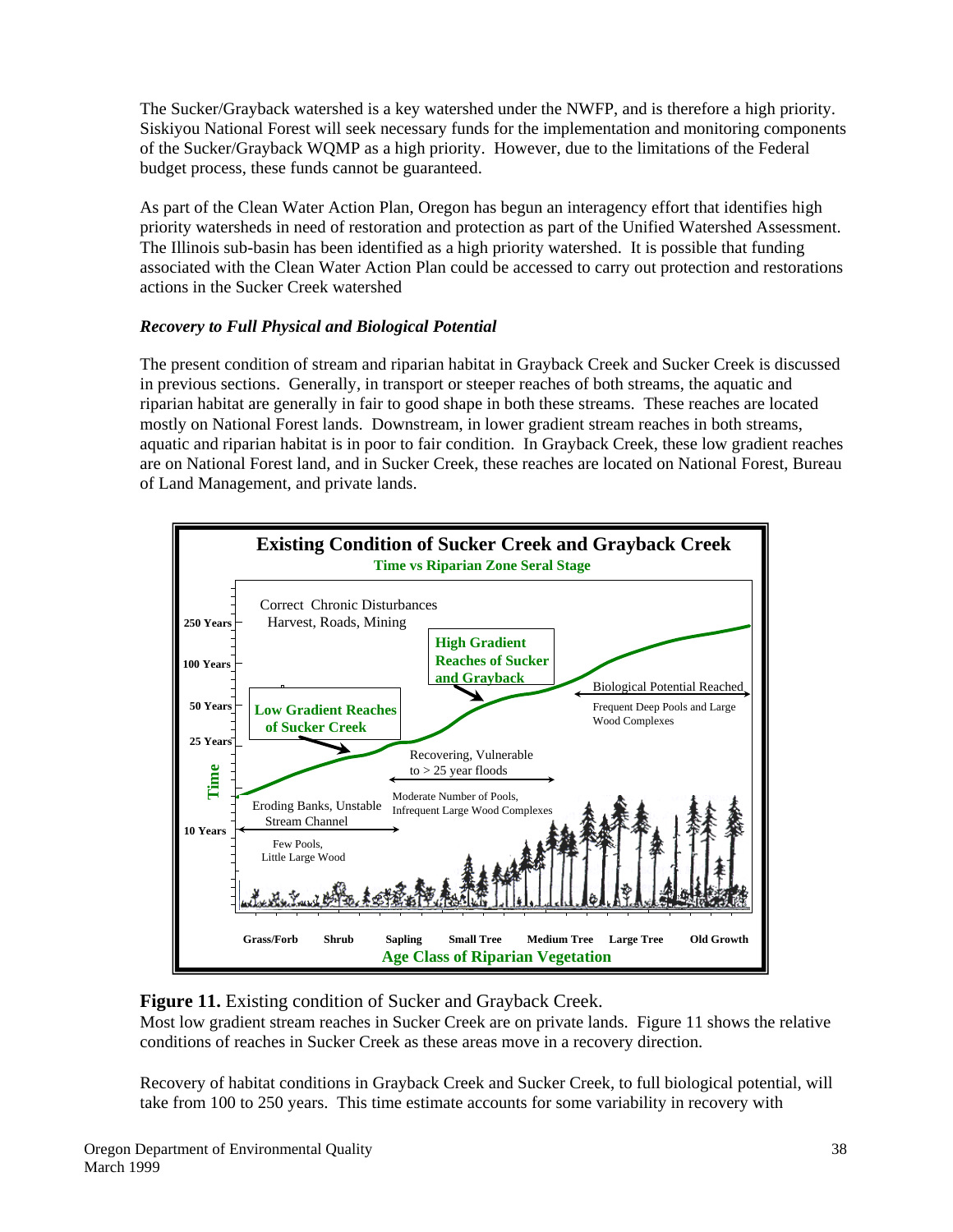The Sucker/Grayback watershed is a key watershed under the NWFP, and is therefore a high priority. Siskiyou National Forest will seek necessary funds for the implementation and monitoring components of the Sucker/Grayback WQMP as a high priority. However, due to the limitations of the Federal budget process, these funds cannot be guaranteed.

As part of the Clean Water Action Plan, Oregon has begun an interagency effort that identifies high priority watersheds in need of restoration and protection as part of the Unified Watershed Assessment. The Illinois sub-basin has been identified as a high priority watershed. It is possible that funding associated with the Clean Water Action Plan could be accessed to carry out protection and restorations actions in the Sucker Creek watershed

***Recovery to Full Physical and Biological Potential***

The present condition of stream and riparian habitat in Grayback Creek and Sucker Creek is discussed in previous sections. Generally, in transport or steeper reaches of both streams, the aquatic and riparian habitat are generally in fair to good shape in both these streams. These reaches are located mostly on National Forest lands. Downstream, in lower gradient stream reaches in both streams, aquatic and riparian habitat is in poor to fair condition. In Grayback Creek, these low gradient reaches are on National Forest land, and in Sucker Creek, these reaches are located on National Forest, Bureau of Land Management, and private lands.

**Existing Condition of Sucker Creek and Grayback Creek**

Time vs Riparian Zone Seral Stage

250 Years
100 Years
50 Years
25 Years
Time
10 Years

Correct Chronic Disturbances
Harvest, Roads, Mining

High Gradient Reaches of Sucker and Grayback

Low Gradient Reaches of Sucker Creek

Biological Potential Reached
Frequent Deep Pools and Large Wood Complexes

Recovering, Vulnerable to > 25 year floods
Moderate Number of Pools, Infrequent Large Wood Complexes

Eroding Banks, Unstable Stream Channel
Few Pools, Little Large Wood

Grass/Forb
Shrub
Sapling
Small Tree
Medium Tree
Large Tree
Old Growth

Age Class of Riparian Vegetation

**Figure 11.** Existing condition of Sucker and Grayback Creek.

Most low gradient stream reaches in Sucker Creek are on private lands. Figure 11 shows the relative conditions of reaches in Sucker Creek as these areas move in a recovery direction.

Recovery of habitat conditions in Grayback Creek and Sucker Creek, to full biological potential, will take from 100 to 250 years. This time estimate accounts for some variability in recovery with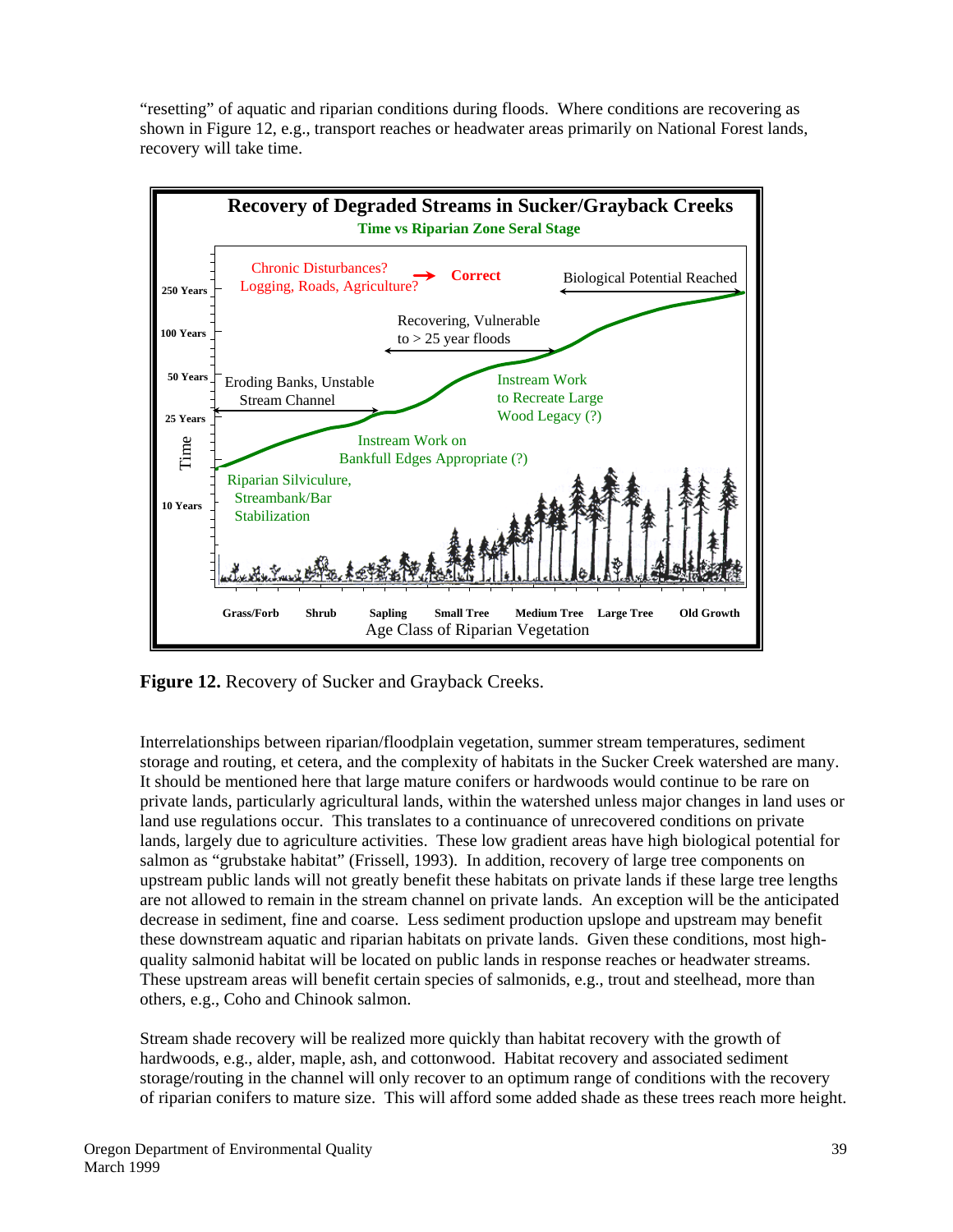"resetting" of aquatic and riparian conditions during floods. Where conditions are recovering as shown in Figure 12, e.g., transport reaches or headwater areas primarily on National Forest lands, recovery will take time.

**Recovery of Degraded Streams in Sucker/Grayback Creeks**

Time vs Riparian Zone Seral Stage

Chronic Disturbances? Logging, Roads, Agriculture? → Correct

Biological Potential Reached

Recovering, Vulnerable to > 25 year floods

Eroding Banks, Unstable Stream Channel

Instream Work to Recreate Large Wood Legacy (?)

Instream Work on Bankfull Edges Appropriate (?)

Riparian Silviculure, Streambank/Bar Stabilization

Time

250 Years

100 Years

50 Years

25 Years

10 Years

Grass/Forb    Shrub    Sapling    Small Tree    Medium Tree    Large Tree    Old Growth

Age Class of Riparian Vegetation

**Figure 12.** Recovery of Sucker and Grayback Creeks.

Interrelationships between riparian/floodplain vegetation, summer stream temperatures, sediment storage and routing, et cetera, and the complexity of habitats in the Sucker Creek watershed are many. It should be mentioned here that large mature conifers or hardwoods would continue to be rare on private lands, particularly agricultural lands, within the watershed unless major changes in land uses or land use regulations occur. This translates to a continuance of unrecovered conditions on private lands, largely due to agriculture activities. These low gradient areas have high biological potential for salmon as "grubstake habitat" (Frissell, 1993). In addition, recovery of large tree components on upstream public lands will not greatly benefit these habitats on private lands if these large tree lengths are not allowed to remain in the stream channel on private lands. An exception will be the anticipated decrease in sediment, fine and coarse. Less sediment production upslope and upstream may benefit these downstream aquatic and riparian habitats on private lands. Given these conditions, most high-quality salmonid habitat will be located on public lands in response reaches or headwater streams. These upstream areas will benefit certain species of salmonids, e.g., trout and steelhead, more than others, e.g., Coho and Chinook salmon.

Stream shade recovery will be realized more quickly than habitat recovery with the growth of hardwoods, e.g., alder, maple, ash, and cottonwood. Habitat recovery and associated sediment storage/routing in the channel will only recover to an optimum range of conditions with the recovery of riparian conifers to mature size. This will afford some added shade as these trees reach more height.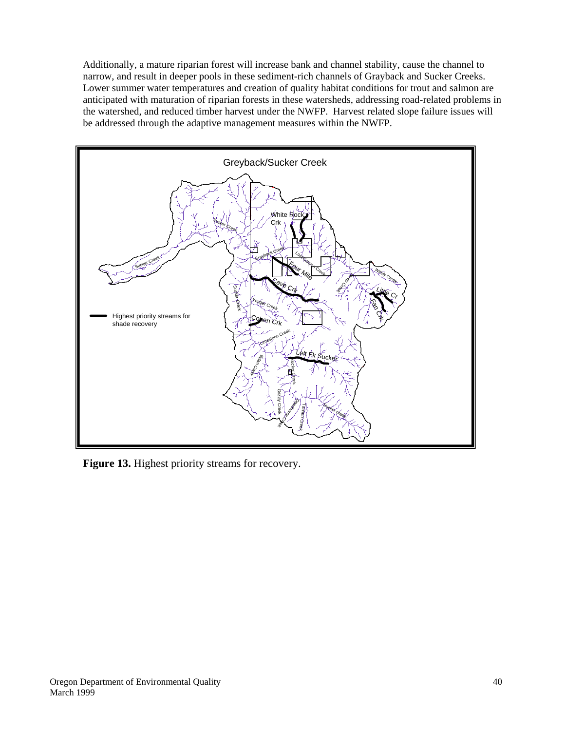Additionally, a mature riparian forest will increase bank and channel stability, cause the channel to narrow, and result in deeper pools in these sediment-rich channels of Grayback and Sucker Creeks. Lower summer water temperatures and creation of quality habitat conditions for trout and salmon are anticipated with maturation of riparian forests in these watersheds, addressing road-related problems in the watershed, and reduced timber harvest under the NWFP. Harvest related slope failure issues will be addressed through the adaptive management measures within the NWFP.

Greyback/Sucker Creek

Highest priority streams for shade recovery

White Rock Crk

Four Mile

Cave Crk

Little Cr

Fan Crk

Cohen Crk

Left Fk Sucker

**Figure 13.** Highest priority streams for recovery.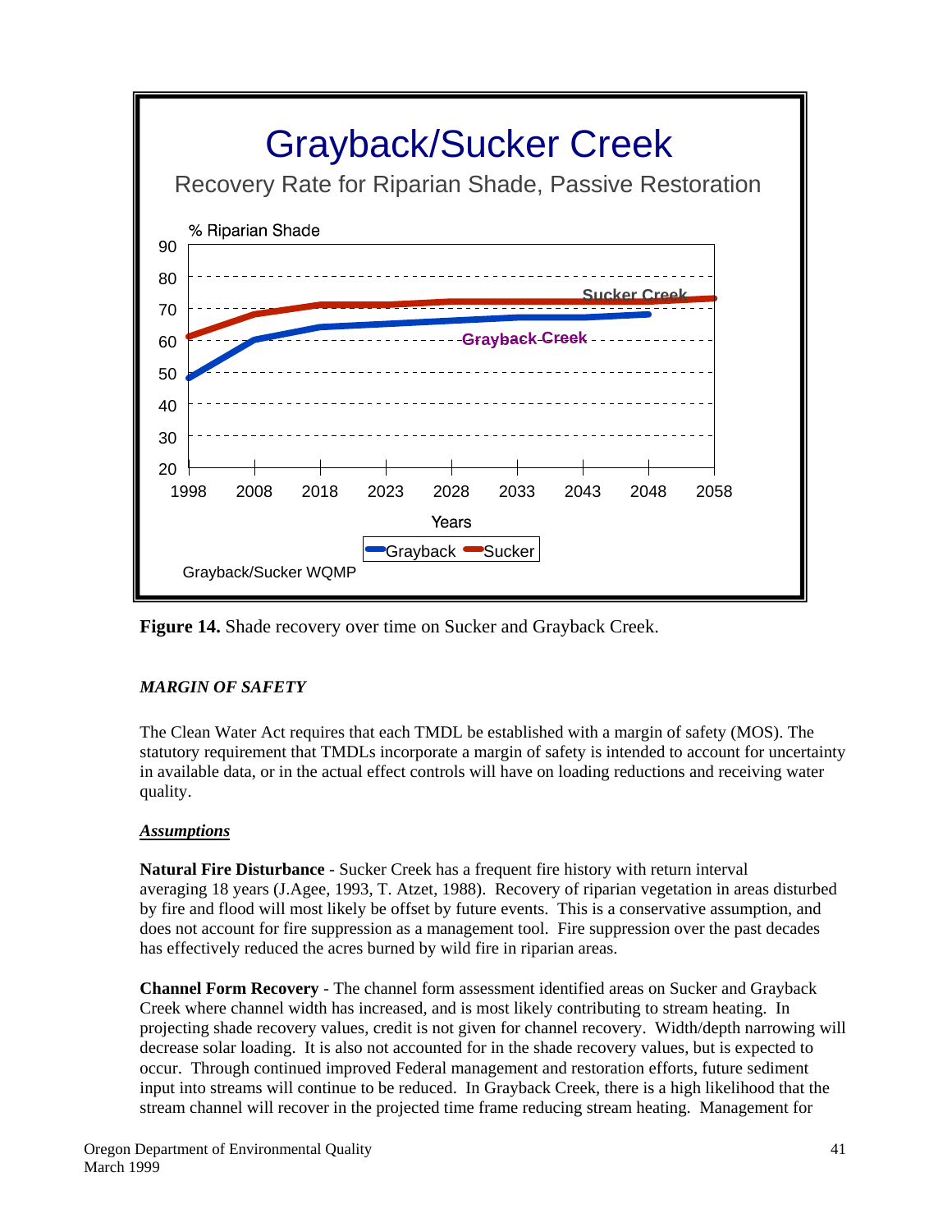Grayback/Sucker Creek

Recovery Rate for Riparian Shade, Passive Restoration

% Riparian Shade

90
80
70
60
50
40
30
20

1998 2008 2018 2023 2028 2033 2043 2048 2058

Years

Sucker Creek

Grayback Creek

Grayback Sucker

Grayback/Sucker WQMP

**Figure 14.** Shade recovery over time on Sucker and Grayback Creek.

### *MARGIN OF SAFETY*

The Clean Water Act requires that each TMDL be established with a margin of safety (MOS). The statutory requirement that TMDLs incorporate a margin of safety is intended to account for uncertainty in available data, or in the actual effect controls will have on loading reductions and receiving water quality.

#### ***Assumptions***

**Natural Fire Disturbance** - Sucker Creek has a frequent fire history with return interval averaging 18 years (J.Agee, 1993, T. Atzet, 1988). Recovery of riparian vegetation in areas disturbed by fire and flood will most likely be offset by future events. This is a conservative assumption, and does not account for fire suppression as a management tool. Fire suppression over the past decades has effectively reduced the acres burned by wild fire in riparian areas.

**Channel Form Recovery** - The channel form assessment identified areas on Sucker and Grayback Creek where channel width has increased, and is most likely contributing to stream heating. In projecting shade recovery values, credit is not given for channel recovery. Width/depth narrowing will decrease solar loading. It is also not accounted for in the shade recovery values, but is expected to occur. Through continued improved Federal management and restoration efforts, future sediment input into streams will continue to be reduced. In Grayback Creek, there is a high likelihood that the stream channel will recover in the projected time frame reducing stream heating. Management for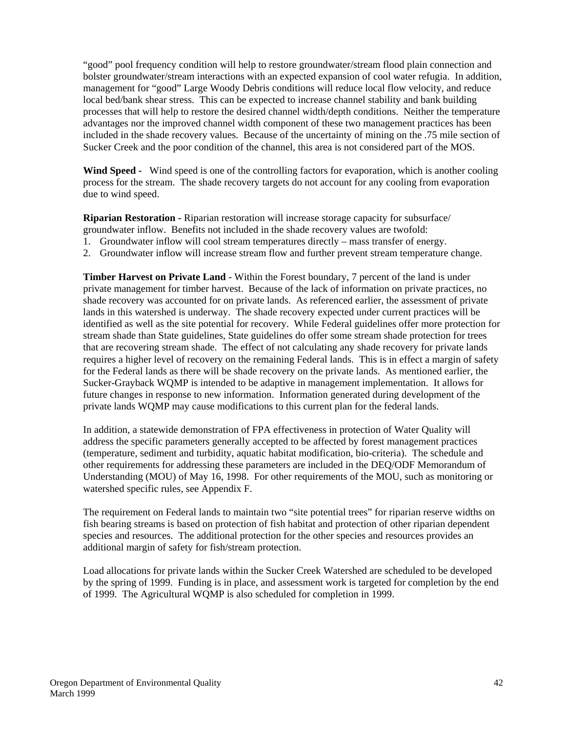"good" pool frequency condition will help to restore groundwater/stream flood plain connection and bolster groundwater/stream interactions with an expected expansion of cool water refugia. In addition, management for "good" Large Woody Debris conditions will reduce local flow velocity, and reduce local bed/bank shear stress. This can be expected to increase channel stability and bank building processes that will help to restore the desired channel width/depth conditions. Neither the temperature advantages nor the improved channel width component of these two management practices has been included in the shade recovery values. Because of the uncertainty of mining on the .75 mile section of Sucker Creek and the poor condition of the channel, this area is not considered part of the MOS.

**Wind Speed -** Wind speed is one of the controlling factors for evaporation, which is another cooling process for the stream. The shade recovery targets do not account for any cooling from evaporation due to wind speed.

**Riparian Restoration -** Riparian restoration will increase storage capacity for subsurface/groundwater inflow. Benefits not included in the shade recovery values are twofold:

1. Groundwater inflow will cool stream temperatures directly – mass transfer of energy.
2. Groundwater inflow will increase stream flow and further prevent stream temperature change.

**Timber Harvest on Private Land** - Within the Forest boundary, 7 percent of the land is under private management for timber harvest. Because of the lack of information on private practices, no shade recovery was accounted for on private lands. As referenced earlier, the assessment of private lands in this watershed is underway. The shade recovery expected under current practices will be identified as well as the site potential for recovery. While Federal guidelines offer more protection for stream shade than State guidelines, State guidelines do offer some stream shade protection for trees that are recovering stream shade. The effect of not calculating any shade recovery for private lands requires a higher level of recovery on the remaining Federal lands. This is in effect a margin of safety for the Federal lands as there will be shade recovery on the private lands. As mentioned earlier, the Sucker-Grayback WQMP is intended to be adaptive in management implementation. It allows for future changes in response to new information. Information generated during development of the private lands WQMP may cause modifications to this current plan for the federal lands.

In addition, a statewide demonstration of FPA effectiveness in protection of Water Quality will address the specific parameters generally accepted to be affected by forest management practices (temperature, sediment and turbidity, aquatic habitat modification, bio-criteria). The schedule and other requirements for addressing these parameters are included in the DEQ/ODF Memorandum of Understanding (MOU) of May 16, 1998. For other requirements of the MOU, such as monitoring or watershed specific rules, see Appendix F.

The requirement on Federal lands to maintain two "site potential trees" for riparian reserve widths on fish bearing streams is based on protection of fish habitat and protection of other riparian dependent species and resources. The additional protection for the other species and resources provides an additional margin of safety for fish/stream protection.

Load allocations for private lands within the Sucker Creek Watershed are scheduled to be developed by the spring of 1999. Funding is in place, and assessment work is targeted for completion by the end of 1999. The Agricultural WQMP is also scheduled for completion in 1999.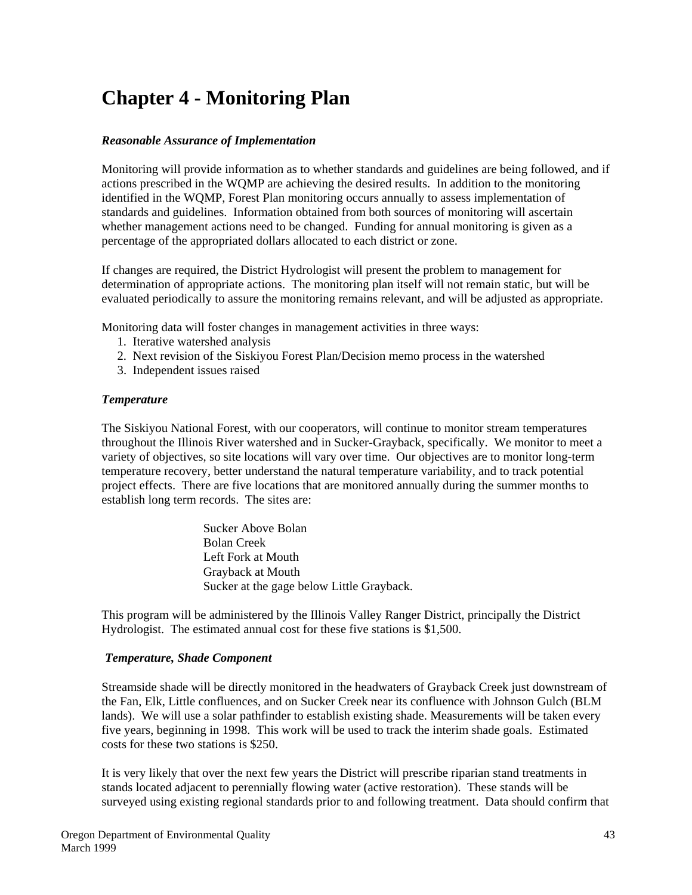# Chapter 4 - Monitoring Plan

***Reasonable Assurance of Implementation***

Monitoring will provide information as to whether standards and guidelines are being followed, and if actions prescribed in the WQMP are achieving the desired results. In addition to the monitoring identified in the WQMP, Forest Plan monitoring occurs annually to assess implementation of standards and guidelines. Information obtained from both sources of monitoring will ascertain whether management actions need to be changed. Funding for annual monitoring is given as a percentage of the appropriated dollars allocated to each district or zone.

If changes are required, the District Hydrologist will present the problem to management for determination of appropriate actions. The monitoring plan itself will not remain static, but will be evaluated periodically to assure the monitoring remains relevant, and will be adjusted as appropriate.

Monitoring data will foster changes in management activities in three ways:

1. Iterative watershed analysis
2. Next revision of the Siskiyou Forest Plan/Decision memo process in the watershed
3. Independent issues raised

***Temperature***

The Siskiyou National Forest, with our cooperators, will continue to monitor stream temperatures throughout the Illinois River watershed and in Sucker-Grayback, specifically. We monitor to meet a variety of objectives, so site locations will vary over time. Our objectives are to monitor long-term temperature recovery, better understand the natural temperature variability, and to track potential project effects. There are five locations that are monitored annually during the summer months to establish long term records. The sites are:

Sucker Above Bolan
Bolan Creek
Left Fork at Mouth
Grayback at Mouth
Sucker at the gage below Little Grayback.

This program will be administered by the Illinois Valley Ranger District, principally the District Hydrologist. The estimated annual cost for these five stations is $1,500.

***Temperature, Shade Component***

Streamside shade will be directly monitored in the headwaters of Grayback Creek just downstream of the Fan, Elk, Little confluences, and on Sucker Creek near its confluence with Johnson Gulch (BLM lands). We will use a solar pathfinder to establish existing shade. Measurements will be taken every five years, beginning in 1998. This work will be used to track the interim shade goals. Estimated costs for these two stations is $250.

It is very likely that over the next few years the District will prescribe riparian stand treatments in stands located adjacent to perennially flowing water (active restoration). These stands will be surveyed using existing regional standards prior to and following treatment. Data should confirm that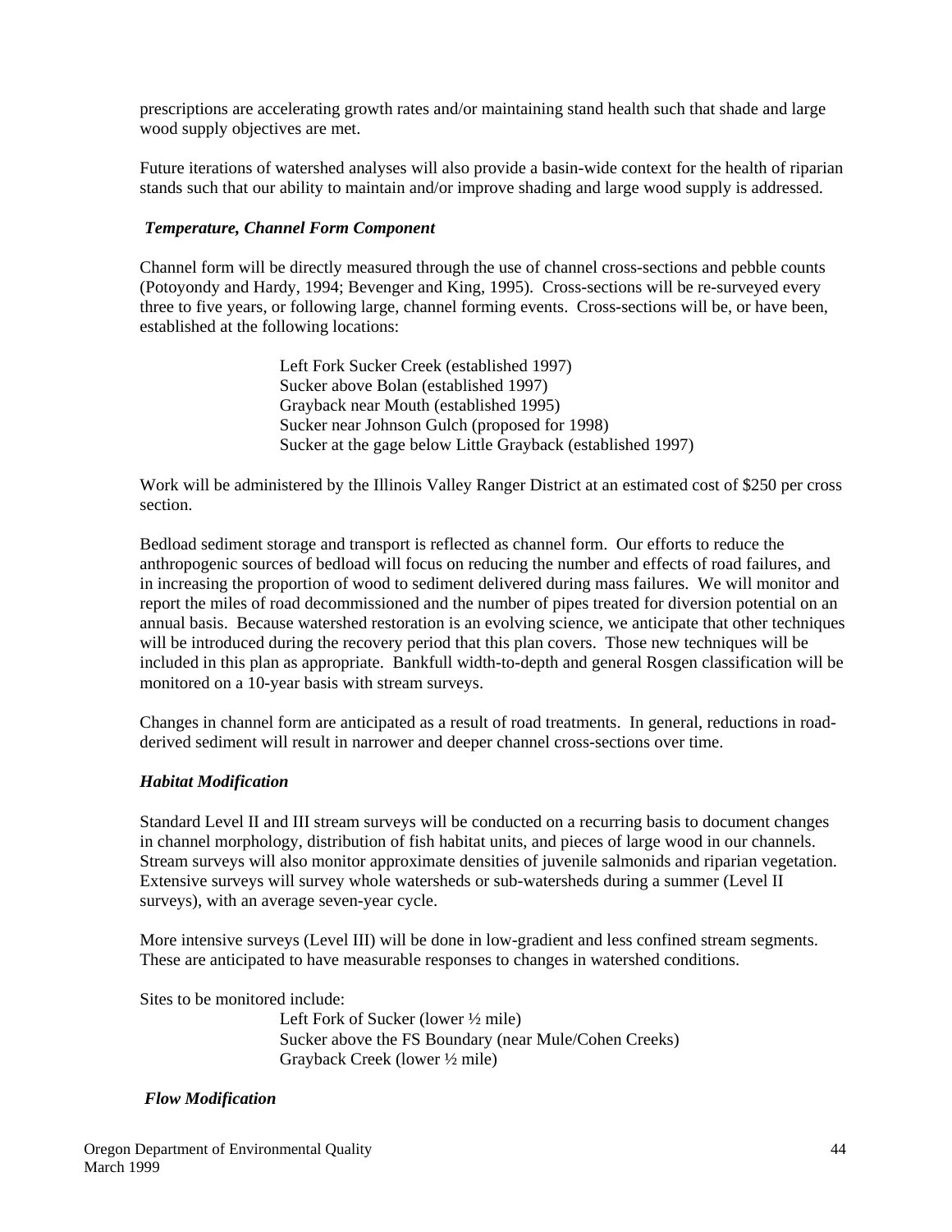prescriptions are accelerating growth rates and/or maintaining stand health such that shade and large wood supply objectives are met.

Future iterations of watershed analyses will also provide a basin-wide context for the health of riparian stands such that our ability to maintain and/or improve shading and large wood supply is addressed.

***Temperature, Channel Form Component***

Channel form will be directly measured through the use of channel cross-sections and pebble counts (Potoyondy and Hardy, 1994; Bevenger and King, 1995). Cross-sections will be re-surveyed every three to five years, or following large, channel forming events. Cross-sections will be, or have been, established at the following locations:

Left Fork Sucker Creek (established 1997)
Sucker above Bolan (established 1997)
Grayback near Mouth (established 1995)
Sucker near Johnson Gulch (proposed for 1998)
Sucker at the gage below Little Grayback (established 1997)

Work will be administered by the Illinois Valley Ranger District at an estimated cost of $250 per cross section.

Bedload sediment storage and transport is reflected as channel form. Our efforts to reduce the anthropogenic sources of bedload will focus on reducing the number and effects of road failures, and in increasing the proportion of wood to sediment delivered during mass failures. We will monitor and report the miles of road decommissioned and the number of pipes treated for diversion potential on an annual basis. Because watershed restoration is an evolving science, we anticipate that other techniques will be introduced during the recovery period that this plan covers. Those new techniques will be included in this plan as appropriate. Bankfull width-to-depth and general Rosgen classification will be monitored on a 10-year basis with stream surveys.

Changes in channel form are anticipated as a result of road treatments. In general, reductions in road-derived sediment will result in narrower and deeper channel cross-sections over time.

***Habitat Modification***

Standard Level II and III stream surveys will be conducted on a recurring basis to document changes in channel morphology, distribution of fish habitat units, and pieces of large wood in our channels. Stream surveys will also monitor approximate densities of juvenile salmonids and riparian vegetation. Extensive surveys will survey whole watersheds or sub-watersheds during a summer (Level II surveys), with an average seven-year cycle.

More intensive surveys (Level III) will be done in low-gradient and less confined stream segments. These are anticipated to have measurable responses to changes in watershed conditions.

Sites to be monitored include:

Left Fork of Sucker (lower ½ mile)
Sucker above the FS Boundary (near Mule/Cohen Creeks)
Grayback Creek (lower ½ mile)

***Flow Modification***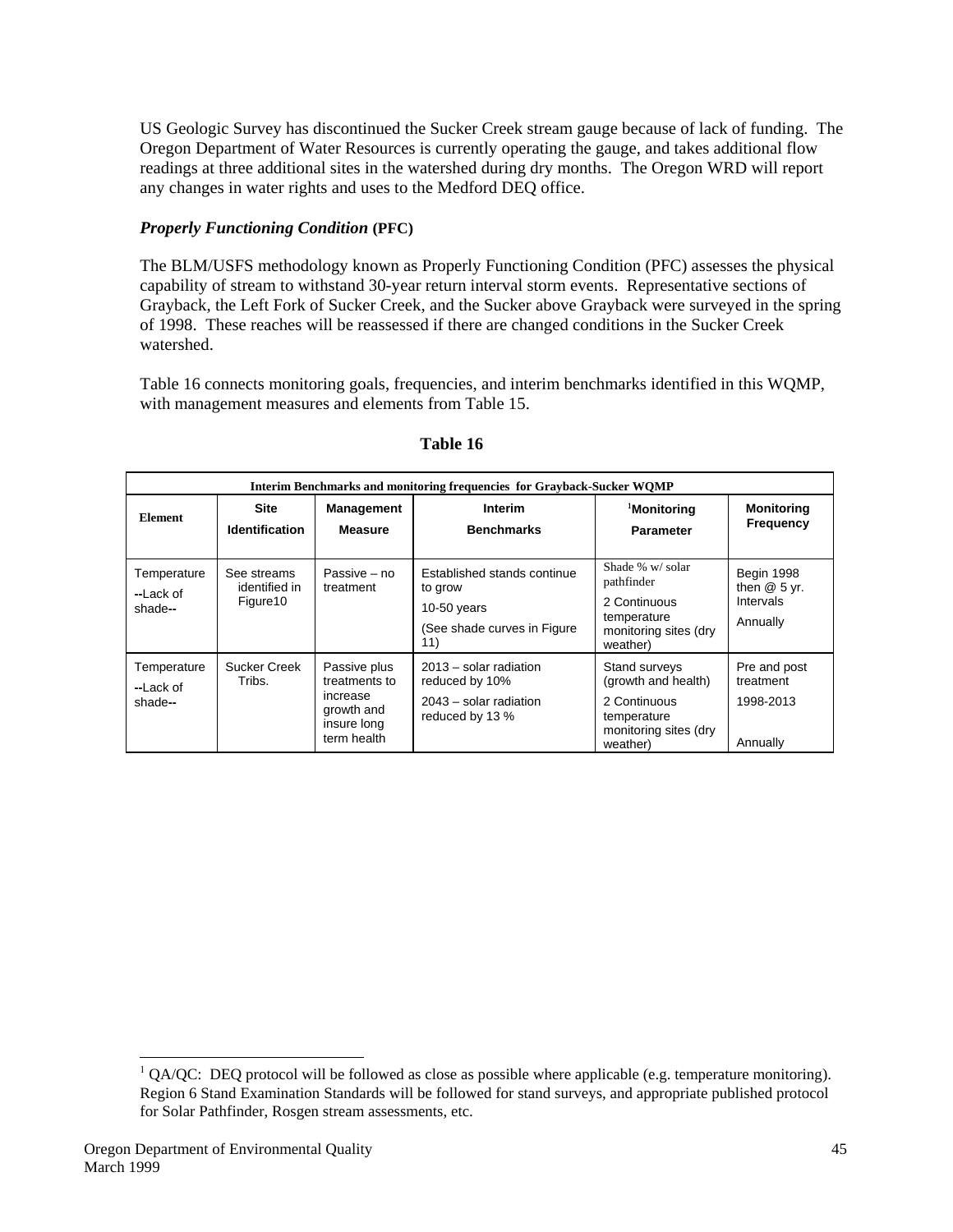US Geologic Survey has discontinued the Sucker Creek stream gauge because of lack of funding. The Oregon Department of Water Resources is currently operating the gauge, and takes additional flow readings at three additional sites in the watershed during dry months. The Oregon WRD will report any changes in water rights and uses to the Medford DEQ office.

***Properly Functioning Condition* (PFC)**

The BLM/USFS methodology known as Properly Functioning Condition (PFC) assesses the physical capability of stream to withstand 30-year return interval storm events. Representative sections of Grayback, the Left Fork of Sucker Creek, and the Sucker above Grayback were surveyed in the spring of 1998. These reaches will be reassessed if there are changed conditions in the Sucker Creek watershed.

Table 16 connects monitoring goals, frequencies, and interim benchmarks identified in this WQMP, with management measures and elements from Table 15.

**Table 16**

| Interim Benchmarks and monitoring frequencies for Grayback-Sucker WQMP | | | | | |
|---|---|---|---|---|---|
| **Element** | **Site Identification** | **Management Measure** | **Interim Benchmarks** | **[1]Monitoring Parameter** | **Monitoring Frequency** |
| Temperature --Lack of shade-- | See streams identified in Figure10 | Passive – no treatment | Established stands continue to grow<br>10-50 years<br>(See shade curves in Figure 11) | Shade % w/ solar pathfinder<br>2 Continuous temperature monitoring sites (dry weather) | Begin 1998 then @ 5 yr. Intervals<br>Annually |
| Temperature --Lack of shade-- | Sucker Creek Tribs. | Passive plus treatments to increase growth and insure long term health | 2013 – solar radiation reduced by 10%<br>2043 – solar radiation reduced by 13 % | Stand surveys (growth and health)<br>2 Continuous temperature monitoring sites (dry weather) | Pre and post treatment<br>1998-2013<br>Annually |

[1] QA/QC: DEQ protocol will be followed as close as possible where applicable (e.g. temperature monitoring). Region 6 Stand Examination Standards will be followed for stand surveys, and appropriate published protocol for Solar Pathfinder, Rosgen stream assessments, etc.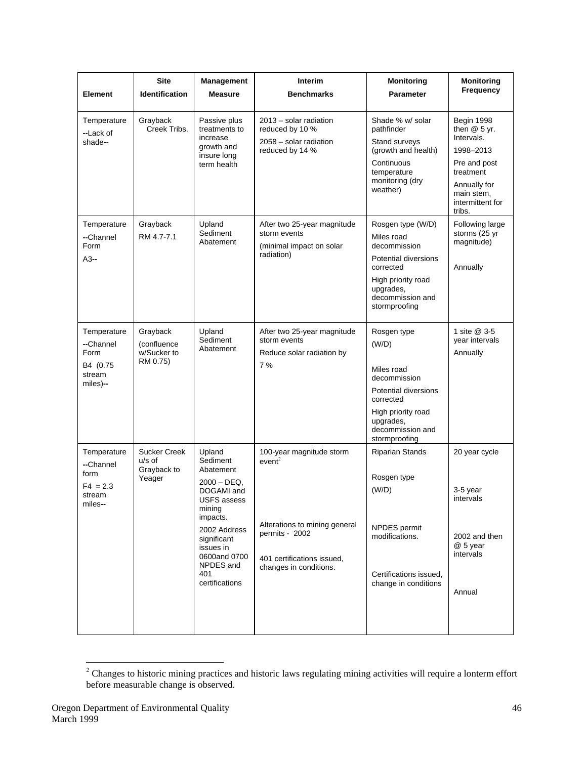| Element | Site Identification | Management Measure | Interim Benchmarks | Monitoring Parameter | Monitoring Frequency |
|---|---|---|---|---|---|
| Temperature --Lack of shade-- | Grayback Creek Tribs. | Passive plus treatments to increase growth and insure long term health | 2013 – solar radiation reduced by 10 %<br>2058 – solar radiation reduced by 14 % | Shade % w/ solar pathfinder<br>Stand surveys (growth and health)<br>Continuous temperature monitoring (dry weather) | Begin 1998 then @ 5 yr. Intervals.<br>1998–2013<br>Pre and post treatment<br>Annually for main stem, intermittent for tribs. |
| Temperature --Channel Form A3-- | Grayback RM 4.7-7.1 | Upland Sediment Abatement | After two 25-year magnitude storm events<br>(minimal impact on solar radiation) | Rosgen type (W/D)<br>Miles road decommission<br>Potential diversions corrected<br>High priority road upgrades, decommission and stormproofing | Following large storms (25 yr magnitude)<br>Annually |
| Temperature --Channel Form B4 (0.75 stream miles)-- | Grayback (confluence w/Sucker to RM 0.75) | Upland Sediment Abatement | After two 25-year magnitude storm events<br>Reduce solar radiation by 7 % | Rosgen type (W/D)<br>Miles road decommission<br>Potential diversions corrected<br>High priority road upgrades, decommission and stormproofing | 1 site @ 3-5 year intervals<br>Annually |
| Temperature --Channel form F4 = 2.3 stream miles-- | Sucker Creek u/s of Grayback to Yeager | Upland Sediment Abatement<br>2000 – DEQ, DOGAMI and USFS assess mining impacts.<br>2002 Address significant issues in 0600and 0700 NPDES and 401 certifications | 100-year magnitude storm event[2]<br>Alterations to mining general permits - 2002<br>401 certifications issued, changes in conditions. | Riparian Stands<br>Rosgen type (W/D)<br>NPDES permit modifications.<br>Certifications issued, change in conditions | 20 year cycle<br>3-5 year intervals<br>2002 and then @ 5 year intervals<br>Annual |

[2] Changes to historic mining practices and historic laws regulating mining activities will require a lonterm effort before measurable change is observed.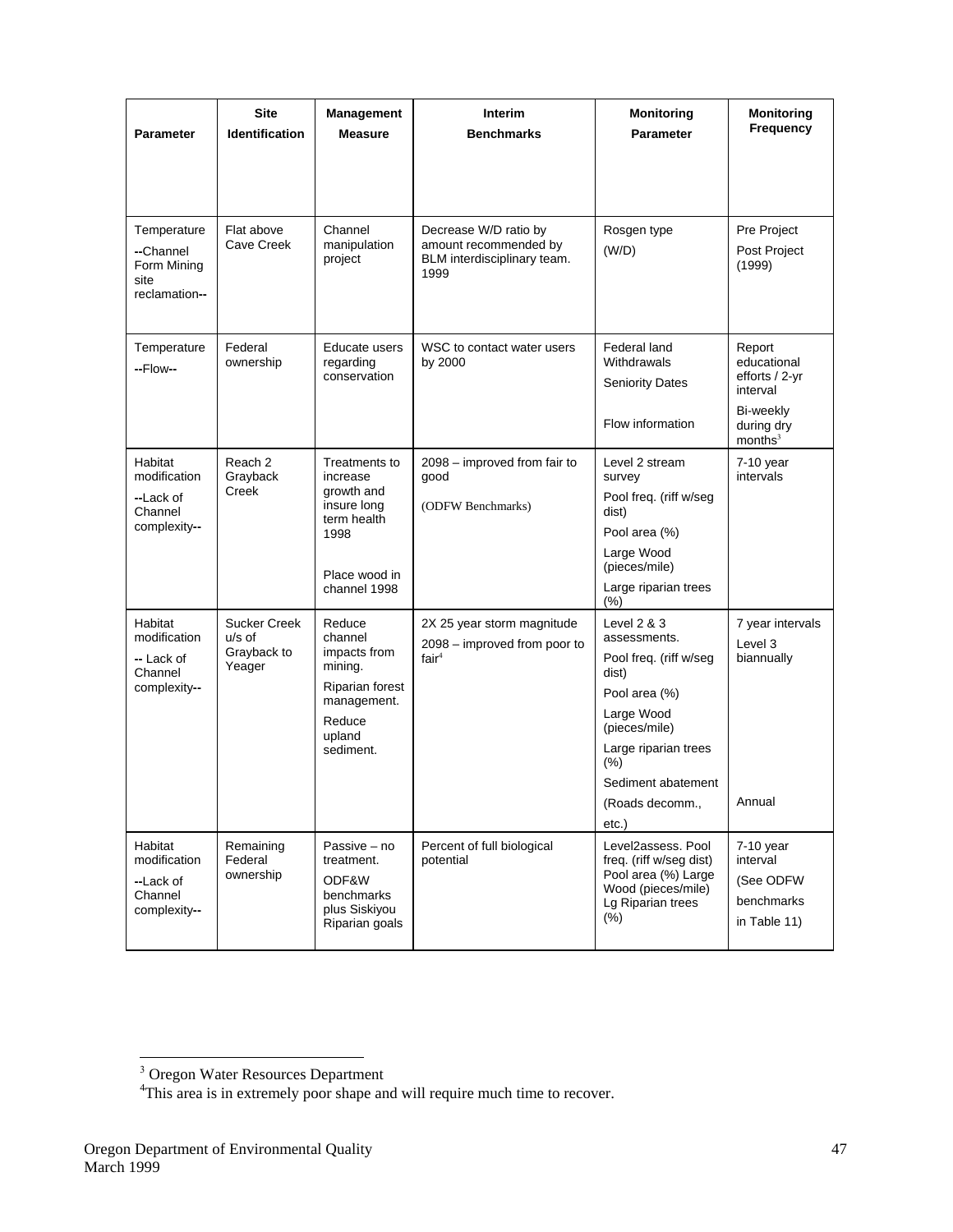| Parameter | Site Identification | Management Measure | Interim Benchmarks | Monitoring Parameter | Monitoring Frequency |
|---|---|---|---|---|---|
| Temperature --Channel Form Mining site reclamation-- | Flat above Cave Creek | Channel manipulation project | Decrease W/D ratio by amount recommended by BLM interdisciplinary team. 1999 | Rosgen type (W/D) | Pre Project Post Project (1999) |
| Temperature --Flow-- | Federal ownership | Educate users regarding conservation | WSC to contact water users by 2000 | Federal land Withdrawals Seniority Dates Flow information | Report educational efforts / 2-yr interval Bi-weekly during dry months[3] |
| Habitat modification --Lack of Channel complexity-- | Reach 2 Grayback Creek | Treatments to increase growth and insure long term health 1998 Place wood in channel 1998 | 2098 – improved from fair to good (ODFW Benchmarks) | Level 2 stream survey Pool freq. (riff w/seg dist) Pool area (%) Large Wood (pieces/mile) Large riparian trees (%) | 7-10 year intervals |
| Habitat modification -- Lack of Channel complexity-- | Sucker Creek u/s of Grayback to Yeager | Reduce channel impacts from mining. Riparian forest management. Reduce upland sediment. | 2X 25 year storm magnitude 2098 – improved from poor to fair[4] | Level 2 & 3 assessments. Pool freq. (riff w/seg dist) Pool area (%) Large Wood (pieces/mile) Large riparian trees (%) Sediment abatement (Roads decomm., etc.) | 7 year intervals Level 3 biannually Annual |
| Habitat modification --Lack of Channel complexity-- | Remaining Federal ownership | Passive – no treatment. ODF&W benchmarks plus Siskiyou Riparian goals | Percent of full biological potential | Level2assess. Pool freq. (riff w/seg dist) Pool area (%) Large Wood (pieces/mile) Lg Riparian trees (%) | 7-10 year interval (See ODFW benchmarks in Table 11) |

[3] Oregon Water Resources Department

[4] This area is in extremely poor shape and will require much time to recover.

Oregon Department of Environmental Quality
March 1999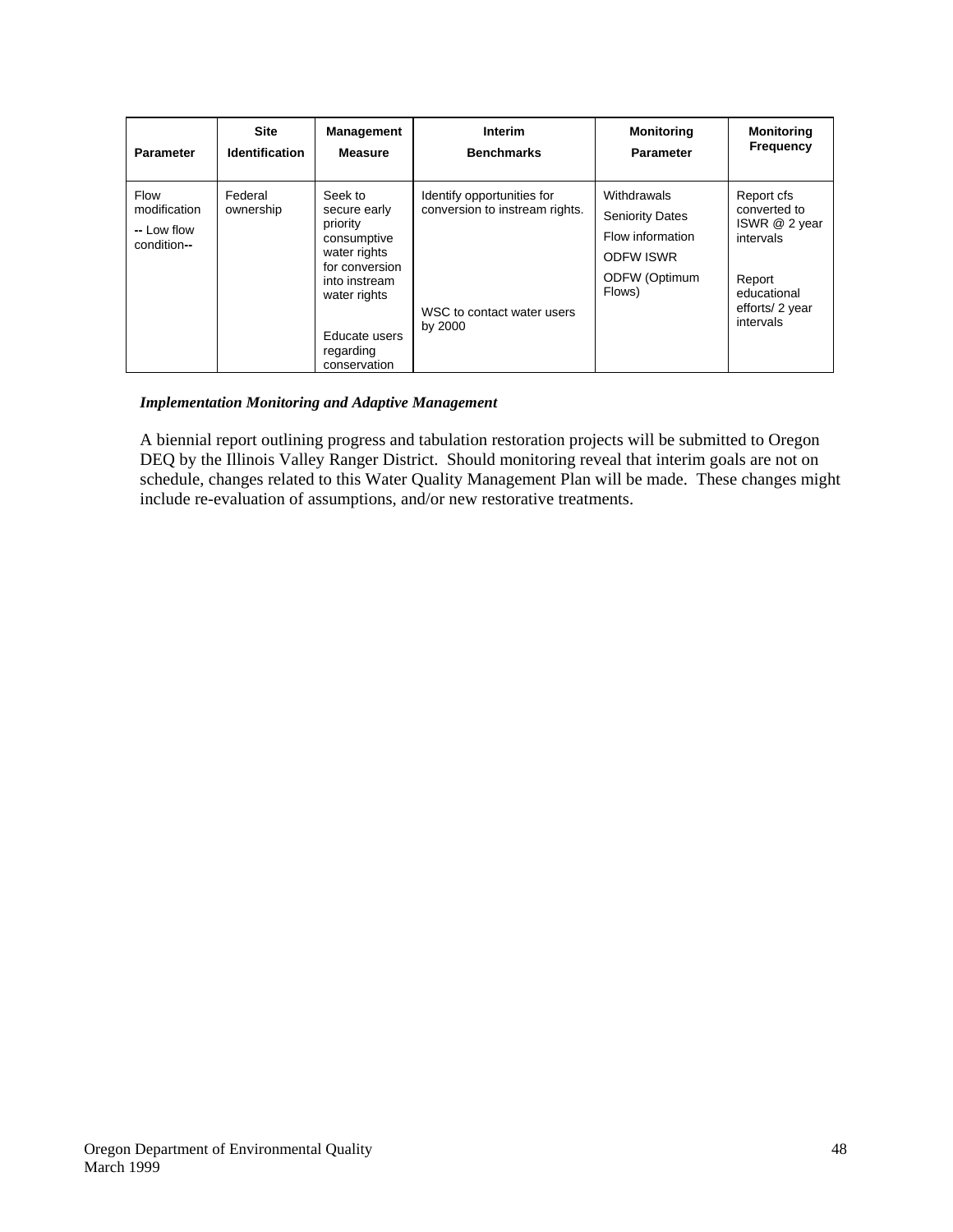| Parameter | Site Identification | Management Measure | Interim Benchmarks | Monitoring Parameter | Monitoring Frequency |
|---|---|---|---|---|---|
| Flow modification **--** Low flow condition**--** | Federal ownership | Seek to secure early priority consumptive water rights for conversion into instream water rights<br><br>Educate users regarding conservation | Identify opportunities for conversion to instream rights.<br><br>WSC to contact water users by 2000 | Withdrawals<br>Seniority Dates<br>Flow information<br>ODFW ISWR<br>ODFW (Optimum Flows) | Report cfs converted to ISWR @ 2 year intervals<br><br>Report educational efforts/ 2 year intervals |

***Implementation Monitoring and Adaptive Management***

A biennial report outlining progress and tabulation restoration projects will be submitted to Oregon DEQ by the Illinois Valley Ranger District. Should monitoring reveal that interim goals are not on schedule, changes related to this Water Quality Management Plan will be made. These changes might include re-evaluation of assumptions, and/or new restorative treatments.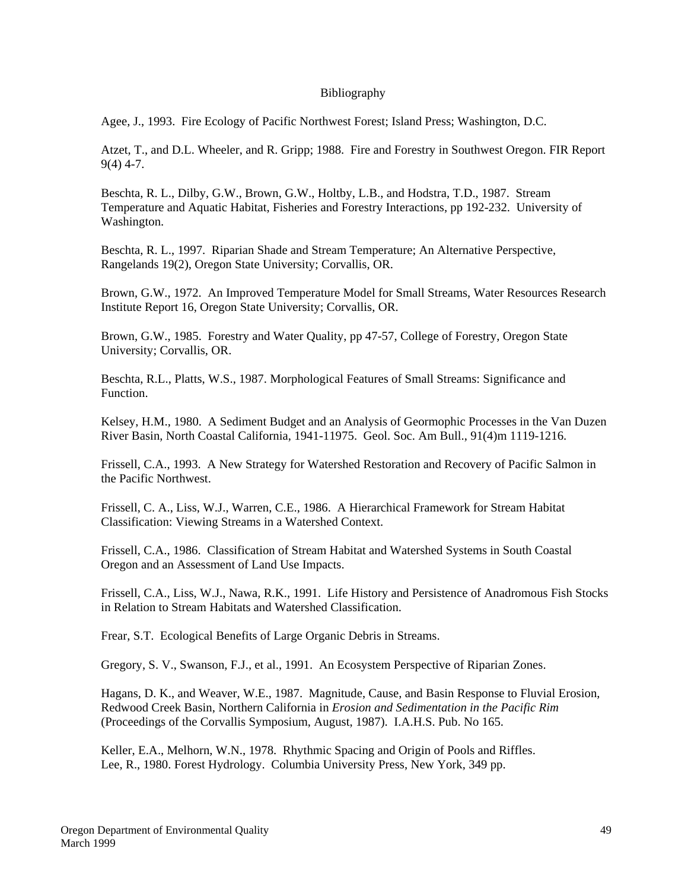# Bibliography

Agee, J., 1993. Fire Ecology of Pacific Northwest Forest; Island Press; Washington, D.C.

Atzet, T., and D.L. Wheeler, and R. Gripp; 1988. Fire and Forestry in Southwest Oregon. FIR Report 9(4) 4-7.

Beschta, R. L., Dilby, G.W., Brown, G.W., Holtby, L.B., and Hodstra, T.D., 1987. Stream Temperature and Aquatic Habitat, Fisheries and Forestry Interactions, pp 192-232. University of Washington.

Beschta, R. L., 1997. Riparian Shade and Stream Temperature; An Alternative Perspective, Rangelands 19(2), Oregon State University; Corvallis, OR.

Brown, G.W., 1972. An Improved Temperature Model for Small Streams, Water Resources Research Institute Report 16, Oregon State University; Corvallis, OR.

Brown, G.W., 1985. Forestry and Water Quality, pp 47-57, College of Forestry, Oregon State University; Corvallis, OR.

Beschta, R.L., Platts, W.S., 1987. Morphological Features of Small Streams: Significance and Function.

Kelsey, H.M., 1980. A Sediment Budget and an Analysis of Geormophic Processes in the Van Duzen River Basin, North Coastal California, 1941-11975. Geol. Soc. Am Bull., 91(4)m 1119-1216.

Frissell, C.A., 1993. A New Strategy for Watershed Restoration and Recovery of Pacific Salmon in the Pacific Northwest.

Frissell, C. A., Liss, W.J., Warren, C.E., 1986. A Hierarchical Framework for Stream Habitat Classification: Viewing Streams in a Watershed Context.

Frissell, C.A., 1986. Classification of Stream Habitat and Watershed Systems in South Coastal Oregon and an Assessment of Land Use Impacts.

Frissell, C.A., Liss, W.J., Nawa, R.K., 1991. Life History and Persistence of Anadromous Fish Stocks in Relation to Stream Habitats and Watershed Classification.

Frear, S.T. Ecological Benefits of Large Organic Debris in Streams.

Gregory, S. V., Swanson, F.J., et al., 1991. An Ecosystem Perspective of Riparian Zones.

Hagans, D. K., and Weaver, W.E., 1987. Magnitude, Cause, and Basin Response to Fluvial Erosion, Redwood Creek Basin, Northern California in *Erosion and Sedimentation in the Pacific Rim* (Proceedings of the Corvallis Symposium, August, 1987). I.A.H.S. Pub. No 165.

Keller, E.A., Melhorn, W.N., 1978. Rhythmic Spacing and Origin of Pools and Riffles.
Lee, R., 1980. Forest Hydrology. Columbia University Press, New York, 349 pp.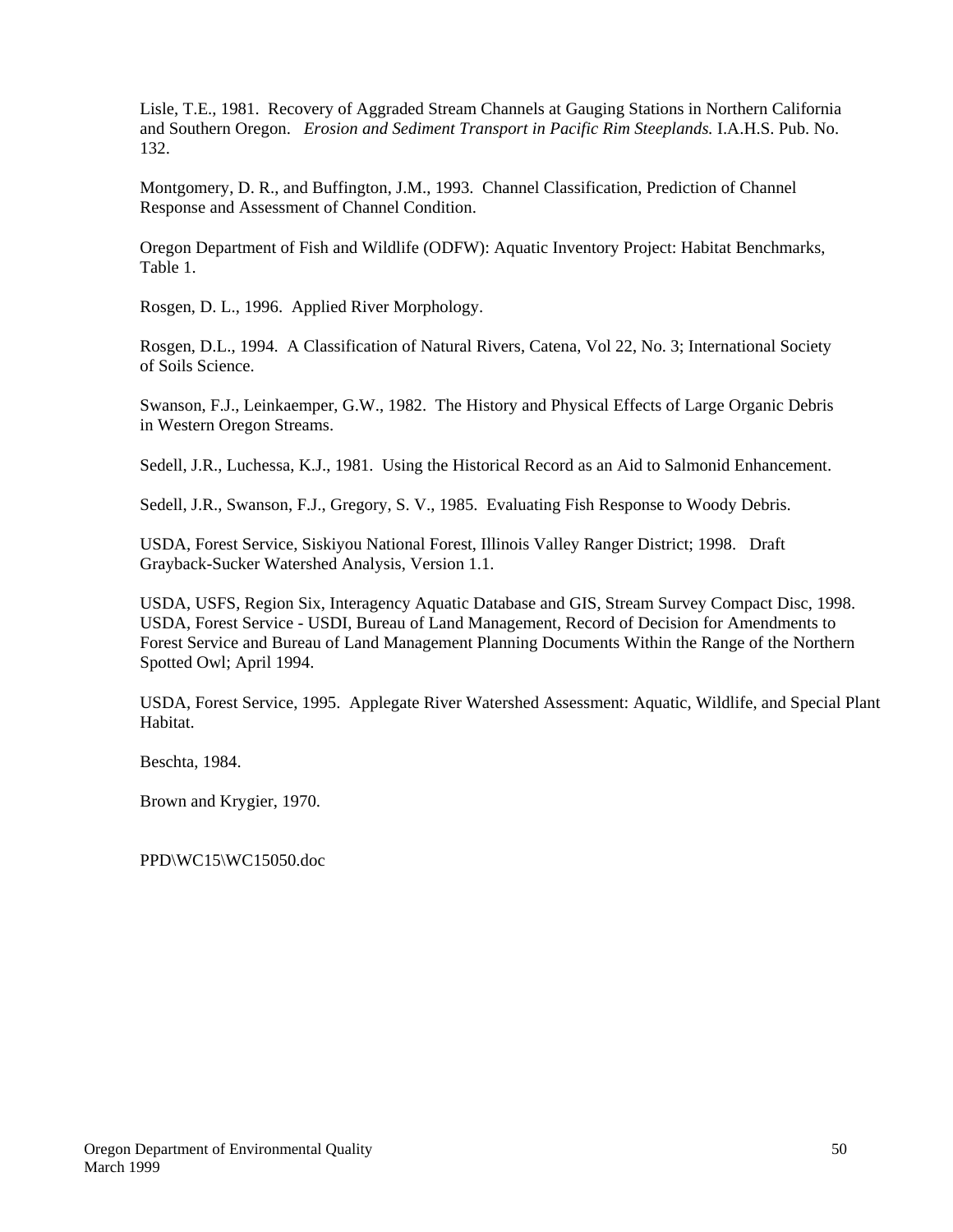Lisle, T.E., 1981. Recovery of Aggraded Stream Channels at Gauging Stations in Northern California and Southern Oregon. *Erosion and Sediment Transport in Pacific Rim Steeplands.* I.A.H.S. Pub. No. 132.

Montgomery, D. R., and Buffington, J.M., 1993. Channel Classification, Prediction of Channel Response and Assessment of Channel Condition.

Oregon Department of Fish and Wildlife (ODFW): Aquatic Inventory Project: Habitat Benchmarks, Table 1.

Rosgen, D. L., 1996. Applied River Morphology.

Rosgen, D.L., 1994. A Classification of Natural Rivers, Catena, Vol 22, No. 3; International Society of Soils Science.

Swanson, F.J., Leinkaemper, G.W., 1982. The History and Physical Effects of Large Organic Debris in Western Oregon Streams.

Sedell, J.R., Luchessa, K.J., 1981. Using the Historical Record as an Aid to Salmonid Enhancement.

Sedell, J.R., Swanson, F.J., Gregory, S. V., 1985. Evaluating Fish Response to Woody Debris.

USDA, Forest Service, Siskiyou National Forest, Illinois Valley Ranger District; 1998. Draft Grayback-Sucker Watershed Analysis, Version 1.1.

USDA, USFS, Region Six, Interagency Aquatic Database and GIS, Stream Survey Compact Disc, 1998.
USDA, Forest Service - USDI, Bureau of Land Management, Record of Decision for Amendments to Forest Service and Bureau of Land Management Planning Documents Within the Range of the Northern Spotted Owl; April 1994.

USDA, Forest Service, 1995. Applegate River Watershed Assessment: Aquatic, Wildlife, and Special Plant Habitat.

Beschta, 1984.

Brown and Krygier, 1970.

PPD\WC15\WC15050.doc